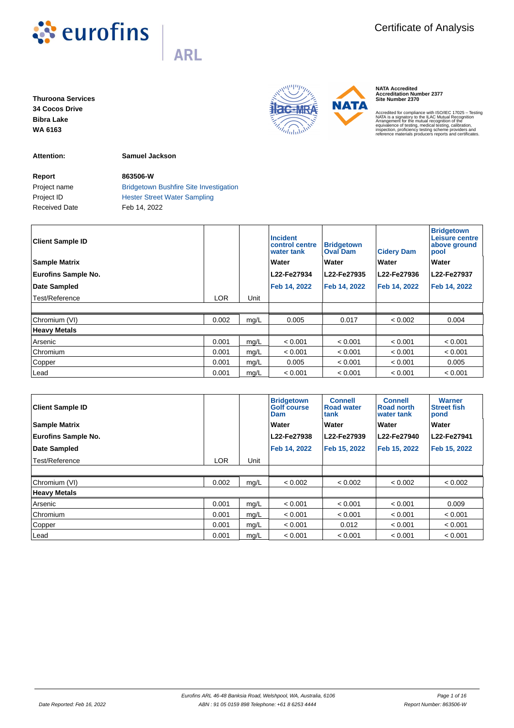# Certificate of Analysis

eurofins ARL

**Thuroona Services**
**34 Cocos Drive**
**Bibra Lake**
**WA 6163**

**NATA Accredited**
**Accreditation Number 2377**
**Site Number 2370**

Accredited for compliance with ISO/IEC 17025 – Testing
NATA is a signatory to the ILAC Mutual Recognition Arrangement for the mutual recognition of the equivalence of testing, medical testing, calibration, inspection, proficiency testing scheme providers and reference materials producers reports and certificates.

**Attention:** **Samuel Jackson**

| | |
|---|---|
| **Report** | **863506-W** |
| Project name | Bridgetown Bushfire Site Investigation |
| Project ID | Hester Street Water Sampling |
| Received Date | Feb 14, 2022 |

| **Client Sample ID** | | | **Incident control centre water tank** | **Bridgetown Oval Dam** | **Cidery Dam** | **Bridgetown Leisure centre above ground pool** |
|---|---|---|---|---|---|---|
| **Sample Matrix** | | | **Water** | **Water** | **Water** | **Water** |
| **Eurofins Sample No.** | | | **L22-Fe27934** | **L22-Fe27935** | **L22-Fe27936** | **L22-Fe27937** |
| **Date Sampled** | | | **Feb 14, 2022** | **Feb 14, 2022** | **Feb 14, 2022** | **Feb 14, 2022** |
| Test/Reference | LOR | Unit | | | | |
| Chromium (VI) | 0.002 | mg/L | 0.005 | 0.017 | < 0.002 | 0.004 |
| **Heavy Metals** | | | | | | |
| Arsenic | 0.001 | mg/L | < 0.001 | < 0.001 | < 0.001 | < 0.001 |
| Chromium | 0.001 | mg/L | < 0.001 | < 0.001 | < 0.001 | < 0.001 |
| Copper | 0.001 | mg/L | 0.005 | < 0.001 | < 0.001 | 0.005 |
| Lead | 0.001 | mg/L | < 0.001 | < 0.001 | < 0.001 | < 0.001 |

| **Client Sample ID** | | | **Bridgetown Golf course Dam** | **Connell Road water tank** | **Connell Road north water tank** | **Warner Street fish pond** |
|---|---|---|---|---|---|---|
| **Sample Matrix** | | | **Water** | **Water** | **Water** | **Water** |
| **Eurofins Sample No.** | | | **L22-Fe27938** | **L22-Fe27939** | **L22-Fe27940** | **L22-Fe27941** |
| **Date Sampled** | | | **Feb 14, 2022** | **Feb 15, 2022** | **Feb 15, 2022** | **Feb 15, 2022** |
| Test/Reference | LOR | Unit | | | | |
| Chromium (VI) | 0.002 | mg/L | < 0.002 | < 0.002 | < 0.002 | < 0.002 |
| **Heavy Metals** | | | | | | |
| Arsenic | 0.001 | mg/L | < 0.001 | < 0.001 | < 0.001 | 0.009 |
| Chromium | 0.001 | mg/L | < 0.001 | < 0.001 | < 0.001 | < 0.001 |
| Copper | 0.001 | mg/L | < 0.001 | 0.012 | < 0.001 | < 0.001 |
| Lead | 0.001 | mg/L | < 0.001 | < 0.001 | < 0.001 | < 0.001 |

*Date Reported: Feb 16, 2022*

*Eurofins ARL 46-48 Banksia Road, Welshpool, WA, Australia, 6106*
*ABN : 91 05 0159 898 Telephone: +61 8 6253 4444*

*Report Number: 863506-W*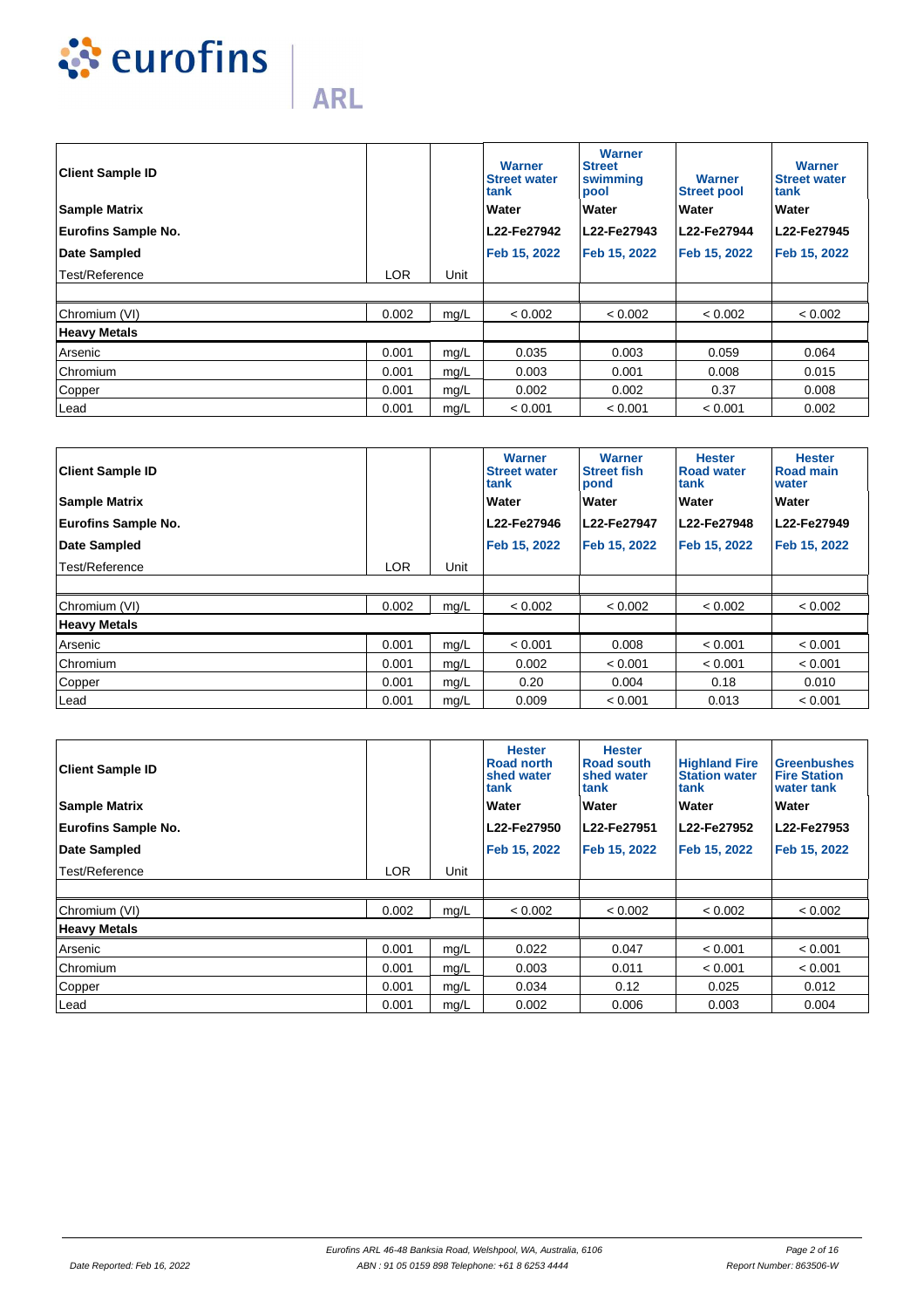| Client Sample ID | | | Warner Street water tank | Warner Street swimming pool | Warner Street pool | Warner Street water tank |
|---|---|---|---|---|---|---|
| **Sample Matrix** | | | Water | Water | Water | Water |
| **Eurofins Sample No.** | | | L22-Fe27942 | L22-Fe27943 | L22-Fe27944 | L22-Fe27945 |
| **Date Sampled** | | | Feb 15, 2022 | Feb 15, 2022 | Feb 15, 2022 | Feb 15, 2022 |
| Test/Reference | LOR | Unit | | | | |
| Chromium (VI) | 0.002 | mg/L | < 0.002 | < 0.002 | < 0.002 | < 0.002 |
| **Heavy Metals** | | | | | | |
| Arsenic | 0.001 | mg/L | 0.035 | 0.003 | 0.059 | 0.064 |
| Chromium | 0.001 | mg/L | 0.003 | 0.001 | 0.008 | 0.015 |
| Copper | 0.001 | mg/L | 0.002 | 0.002 | 0.37 | 0.008 |
| Lead | 0.001 | mg/L | < 0.001 | < 0.001 | < 0.001 | 0.002 |

| Client Sample ID | | | Warner Street water tank | Warner Street fish pond | Hester Road water tank | Hester Road main water |
|---|---|---|---|---|---|---|
| **Sample Matrix** | | | Water | Water | Water | Water |
| **Eurofins Sample No.** | | | L22-Fe27946 | L22-Fe27947 | L22-Fe27948 | L22-Fe27949 |
| **Date Sampled** | | | Feb 15, 2022 | Feb 15, 2022 | Feb 15, 2022 | Feb 15, 2022 |
| Test/Reference | LOR | Unit | | | | |
| Chromium (VI) | 0.002 | mg/L | < 0.002 | < 0.002 | < 0.002 | < 0.002 |
| **Heavy Metals** | | | | | | |
| Arsenic | 0.001 | mg/L | < 0.001 | 0.008 | < 0.001 | < 0.001 |
| Chromium | 0.001 | mg/L | 0.002 | < 0.001 | < 0.001 | < 0.001 |
| Copper | 0.001 | mg/L | 0.20 | 0.004 | 0.18 | 0.010 |
| Lead | 0.001 | mg/L | 0.009 | < 0.001 | 0.013 | < 0.001 |

| Client Sample ID | | | Hester Road north shed water tank | Hester Road south shed water tank | Highland Fire Station water tank | Greenbushes Fire Station water tank |
|---|---|---|---|---|---|---|
| **Sample Matrix** | | | Water | Water | Water | Water |
| **Eurofins Sample No.** | | | L22-Fe27950 | L22-Fe27951 | L22-Fe27952 | L22-Fe27953 |
| **Date Sampled** | | | Feb 15, 2022 | Feb 15, 2022 | Feb 15, 2022 | Feb 15, 2022 |
| Test/Reference | LOR | Unit | | | | |
| Chromium (VI) | 0.002 | mg/L | < 0.002 | < 0.002 | < 0.002 | < 0.002 |
| **Heavy Metals** | | | | | | |
| Arsenic | 0.001 | mg/L | 0.022 | 0.047 | < 0.001 | < 0.001 |
| Chromium | 0.001 | mg/L | 0.003 | 0.011 | < 0.001 | < 0.001 |
| Copper | 0.001 | mg/L | 0.034 | 0.12 | 0.025 | 0.012 |
| Lead | 0.001 | mg/L | 0.002 | 0.006 | 0.003 | 0.004 |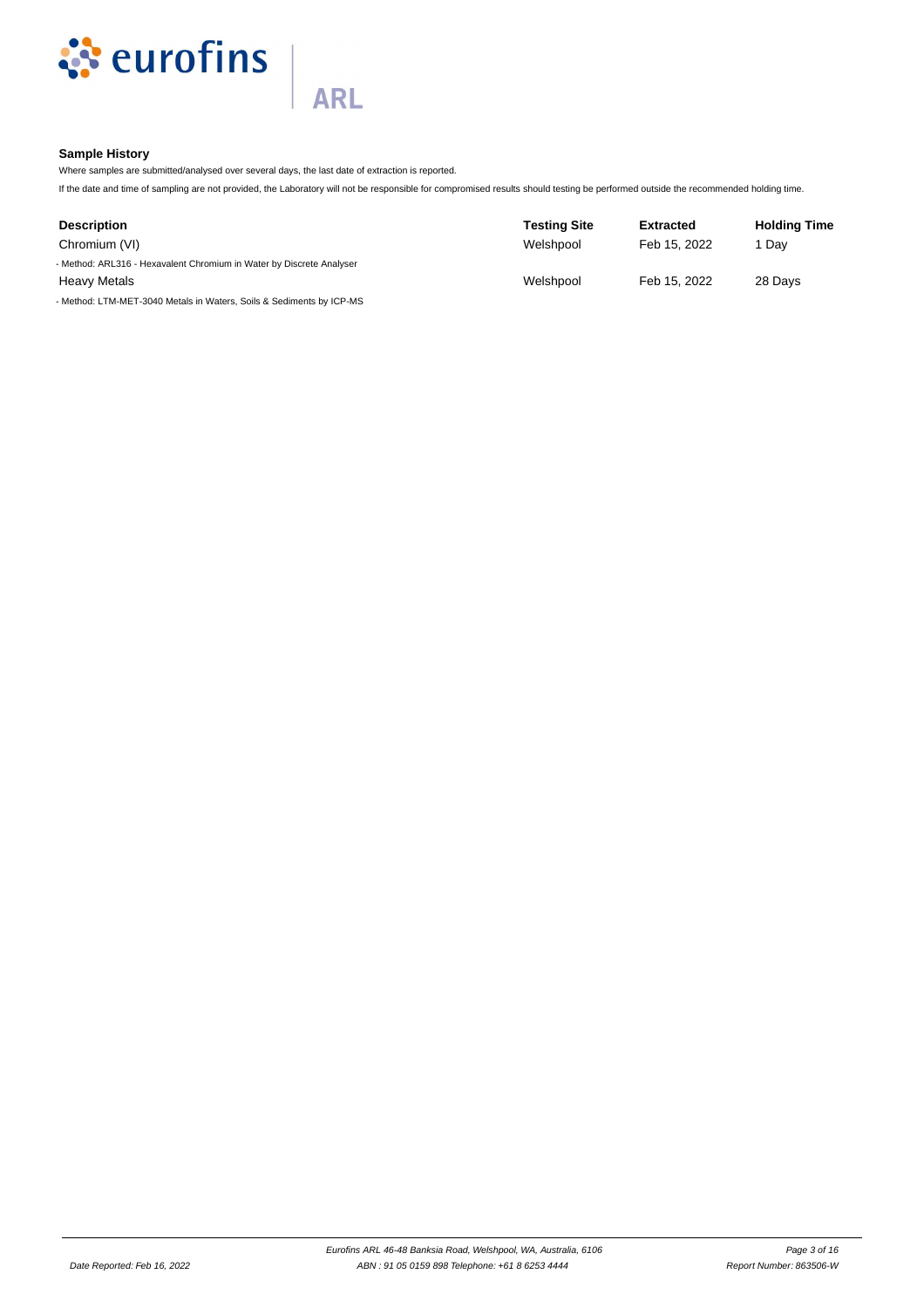### Sample History

Where samples are submitted/analysed over several days, the last date of extraction is reported.

If the date and time of sampling are not provided, the Laboratory will not be responsible for compromised results should testing be performed outside the recommended holding time.

| Description | Testing Site | Extracted | Holding Time |
|---|---|---|---|
| Chromium (VI) | Welshpool | Feb 15, 2022 | 1 Day |
| - Method: ARL316 - Hexavalent Chromium in Water by Discrete Analyser | | | |
| Heavy Metals | Welshpool | Feb 15, 2022 | 28 Days |
| - Method: LTM-MET-3040 Metals in Waters, Soils & Sediments by ICP-MS | | | |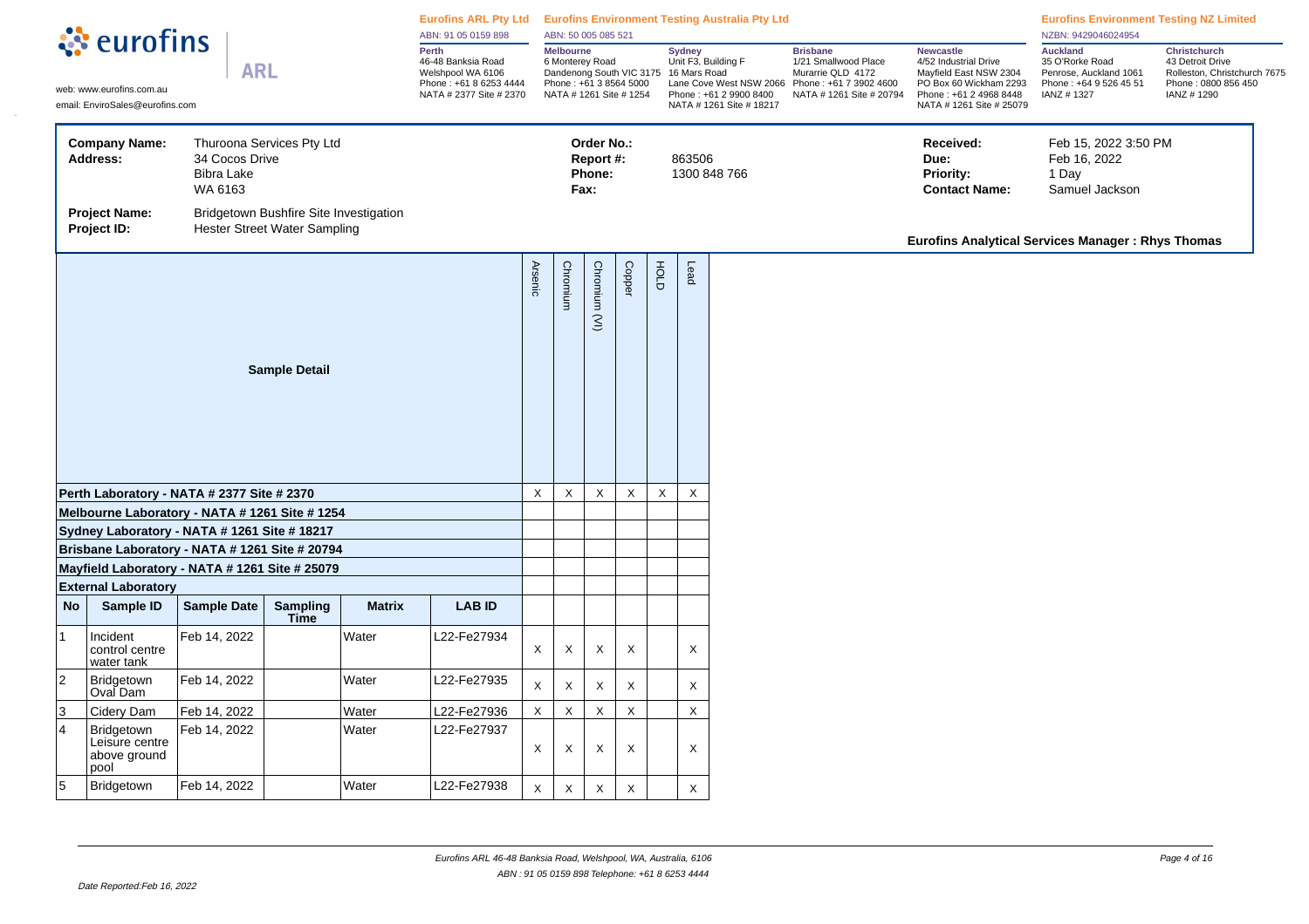**eurofins** | ARL

web: www.eurofins.com.au
email: EnviroSales@eurofins.com

**Eurofins ARL Pty Ltd**
ABN: 91 05 0159 898
**Perth**
46-48 Banksia Road
Welshpool WA 6106
Phone : +61 8 6253 4444
NATA # 2377 Site # 2370

**Eurofins Environment Testing Australia Pty Ltd**
ABN: 50 005 085 521

**Melbourne**
6 Monterey Road
Dandenong South VIC 3175
Phone : +61 3 8564 5000
NATA # 1261 Site # 1254

**Sydney**
Unit F3, Building F
16 Mars Road
Lane Cove West NSW 2066
Phone : +61 2 9900 8400
NATA # 1261 Site # 18217

**Brisbane**
1/21 Smallwood Place
Murarrie QLD 4172
Phone : +61 7 3902 4600
NATA # 1261 Site # 20794

**Newcastle**
4/52 Industrial Drive
Mayfield East NSW 2304
PO Box 60 Wickham 2293
Phone : +61 2 4968 8448
NATA # 1261 Site # 25079

**Eurofins Environment Testing NZ Limited**
NZBN: 9429046024954

**Auckland**
35 O'Rorke Road
Penrose, Auckland 1061
Phone : +64 9 526 45 51
IANZ # 1327

**Christchurch**
43 Detroit Drive
Rolleston, Christchurch 7675
Phone : 0800 856 450
IANZ # 1290

| | | | | | |
|---|---|---|---|---|---|
| **Company Name:** | Thuroona Services Pty Ltd | **Order No.:** | | **Received:** | Feb 15, 2022 3:50 PM |
| **Address:** | 34 Cocos Drive<br>Bibra Lake<br>WA 6163 | **Report #:** | 863506 | **Due:** | Feb 16, 2022 |
| | | **Phone:** | 1300 848 766 | **Priority:** | 1 Day |
| | | **Fax:** | | **Contact Name:** | Samuel Jackson |
| **Project Name:** | Bridgetown Bushfire Site Investigation | | | | |
| **Project ID:** | Hester Street Water Sampling | | | | |

**Eurofins Analytical Services Manager : Rhys Thomas**

| **Sample Detail** | | | | | | Arsenic | Chromium | Chromium (VI) | Copper | HOLD | Lead |
|---|---|---|---|---|---|---|---|---|---|---|---|
| **Perth Laboratory - NATA # 2377 Site # 2370** | | | | | | X | X | X | X | X | X |
| **Melbourne Laboratory - NATA # 1261 Site # 1254** | | | | | | | | | | | |
| **Sydney Laboratory - NATA # 1261 Site # 18217** | | | | | | | | | | | |
| **Brisbane Laboratory - NATA # 1261 Site # 20794** | | | | | | | | | | | |
| **Mayfield Laboratory - NATA # 1261 Site # 25079** | | | | | | | | | | | |
| **External Laboratory** | | | | | | | | | | | |
| **No** | **Sample ID** | **Sample Date** | **Sampling Time** | **Matrix** | **LAB ID** | | | | | | |
| 1 | Incident control centre water tank | Feb 14, 2022 | | Water | L22-Fe27934 | X | X | X | X | | X |
| 2 | Bridgetown Oval Dam | Feb 14, 2022 | | Water | L22-Fe27935 | X | X | X | X | | X |
| 3 | Cidery Dam | Feb 14, 2022 | | Water | L22-Fe27936 | X | X | X | X | | X |
| 4 | Bridgetown Leisure centre above ground pool | Feb 14, 2022 | | Water | L22-Fe27937 | X | X | X | X | | X |
| 5 | Bridgetown | Feb 14, 2022 | | Water | L22-Fe27938 | X | X | X | X | | X |

Eurofins ARL 46-48 Banksia Road, Welshpool, WA, Australia, 6106
ABN : 91 05 0159 898 Telephone: +61 8 6253 4444

Date Reported:Feb 16, 2022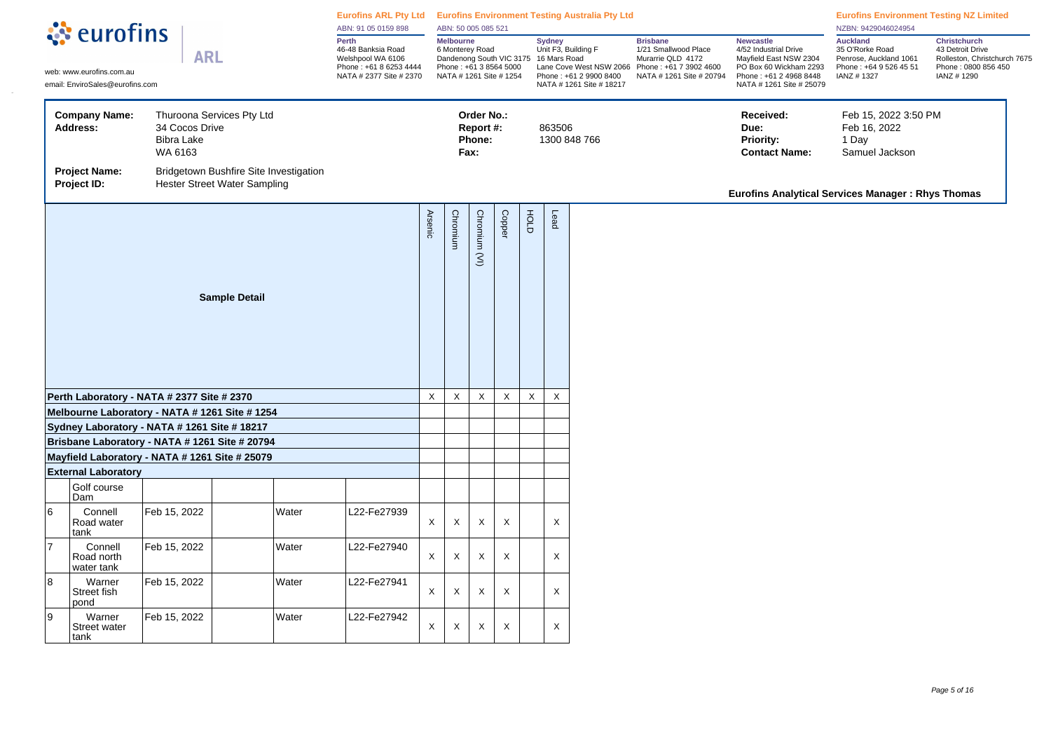eurofins | ARL

web: www.eurofins.com.au
email: EnviroSales@eurofins.com

**Eurofins ARL Pty Ltd**
ABN: 91 05 0159 898

**Perth**
46-48 Banksia Road
Welshpool WA 6106
Phone : +61 8 6253 4444
NATA # 2377 Site # 2370

**Eurofins Environment Testing Australia Pty Ltd**
ABN: 50 005 085 521

**Melbourne**
6 Monterey Road
Dandenong South VIC 3175
Phone : +61 3 8564 5000
NATA # 1261 Site # 1254

**Sydney**
Unit F3, Building F
16 Mars Road
Lane Cove West NSW 2066
Phone : +61 2 9900 8400
NATA # 1261 Site # 18217

**Brisbane**
1/21 Smallwood Place
Murarrie QLD 4172
Phone : +61 7 3902 4600
NATA # 1261 Site # 20794

**Newcastle**
4/52 Industrial Drive
Mayfield East NSW 2304
PO Box 60 Wickham 2293
Phone : +61 2 4968 8448
NATA # 1261 Site # 25079

**Eurofins Environment Testing NZ Limited**
NZBN: 9429046024954

**Auckland**
35 O'Rorke Road
Penrose, Auckland 1061
Phone : +64 9 526 45 51
IANZ # 1327

**Christchurch**
43 Detroit Drive
Rolleston, Christchurch 7675
Phone : 0800 856 450
IANZ # 1290

| | | | | | |
|---|---|---|---|---|---|
| **Company Name:** | Thuroona Services Pty Ltd | **Order No.:** | | **Received:** | Feb 15, 2022 3:50 PM |
| **Address:** | 34 Cocos Drive, Bibra Lake, WA 6163 | **Report #:** | 863506 | **Due:** | Feb 16, 2022 |
| | | **Phone:** | 1300 848 766 | **Priority:** | 1 Day |
| | | **Fax:** | | **Contact Name:** | Samuel Jackson |
| **Project Name:** | Bridgetown Bushfire Site Investigation | | | | |
| **Project ID:** | Hester Street Water Sampling | | | | |

**Eurofins Analytical Services Manager : Rhys Thomas**

| Sample Detail | | | | | | Arsenic | Chromium | Chromium (VI) | Copper | HOLD | Lead |
|---|---|---|---|---|---|---|---|---|---|---|---|
| **Perth Laboratory - NATA # 2377 Site # 2370** | | | | | | X | X | X | X | X | X |
| **Melbourne Laboratory - NATA # 1261 Site # 1254** | | | | | | | | | | | |
| **Sydney Laboratory - NATA # 1261 Site # 18217** | | | | | | | | | | | |
| **Brisbane Laboratory - NATA # 1261 Site # 20794** | | | | | | | | | | | |
| **Mayfield Laboratory - NATA # 1261 Site # 25079** | | | | | | | | | | | |
| **External Laboratory** | | | | | | | | | | | |
| | Golf course Dam | | | | | | | | | | |
| 6 | Connell Road water tank | Feb 15, 2022 | | Water | L22-Fe27939 | X | X | X | X | | X |
| 7 | Connell Road north water tank | Feb 15, 2022 | | Water | L22-Fe27940 | X | X | X | X | | X |
| 8 | Warner Street fish pond | Feb 15, 2022 | | Water | L22-Fe27941 | X | X | X | X | | X |
| 9 | Warner Street water tank | Feb 15, 2022 | | Water | L22-Fe27942 | X | X | X | X | | X |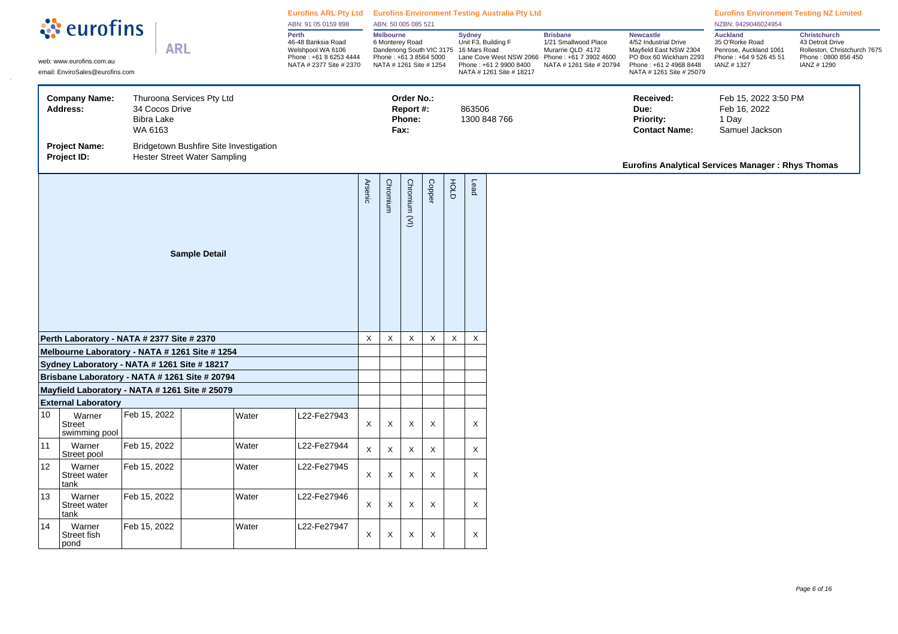**eurofins** | **ARL**

web: www.eurofins.com.au
email: EnviroSales@eurofins.com

**Eurofins ARL Pty Ltd**
ABN: 91 05 0159 898

**Perth**
46-48 Banksia Road
Welshpool WA 6106
Phone : +61 8 6253 4444
NATA # 2377 Site # 2370

**Eurofins Environment Testing Australia Pty Ltd**
ABN: 50 005 085 521

**Melbourne**
6 Monterey Road
Dandenong South VIC 3175
Phone : +61 3 8564 5000
NATA # 1261 Site # 1254

**Sydney**
Unit F3, Building F
16 Mars Road
Lane Cove West NSW 2066
Phone : +61 2 9900 8400
NATA # 1261 Site # 18217

**Brisbane**
1/21 Smallwood Place
Murarrie QLD 4172
Phone : +61 7 3902 4600
NATA # 1261 Site # 20794

**Newcastle**
4/52 Industrial Drive
Mayfield East NSW 2304
PO Box 60 Wickham 2293
Phone : +61 2 4968 8448
NATA # 1261 Site # 25079

**Eurofins Environment Testing NZ Limited**
NZBN: 9429046024954

**Auckland**
35 O'Rorke Road
Penrose, Auckland 1061
Phone : +64 9 526 45 51
IANZ # 1327

**Christchurch**
43 Detroit Drive
Rolleston, Christchurch 7675
Phone : 0800 856 450
IANZ # 1290

| | | | | | |
|---|---|---|---|---|---|
| **Company Name:** | Thuroona Services Pty Ltd | **Order No.:** | | **Received:** | Feb 15, 2022 3:50 PM |
| **Address:** | 34 Cocos Drive, Bibra Lake, WA 6163 | **Report #:** | 863506 | **Due:** | Feb 16, 2022 |
| | | **Phone:** | 1300 848 766 | **Priority:** | 1 Day |
| | | **Fax:** | | **Contact Name:** | Samuel Jackson |
| **Project Name:** | Bridgetown Bushfire Site Investigation | | | | |
| **Project ID:** | Hester Street Water Sampling | | | | |

**Eurofins Analytical Services Manager : Rhys Thomas**

| Sample Detail | | | | | | Arsenic | Chromium | Chromium (VI) | Copper | HOLD | Lead |
|---|---|---|---|---|---|---|---|---|---|---|---|
| **Perth Laboratory - NATA # 2377 Site # 2370** | | | | | | X | X | X | X | X | X |
| **Melbourne Laboratory - NATA # 1261 Site # 1254** | | | | | | | | | | | |
| **Sydney Laboratory - NATA # 1261 Site # 18217** | | | | | | | | | | | |
| **Brisbane Laboratory - NATA # 1261 Site # 20794** | | | | | | | | | | | |
| **Mayfield Laboratory - NATA # 1261 Site # 25079** | | | | | | | | | | | |
| **External Laboratory** | | | | | | | | | | | |
| 10 | Warner Street swimming pool | Feb 15, 2022 | | Water | L22-Fe27943 | X | X | X | X | | X |
| 11 | Warner Street pool | Feb 15, 2022 | | Water | L22-Fe27944 | X | X | X | X | | X |
| 12 | Warner Street water tank | Feb 15, 2022 | | Water | L22-Fe27945 | X | X | X | X | | X |
| 13 | Warner Street water tank | Feb 15, 2022 | | Water | L22-Fe27946 | X | X | X | X | | X |
| 14 | Warner Street fish pond | Feb 15, 2022 | | Water | L22-Fe27947 | X | X | X | X | | X |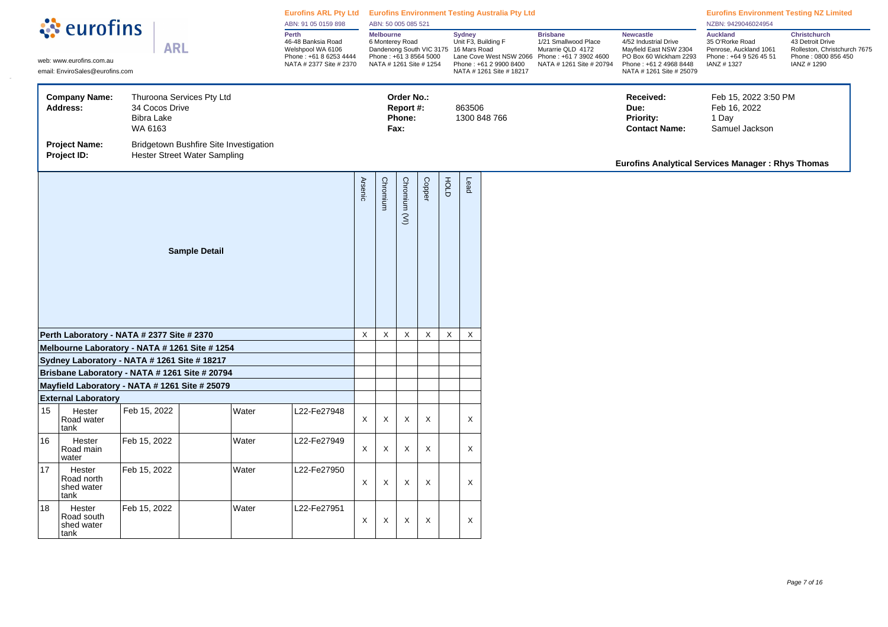**eurofins** | ARL

web: www.eurofins.com.au
email: EnviroSales@eurofins.com

**Eurofins ARL Pty Ltd**
ABN: 91 05 0159 898

**Perth**
46-48 Banksia Road
Welshpool WA 6106
Phone : +61 8 6253 4444
NATA # 2377 Site # 2370

**Eurofins Environment Testing Australia Pty Ltd**
ABN: 50 005 085 521

**Melbourne**
6 Monterey Road
Dandenong South VIC 3175
Phone : +61 3 8564 5000
NATA # 1261 Site # 1254

**Sydney**
Unit F3, Building F
16 Mars Road
Lane Cove West NSW 2066
Phone : +61 2 9900 8400
NATA # 1261 Site # 18217

**Brisbane**
1/21 Smallwood Place
Murarrie QLD 4172
Phone : +61 7 3902 4600
NATA # 1261 Site # 20794

**Newcastle**
4/52 Industrial Drive
Mayfield East NSW 2304
PO Box 60 Wickham 2293
Phone : +61 2 4968 8448
NATA # 1261 Site # 25079

**Eurofins Environment Testing NZ Limited**
NZBN: 9429046024954

**Auckland**
35 O'Rorke Road
Penrose, Auckland 1061
Phone : +64 9 526 45 51
IANZ # 1327

**Christchurch**
43 Detroit Drive
Rolleston, Christchurch 7675
Phone : 0800 856 450
IANZ # 1290

| | | | | | |
|---|---|---|---|---|---|
| **Company Name:** | Thuroona Services Pty Ltd | **Order No.:** | | **Received:** | Feb 15, 2022 3:50 PM |
| **Address:** | 34 Cocos Drive, Bibra Lake, WA 6163 | **Report #:** | 863506 | **Due:** | Feb 16, 2022 |
| | | **Phone:** | 1300 848 766 | **Priority:** | 1 Day |
| | | **Fax:** | | **Contact Name:** | Samuel Jackson |
| **Project Name:** | Bridgetown Bushfire Site Investigation | | | | |
| **Project ID:** | Hester Street Water Sampling | | | | |

**Eurofins Analytical Services Manager : Rhys Thomas**

| | Sample Detail | | | | | Arsenic | Chromium | Chromium (VI) | Copper | HOLD | Lead |
|---|---|---|---|---|---|---|---|---|---|---|---|
| **Perth Laboratory - NATA # 2377 Site # 2370** | | | | | | X | X | X | X | X | X |
| **Melbourne Laboratory - NATA # 1261 Site # 1254** | | | | | | | | | | | |
| **Sydney Laboratory - NATA # 1261 Site # 18217** | | | | | | | | | | | |
| **Brisbane Laboratory - NATA # 1261 Site # 20794** | | | | | | | | | | | |
| **Mayfield Laboratory - NATA # 1261 Site # 25079** | | | | | | | | | | | |
| **External Laboratory** | | | | | | | | | | | |
| 15 | Hester Road water tank | Feb 15, 2022 | | Water | L22-Fe27948 | X | X | X | X | | X |
| 16 | Hester Road main water | Feb 15, 2022 | | Water | L22-Fe27949 | X | X | X | X | | X |
| 17 | Hester Road north shed water tank | Feb 15, 2022 | | Water | L22-Fe27950 | X | X | X | X | | X |
| 18 | Hester Road south shed water tank | Feb 15, 2022 | | Water | L22-Fe27951 | X | X | X | X | | X |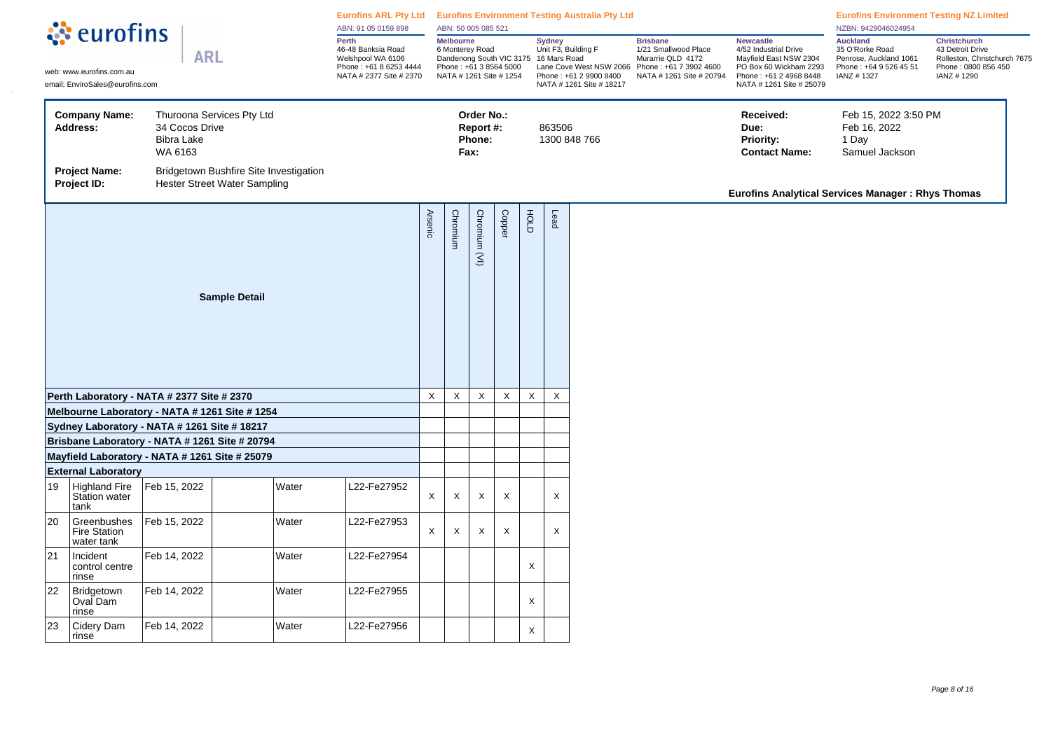eurofins | ARL

web: www.eurofins.com.au
email: EnviroSales@eurofins.com

**Eurofins ARL Pty Ltd**
ABN: 91 05 0159 898

**Perth**
46-48 Banksia Road
Welshpool WA 6106
Phone : +61 8 6253 4444
NATA # 2377 Site # 2370

**Eurofins Environment Testing Australia Pty Ltd**
ABN: 50 005 085 521

**Melbourne**
6 Monterey Road
Dandenong South VIC 3175
Phone : +61 3 8564 5000
NATA # 1261 Site # 1254

**Sydney**
Unit F3, Building F
16 Mars Road
Lane Cove West NSW 2066
Phone : +61 2 9900 8400
NATA # 1261 Site # 18217

**Brisbane**
1/21 Smallwood Place
Murarrie QLD 4172
Phone : +61 7 3902 4600
NATA # 1261 Site # 20794

**Newcastle**
4/52 Industrial Drive
Mayfield East NSW 2304
PO Box 60 Wickham 2293
Phone : +61 2 4968 8448
NATA # 1261 Site # 25079

**Eurofins Environment Testing NZ Limited**
NZBN: 9429046024954

**Auckland**
35 O'Rorke Road
Penrose, Auckland 1061
Phone : +64 9 526 45 51
IANZ # 1327

**Christchurch**
43 Detroit Drive
Rolleston, Christchurch 7675
Phone : 0800 856 450
IANZ # 1290

| | | | | | |
|---|---|---|---|---|---|
| **Company Name:** | Thuroona Services Pty Ltd | **Order No.:** | | **Received:** | Feb 15, 2022 3:50 PM |
| **Address:** | 34 Cocos Drive, Bibra Lake, WA 6163 | **Report #:** | 863506 | **Due:** | Feb 16, 2022 |
| | | **Phone:** | 1300 848 766 | **Priority:** | 1 Day |
| | | **Fax:** | | **Contact Name:** | Samuel Jackson |
| **Project Name:** | Bridgetown Bushfire Site Investigation | | | | |
| **Project ID:** | Hester Street Water Sampling | | | | |

**Eurofins Analytical Services Manager : Rhys Thomas**

| | Sample Detail | | | | | Arsenic | Chromium | Chromium (VI) | Copper | HOLD | Lead |
|---|---|---|---|---|---|---|---|---|---|---|---|
| **Perth Laboratory - NATA # 2377 Site # 2370** | | | | | | X | X | X | X | X | X |
| **Melbourne Laboratory - NATA # 1261 Site # 1254** | | | | | | | | | | | |
| **Sydney Laboratory - NATA # 1261 Site # 18217** | | | | | | | | | | | |
| **Brisbane Laboratory - NATA # 1261 Site # 20794** | | | | | | | | | | | |
| **Mayfield Laboratory - NATA # 1261 Site # 25079** | | | | | | | | | | | |
| **External Laboratory** | | | | | | | | | | | |
| 19 | Highland Fire Station water tank | Feb 15, 2022 | | Water | L22-Fe27952 | X | X | X | X | | X |
| 20 | Greenbushes Fire Station water tank | Feb 15, 2022 | | Water | L22-Fe27953 | X | X | X | X | | X |
| 21 | Incident control centre rinse | Feb 14, 2022 | | Water | L22-Fe27954 | | | | | X | |
| 22 | Bridgetown Oval Dam rinse | Feb 14, 2022 | | Water | L22-Fe27955 | | | | | X | |
| 23 | Cidery Dam rinse | Feb 14, 2022 | | Water | L22-Fe27956 | | | | | X | |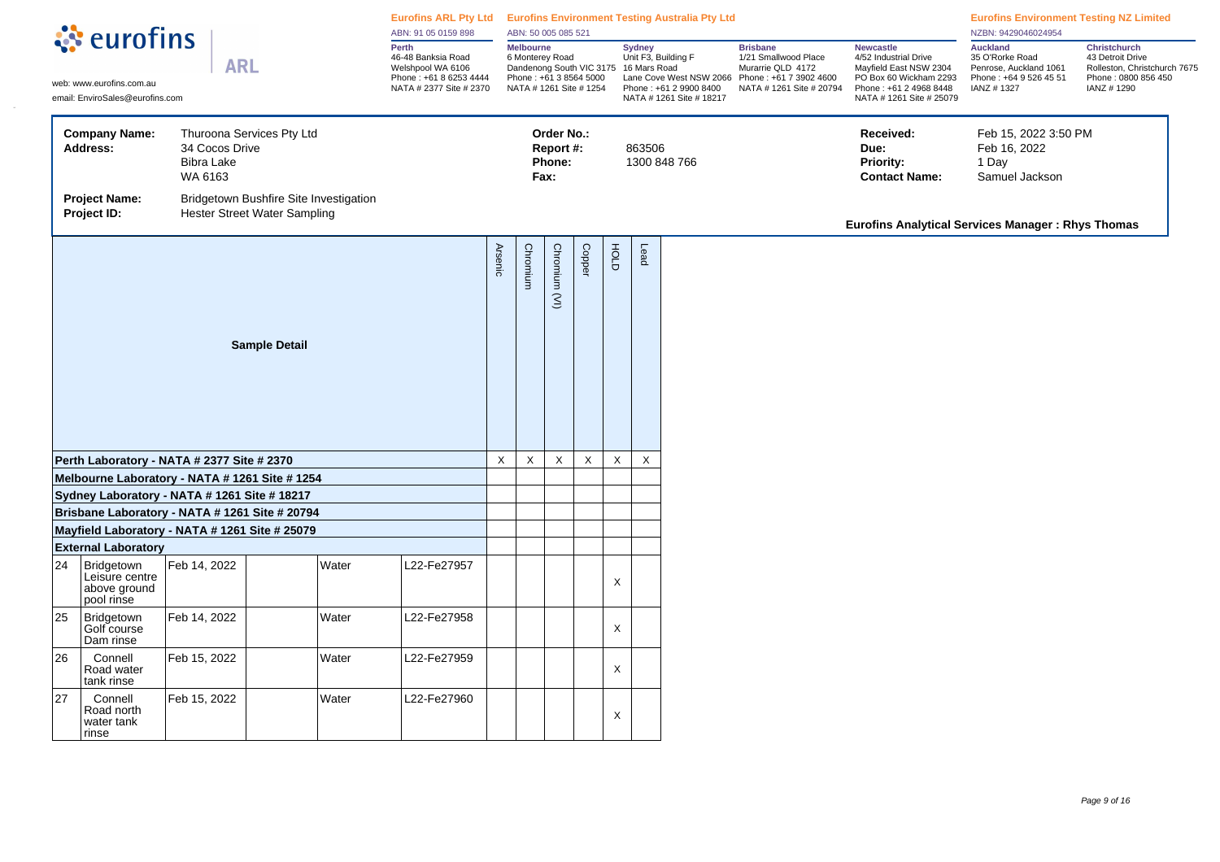**eurofins** | **ARL**

web: www.eurofins.com.au
email: EnviroSales@eurofins.com

| Eurofins ARL Pty Ltd | Eurofins Environment Testing Australia Pty Ltd | | | | Eurofins Environment Testing NZ Limited | |
|---|---|---|---|---|---|---|
| ABN: 91 05 0159 898 | ABN: 50 005 085 521 | | | | NZBN: 9429046024954 | |
| **Perth** 46-48 Banksia Road Welshpool WA 6106 Phone : +61 8 6253 4444 NATA # 2377 Site # 2370 | **Melbourne** 6 Monterey Road Dandenong South VIC 3175 Phone : +61 3 8564 5000 NATA # 1261 Site # 1254 | **Sydney** Unit F3, Building F 16 Mars Road Lane Cove West NSW 2066 Phone : +61 2 9900 8400 NATA # 1261 Site # 18217 | **Brisbane** 1/21 Smallwood Place Murarrie QLD 4172 Phone : +61 7 3902 4600 NATA # 1261 Site # 20794 | **Newcastle** 4/52 Industrial Drive Mayfield East NSW 2304 PO Box 60 Wickham 2293 Phone : +61 2 4968 8448 NATA # 1261 Site # 25079 | **Auckland** 35 O'Rorke Road Penrose, Auckland 1061 Phone : +64 9 526 45 51 IANZ # 1327 | **Christchurch** 43 Detroit Drive Rolleston, Christchurch 7675 Phone : 0800 856 450 IANZ # 1290 |

**Company Name:** Thuroona Services Pty Ltd
**Address:** 34 Cocos Drive, Bibra Lake, WA 6163

**Project Name:** Bridgetown Bushfire Site Investigation
**Project ID:** Hester Street Water Sampling

**Order No.:**
**Report #:** 863506
**Phone:** 1300 848 766
**Fax:**

**Received:** Feb 15, 2022 3:50 PM
**Due:** Feb 16, 2022
**Priority:** 1 Day
**Contact Name:** Samuel Jackson

**Eurofins Analytical Services Manager : Rhys Thomas**

| | **Sample Detail** | | | | | Arsenic | Chromium | Chromium (VI) | Copper | HOLD | Lead |
|---|---|---|---|---|---|---|---|---|---|---|---|
| **Perth Laboratory - NATA # 2377 Site # 2370** | | | | | | X | X | X | X | X | X |
| **Melbourne Laboratory - NATA # 1261 Site # 1254** | | | | | | | | | | | |
| **Sydney Laboratory - NATA # 1261 Site # 18217** | | | | | | | | | | | |
| **Brisbane Laboratory - NATA # 1261 Site # 20794** | | | | | | | | | | | |
| **Mayfield Laboratory - NATA # 1261 Site # 25079** | | | | | | | | | | | |
| **External Laboratory** | | | | | | | | | | | |
| 24 | Bridgetown Leisure centre above ground pool rinse | Feb 14, 2022 | | Water | L22-Fe27957 | | | | | X | |
| 25 | Bridgetown Golf course Dam rinse | Feb 14, 2022 | | Water | L22-Fe27958 | | | | | X | |
| 26 | Connell Road water tank rinse | Feb 15, 2022 | | Water | L22-Fe27959 | | | | | X | |
| 27 | Connell Road north water tank rinse | Feb 15, 2022 | | Water | L22-Fe27960 | | | | | X | |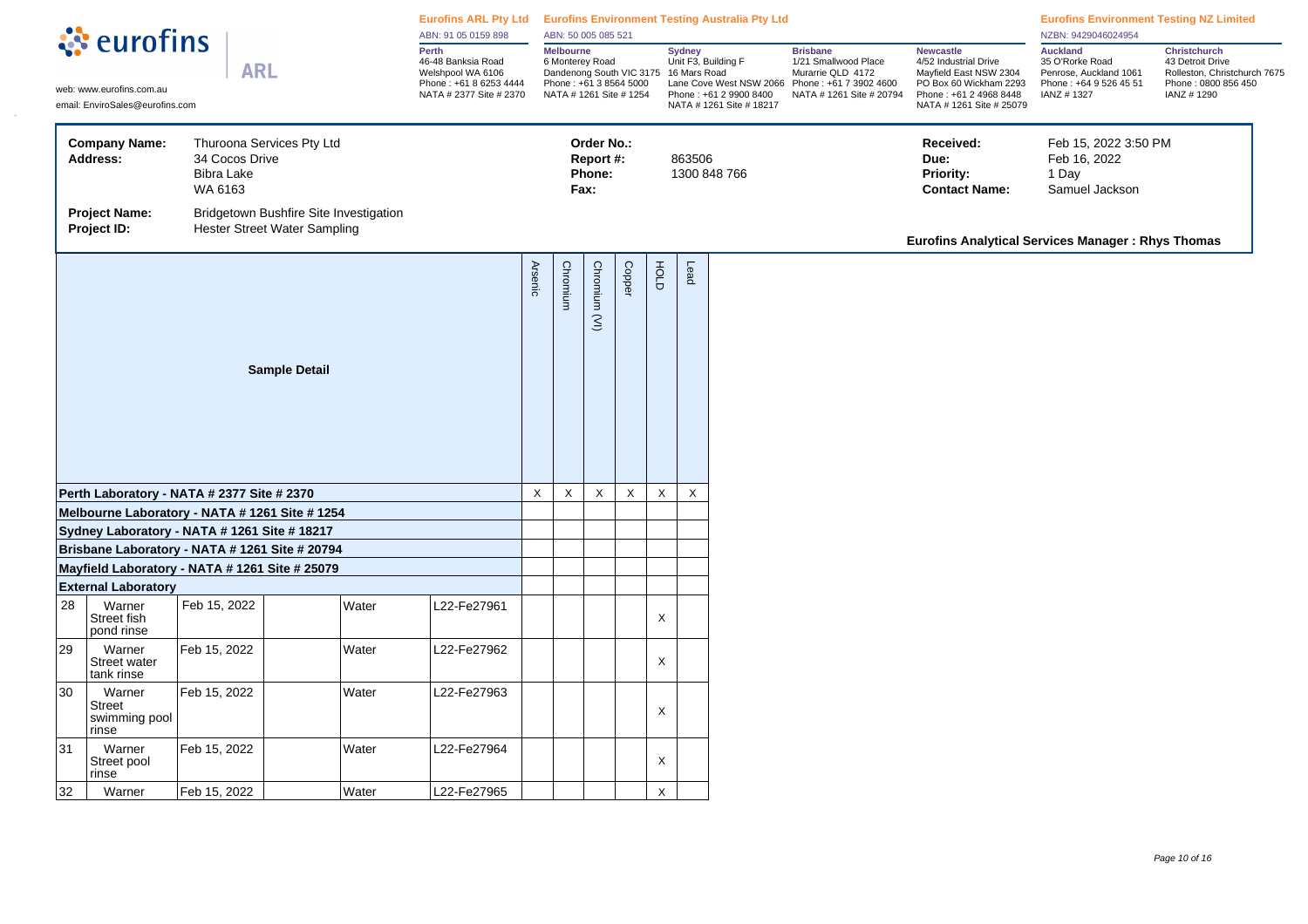**eurofins** | ARL

web: www.eurofins.com.au
email: EnviroSales@eurofins.com

**Eurofins ARL Pty Ltd**
ABN: 91 05 0159 898

**Perth**
46-48 Banksia Road
Welshpool WA 6106
Phone : +61 8 6253 4444
NATA # 2377 Site # 2370

**Eurofins Environment Testing Australia Pty Ltd**
ABN: 50 005 085 521

**Melbourne**
6 Monterey Road
Dandenong South VIC 3175
Phone : +61 3 8564 5000
NATA # 1261 Site # 1254

**Sydney**
Unit F3, Building F
16 Mars Road
Lane Cove West NSW 2066
Phone : +61 2 9900 8400
NATA # 1261 Site # 18217

**Brisbane**
1/21 Smallwood Place
Murarrie QLD 4172
Phone : +61 7 3902 4600
NATA # 1261 Site # 20794

**Newcastle**
4/52 Industrial Drive
Mayfield East NSW 2304
PO Box 60 Wickham 2293
Phone : +61 2 4968 8448
NATA # 1261 Site # 25079

**Eurofins Environment Testing NZ Limited**
NZBN: 9429046024954

**Auckland**
35 O'Rorke Road
Penrose, Auckland 1061
Phone : +64 9 526 45 51
IANZ # 1327

**Christchurch**
43 Detroit Drive
Rolleston, Christchurch 7675
Phone : 0800 856 450
IANZ # 1290

| | | | | | |
|---|---|---|---|---|---|
| **Company Name:** | Thuroona Services Pty Ltd | **Order No.:** | | **Received:** | Feb 15, 2022 3:50 PM |
| **Address:** | 34 Cocos Drive, Bibra Lake, WA 6163 | **Report #:** | 863506 | **Due:** | Feb 16, 2022 |
| | | **Phone:** | 1300 848 766 | **Priority:** | 1 Day |
| | | **Fax:** | | **Contact Name:** | Samuel Jackson |
| **Project Name:** | Bridgetown Bushfire Site Investigation | | | | |
| **Project ID:** | Hester Street Water Sampling | | | | |

**Eurofins Analytical Services Manager : Rhys Thomas**

| Sample Detail | | | | | | Arsenic | Chromium | Chromium (VI) | Copper | HOLD | Lead |
|---|---|---|---|---|---|---|---|---|---|---|---|
| **Perth Laboratory - NATA # 2377 Site # 2370** | | | | | | X | X | X | X | X | X |
| **Melbourne Laboratory - NATA # 1261 Site # 1254** | | | | | | | | | | | |
| **Sydney Laboratory - NATA # 1261 Site # 18217** | | | | | | | | | | | |
| **Brisbane Laboratory - NATA # 1261 Site # 20794** | | | | | | | | | | | |
| **Mayfield Laboratory - NATA # 1261 Site # 25079** | | | | | | | | | | | |
| **External Laboratory** | | | | | | | | | | | |
| 28 | Warner Street fish pond rinse | Feb 15, 2022 | | Water | L22-Fe27961 | | | | | X | |
| 29 | Warner Street water tank rinse | Feb 15, 2022 | | Water | L22-Fe27962 | | | | | X | |
| 30 | Warner Street swimming pool rinse | Feb 15, 2022 | | Water | L22-Fe27963 | | | | | X | |
| 31 | Warner Street pool rinse | Feb 15, 2022 | | Water | L22-Fe27964 | | | | | X | |
| 32 | Warner | Feb 15, 2022 | | Water | L22-Fe27965 | | | | | X | |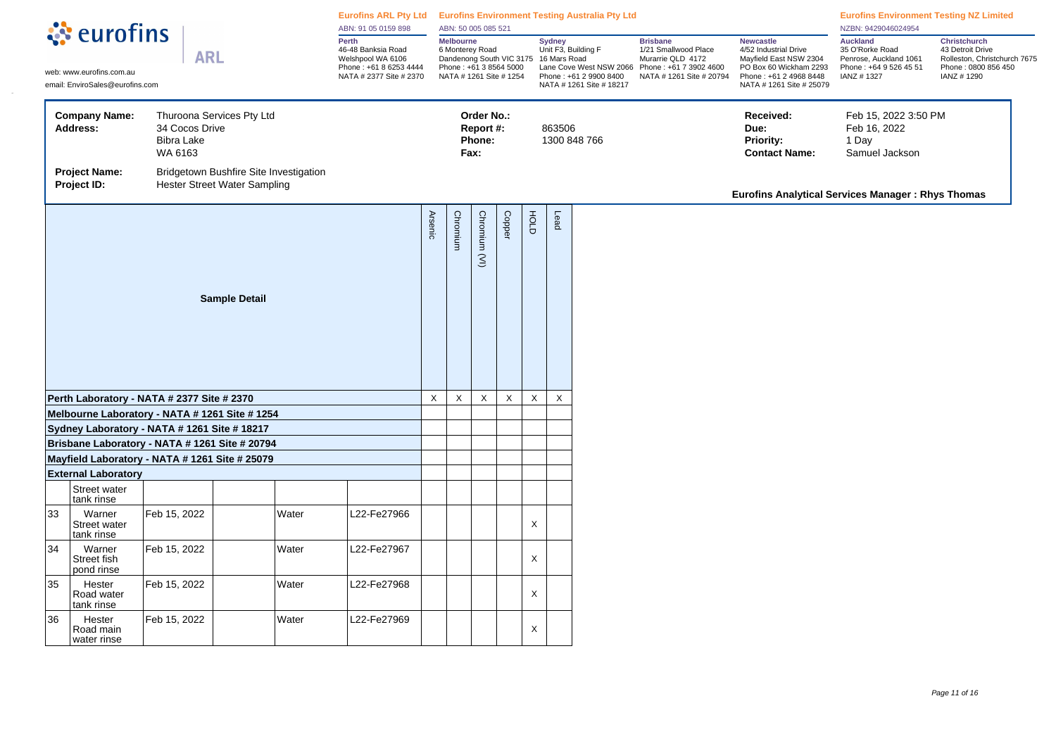**Eurofins ARL Pty Ltd** ABN: 91 05 0159 898

**Eurofins Environment Testing Australia Pty Ltd** ABN: 50 005 085 521

**Eurofins Environment Testing NZ Limited** NZBN: 9429046024954

web: www.eurofins.com.au
email: EnviroSales@eurofins.com

**Perth** 46-48 Banksia Road Welshpool WA 6106 Phone : +61 8 6253 4444 NATA # 2377 Site # 2370

**Melbourne** 6 Monterey Road Dandenong South VIC 3175 Phone : +61 3 8564 5000 NATA # 1261 Site # 1254

**Sydney** Unit F3, Building F 16 Mars Road Lane Cove West NSW 2066 Phone : +61 2 9900 8400 NATA # 1261 Site # 18217

**Brisbane** 1/21 Smallwood Place Murarrie QLD 4172 Phone : +61 7 3902 4600 NATA # 1261 Site # 20794

**Newcastle** 4/52 Industrial Drive Mayfield East NSW 2304 PO Box 60 Wickham 2293 Phone : +61 2 4968 8448 NATA # 1261 Site # 25079

**Auckland** 35 O'Rorke Road Penrose, Auckland 1061 Phone : +64 9 526 45 51 IANZ # 1327

**Christchurch** 43 Detroit Drive Rolleston, Christchurch 7675 Phone : 0800 856 450 IANZ # 1290

| | | | | | |
|---|---|---|---|---|---|
| **Company Name:** | Thuroona Services Pty Ltd | **Order No.:** | | **Received:** | Feb 15, 2022 3:50 PM |
| **Address:** | 34 Cocos Drive Bibra Lake WA 6163 | **Report #:** | 863506 | **Due:** | Feb 16, 2022 |
| | | **Phone:** | 1300 848 766 | **Priority:** | 1 Day |
| | | **Fax:** | | **Contact Name:** | Samuel Jackson |
| **Project Name:** | Bridgetown Bushfire Site Investigation | | | | |
| **Project ID:** | Hester Street Water Sampling | | | | |

**Eurofins Analytical Services Manager : Rhys Thomas**

| Sample Detail | | | | | | Arsenic | Chromium | Chromium (VI) | Copper | HOLD | Lead |
|---|---|---|---|---|---|---|---|---|---|---|---|
| **Perth Laboratory - NATA # 2377 Site # 2370** | | | | | | X | X | X | X | X | X |
| **Melbourne Laboratory - NATA # 1261 Site # 1254** | | | | | | | | | | | |
| **Sydney Laboratory - NATA # 1261 Site # 18217** | | | | | | | | | | | |
| **Brisbane Laboratory - NATA # 1261 Site # 20794** | | | | | | | | | | | |
| **Mayfield Laboratory - NATA # 1261 Site # 25079** | | | | | | | | | | | |
| **External Laboratory** | | | | | | | | | | | |
| | Street water tank rinse | | | | | | | | | | |
| 33 | Warner Street water tank rinse | Feb 15, 2022 | | Water | L22-Fe27966 | | | | | X | |
| 34 | Warner Street fish pond rinse | Feb 15, 2022 | | Water | L22-Fe27967 | | | | | X | |
| 35 | Hester Road water tank rinse | Feb 15, 2022 | | Water | L22-Fe27968 | | | | | X | |
| 36 | Hester Road main water rinse | Feb 15, 2022 | | Water | L22-Fe27969 | | | | | X | |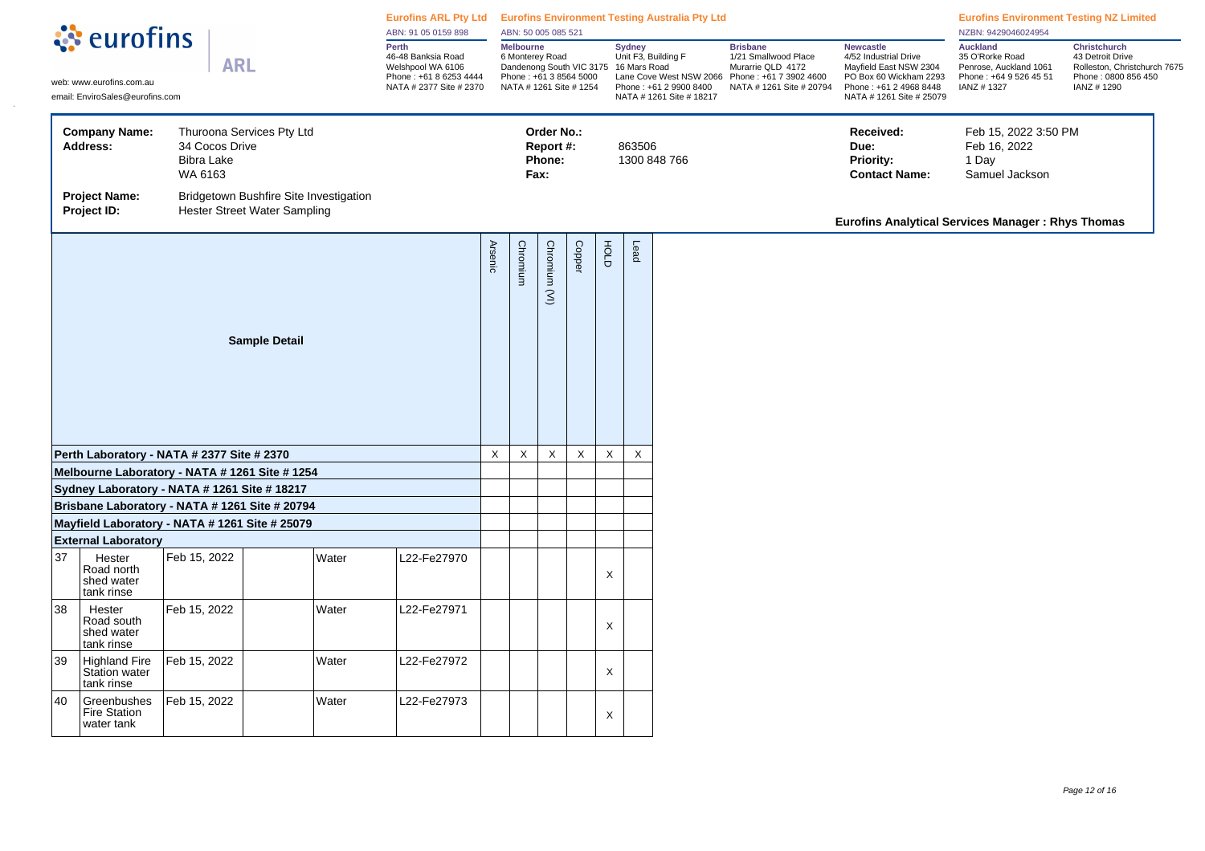**eurofins** | **ARL**

web: www.eurofins.com.au
email: EnviroSales@eurofins.com

| Eurofins ARL Pty Ltd | Eurofins Environment Testing Australia Pty Ltd | | | | Eurofins Environment Testing NZ Limited | |
|---|---|---|---|---|---|---|
| ABN: 91 05 0159 898 | ABN: 50 005 085 521 | | | | NZBN: 9429046024954 | |
| **Perth**<br>46-48 Banksia Road<br>Welshpool WA 6106<br>Phone : +61 8 6253 4444<br>NATA # 2377 Site # 2370 | **Melbourne**<br>6 Monterey Road<br>Dandenong South VIC 3175<br>Phone : +61 3 8564 5000<br>NATA # 1261 Site # 1254 | **Sydney**<br>Unit F3, Building F<br>16 Mars Road<br>Lane Cove West NSW 2066<br>Phone : +61 2 9900 8400<br>NATA # 1261 Site # 18217 | **Brisbane**<br>1/21 Smallwood Place<br>Murarrie QLD 4172<br>Phone : +61 7 3902 4600<br>NATA # 1261 Site # 20794 | **Newcastle**<br>4/52 Industrial Drive<br>Mayfield East NSW 2304<br>PO Box 60 Wickham 2293<br>Phone : +61 2 4968 8448<br>NATA # 1261 Site # 25079 | **Auckland**<br>35 O'Rorke Road<br>Penrose, Auckland 1061<br>Phone : +64 9 526 45 51<br>IANZ # 1327 | **Christchurch**<br>43 Detroit Drive<br>Rolleston, Christchurch 7675<br>Phone : 0800 856 450<br>IANZ # 1290 |

**Company Name:** Thuroona Services Pty Ltd
**Address:** 34 Cocos Drive, Bibra Lake, WA 6163

**Project Name:** Bridgetown Bushfire Site Investigation
**Project ID:** Hester Street Water Sampling

**Order No.:**
**Report #:** 863506
**Phone:** 1300 848 766
**Fax:**

**Received:** Feb 15, 2022 3:50 PM
**Due:** Feb 16, 2022
**Priority:** 1 Day
**Contact Name:** Samuel Jackson

**Eurofins Analytical Services Manager : Rhys Thomas**

| Sample Detail | | | | | | Arsenic | Chromium | Chromium (VI) | Copper | HOLD | Lead |
|---|---|---|---|---|---|---|---|---|---|---|---|
| **Perth Laboratory - NATA # 2377 Site # 2370** | | | | | | X | X | X | X | X | X |
| **Melbourne Laboratory - NATA # 1261 Site # 1254** | | | | | | | | | | | |
| **Sydney Laboratory - NATA # 1261 Site # 18217** | | | | | | | | | | | |
| **Brisbane Laboratory - NATA # 1261 Site # 20794** | | | | | | | | | | | |
| **Mayfield Laboratory - NATA # 1261 Site # 25079** | | | | | | | | | | | |
| **External Laboratory** | | | | | | | | | | | |
| 37 | Hester Road north shed water tank rinse | Feb 15, 2022 | | Water | L22-Fe27970 | | | | | X | |
| 38 | Hester Road south shed water tank rinse | Feb 15, 2022 | | Water | L22-Fe27971 | | | | | X | |
| 39 | Highland Fire Station water tank rinse | Feb 15, 2022 | | Water | L22-Fe27972 | | | | | X | |
| 40 | Greenbushes Fire Station water tank | Feb 15, 2022 | | Water | L22-Fe27973 | | | | | X | |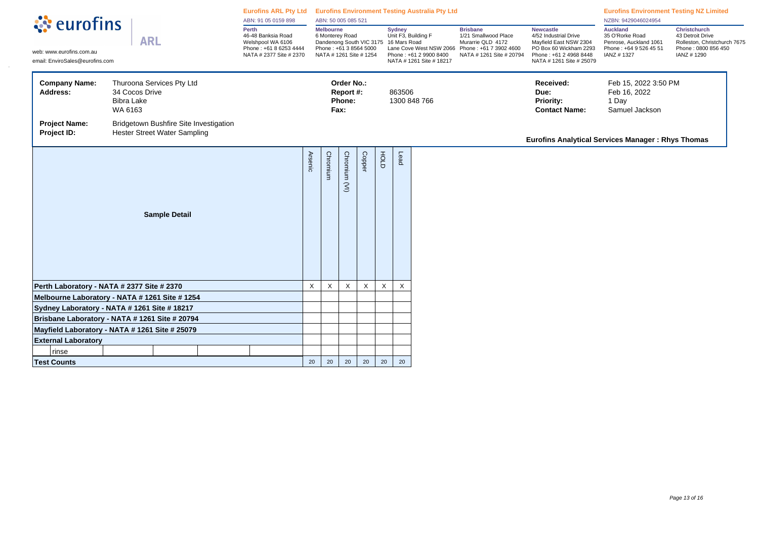**eurofins** | **ARL**

web: www.eurofins.com.au
email: EnviroSales@eurofins.com

**Eurofins ARL Pty Ltd**
ABN: 91 05 0159 898

**Perth**
46-48 Banksia Road
Welshpool WA 6106
Phone : +61 8 6253 4444
NATA # 2377 Site # 2370

**Eurofins Environment Testing Australia Pty Ltd**
ABN: 50 005 085 521

**Melbourne**
6 Monterey Road
Dandenong South VIC 3175
Phone : +61 3 8564 5000
NATA # 1261 Site # 1254

**Sydney**
Unit F3, Building F
16 Mars Road
Lane Cove West NSW 2066
Phone : +61 2 9900 8400
NATA # 1261 Site # 18217

**Brisbane**
1/21 Smallwood Place
Murarrie QLD 4172
Phone : +61 7 3902 4600
NATA # 1261 Site # 20794

**Newcastle**
4/52 Industrial Drive
Mayfield East NSW 2304
PO Box 60 Wickham 2293
Phone : +61 2 4968 8448
NATA # 1261 Site # 25079

**Eurofins Environment Testing NZ Limited**
NZBN: 9429046024954

**Auckland**
35 O'Rorke Road
Penrose, Auckland 1061
Phone : +64 9 526 45 51
IANZ # 1327

**Christchurch**
43 Detroit Drive
Rolleston, Christchurch 7675
Phone : 0800 856 450
IANZ # 1290

| | | | | | |
|---|---|---|---|---|---|
| **Company Name:** | Thuroona Services Pty Ltd | **Order No.:** | | **Received:** | Feb 15, 2022 3:50 PM |
| **Address:** | 34 Cocos Drive | **Report #:** | 863506 | **Due:** | Feb 16, 2022 |
| | Bibra Lake | **Phone:** | 1300 848 766 | **Priority:** | 1 Day |
| | WA 6163 | **Fax:** | | **Contact Name:** | Samuel Jackson |
| **Project Name:** | Bridgetown Bushfire Site Investigation | | | | |
| **Project ID:** | Hester Street Water Sampling | | | | |

**Eurofins Analytical Services Manager : Rhys Thomas**

| Sample Detail | Arsenic | Chromium | Chromium (VI) | Copper | HOLD | Lead |
|---|---|---|---|---|---|---|
| **Perth Laboratory - NATA # 2377 Site # 2370** | X | X | X | X | X | X |
| **Melbourne Laboratory - NATA # 1261 Site # 1254** | | | | | | |
| **Sydney Laboratory - NATA # 1261 Site # 18217** | | | | | | |
| **Brisbane Laboratory - NATA # 1261 Site # 20794** | | | | | | |
| **Mayfield Laboratory - NATA # 1261 Site # 25079** | | | | | | |
| **External Laboratory** | | | | | | |
| rinse | | | | | | |
| **Test Counts** | 20 | 20 | 20 | 20 | 20 | 20 |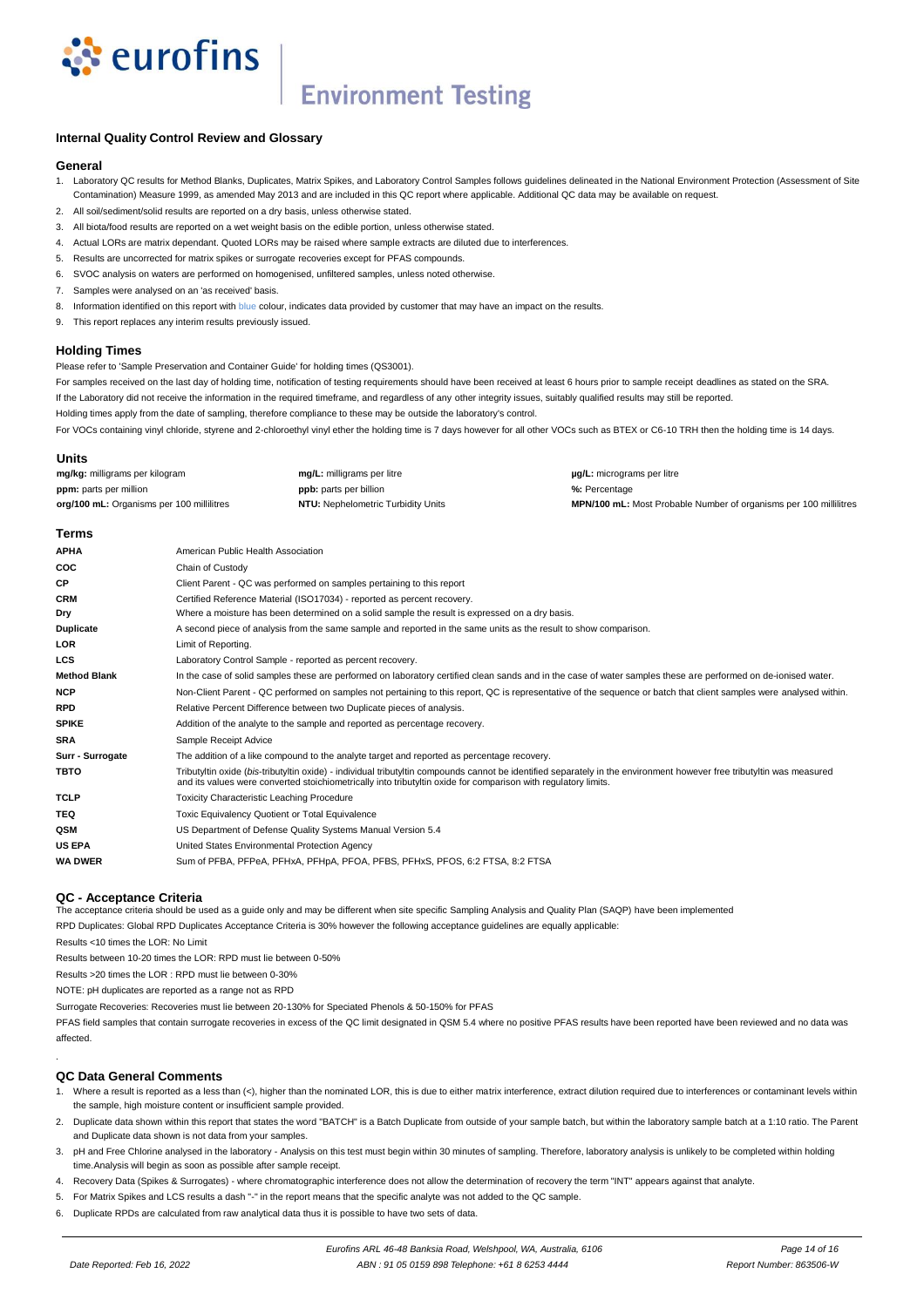## Internal Quality Control Review and Glossary

### General

1. Laboratory QC results for Method Blanks, Duplicates, Matrix Spikes, and Laboratory Control Samples follows guidelines delineated in the National Environment Protection (Assessment of Site Contamination) Measure 1999, as amended May 2013 and are included in this QC report where applicable. Additional QC data may be available on request.
2. All soil/sediment/solid results are reported on a dry basis, unless otherwise stated.
3. All biota/food results are reported on a wet weight basis on the edible portion, unless otherwise stated.
4. Actual LORs are matrix dependant. Quoted LORs may be raised where sample extracts are diluted due to interferences.
5. Results are uncorrected for matrix spikes or surrogate recoveries except for PFAS compounds.
6. SVOC analysis on waters are performed on homogenised, unfiltered samples, unless noted otherwise.
7. Samples were analysed on an 'as received' basis.
8. Information identified on this report with blue colour, indicates data provided by customer that may have an impact on the results.
9. This report replaces any interim results previously issued.

### Holding Times

Please refer to 'Sample Preservation and Container Guide' for holding times (QS3001).

For samples received on the last day of holding time, notification of testing requirements should have been received at least 6 hours prior to sample receipt deadlines as stated on the SRA.

If the Laboratory did not receive the information in the required timeframe, and regardless of any other integrity issues, suitably qualified results may still be reported.

Holding times apply from the date of sampling, therefore compliance to these may be outside the laboratory's control.

For VOCs containing vinyl chloride, styrene and 2-chloroethyl vinyl ether the holding time is 7 days however for all other VOCs such as BTEX or C6-10 TRH then the holding time is 14 days.

### Units

| | | |
|---|---|---|
| **mg/kg:** milligrams per kilogram | **mg/L:** milligrams per litre | **μg/L:** micrograms per litre |
| **ppm:** parts per million | **ppb:** parts per billion | **%:** Percentage |
| **org/100 mL:** Organisms per 100 millilitres | **NTU:** Nephelometric Turbidity Units | **MPN/100 mL:** Most Probable Number of organisms per 100 millilitres |

### Terms

| | |
|---|---|
| **APHA** | American Public Health Association |
| **COC** | Chain of Custody |
| **CP** | Client Parent - QC was performed on samples pertaining to this report |
| **CRM** | Certified Reference Material (ISO17034) - reported as percent recovery. |
| **Dry** | Where a moisture has been determined on a solid sample the result is expressed on a dry basis. |
| **Duplicate** | A second piece of analysis from the same sample and reported in the same units as the result to show comparison. |
| **LOR** | Limit of Reporting. |
| **LCS** | Laboratory Control Sample - reported as percent recovery. |
| **Method Blank** | In the case of solid samples these are performed on laboratory certified clean sands and in the case of water samples these are performed on de-ionised water. |
| **NCP** | Non-Client Parent - QC performed on samples not pertaining to this report, QC is representative of the sequence or batch that client samples were analysed within. |
| **RPD** | Relative Percent Difference between two Duplicate pieces of analysis. |
| **SPIKE** | Addition of the analyte to the sample and reported as percentage recovery. |
| **SRA** | Sample Receipt Advice |
| **Surr - Surrogate** | The addition of a like compound to the analyte target and reported as percentage recovery. |
| **TBTO** | Tributyltin oxide (*bis*-tributyltin oxide) - individual tributyltin compounds cannot be identified separately in the environment however free tributyltin was measured and its values were converted stoichiometrically into tributyltin oxide for comparison with regulatory limits. |
| **TCLP** | Toxicity Characteristic Leaching Procedure |
| **TEQ** | Toxic Equivalency Quotient or Total Equivalence |
| **QSM** | US Department of Defense Quality Systems Manual Version 5.4 |
| **US EPA** | United States Environmental Protection Agency |
| **WA DWER** | Sum of PFBA, PFPeA, PFHxA, PFHpA, PFOA, PFBS, PFHxS, PFOS, 6:2 FTSA, 8:2 FTSA |

### QC - Acceptance Criteria

The acceptance criteria should be used as a guide only and may be different when site specific Sampling Analysis and Quality Plan (SAQP) have been implemented

RPD Duplicates: Global RPD Duplicates Acceptance Criteria is 30% however the following acceptance guidelines are equally applicable:

Results <10 times the LOR: No Limit

Results between 10-20 times the LOR: RPD must lie between 0-50%

Results >20 times the LOR : RPD must lie between 0-30%

NOTE: pH duplicates are reported as a range not as RPD

Surrogate Recoveries: Recoveries must lie between 20-130% for Speciated Phenols & 50-150% for PFAS

PFAS field samples that contain surrogate recoveries in excess of the QC limit designated in QSM 5.4 where no positive PFAS results have been reported have been reviewed and no data was affected.

### QC Data General Comments

1. Where a result is reported as a less than (<), higher than the nominated LOR, this is due to either matrix interference, extract dilution required due to interferences or contaminant levels within the sample, high moisture content or insufficient sample provided.
2. Duplicate data shown within this report that states the word "BATCH" is a Batch Duplicate from outside of your sample batch, but within the laboratory sample batch at a 1:10 ratio. The Parent and Duplicate data shown is not data from your samples.
3. pH and Free Chlorine analysed in the laboratory - Analysis on this test must begin within 30 minutes of sampling. Therefore, laboratory analysis is unlikely to be completed within holding time.Analysis will begin as soon as possible after sample receipt.
4. Recovery Data (Spikes & Surrogates) - where chromatographic interference does not allow the determination of recovery the term "INT" appears against that analyte.
5. For Matrix Spikes and LCS results a dash "-" in the report means that the specific analyte was not added to the QC sample.
6. Duplicate RPDs are calculated from raw analytical data thus it is possible to have two sets of data.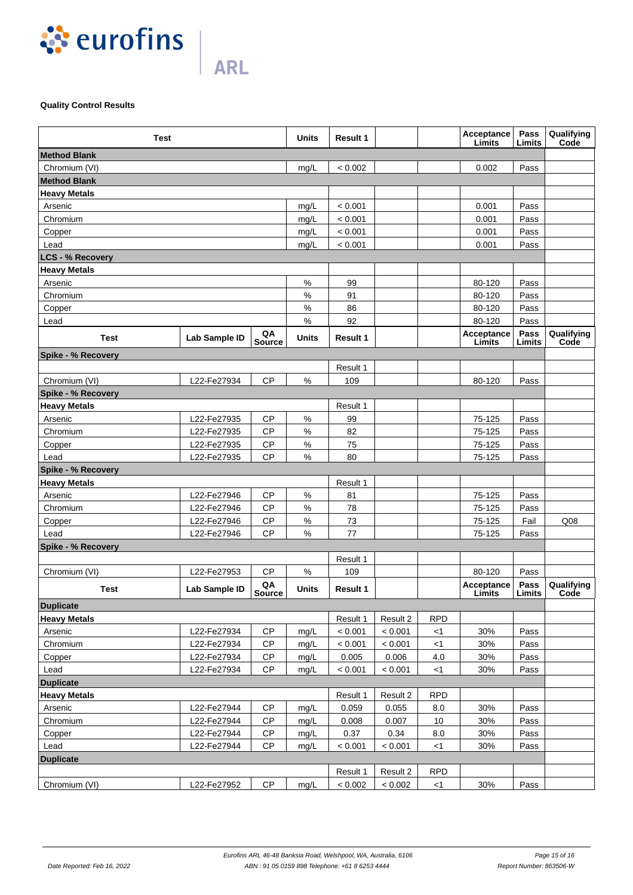## Quality Control Results

| Test | Lab Sample ID | QA Source | Units | Result 1 | | | Acceptance Limits | Pass Limits | Qualifying Code |
|---|---|---|---|---|---|---|---|---|---|
| **Method Blank** | | | | | | | | | |
| Chromium (VI) | | | mg/L | < 0.002 | | | 0.002 | Pass | |
| **Method Blank** | | | | | | | | | |
| **Heavy Metals** | | | | | | | | | |
| Arsenic | | | mg/L | < 0.001 | | | 0.001 | Pass | |
| Chromium | | | mg/L | < 0.001 | | | 0.001 | Pass | |
| Copper | | | mg/L | < 0.001 | | | 0.001 | Pass | |
| Lead | | | mg/L | < 0.001 | | | 0.001 | Pass | |
| **LCS - % Recovery** | | | | | | | | | |
| **Heavy Metals** | | | | | | | | | |
| Arsenic | | | % | 99 | | | 80-120 | Pass | |
| Chromium | | | % | 91 | | | 80-120 | Pass | |
| Copper | | | % | 86 | | | 80-120 | Pass | |
| Lead | | | % | 92 | | | 80-120 | Pass | |
| **Test** | **Lab Sample ID** | **QA Source** | **Units** | **Result 1** | | | **Acceptance Limits** | **Pass Limits** | **Qualifying Code** |
| **Spike - % Recovery** | | | | | | | | | |
| | | | | Result 1 | | | | | |
| Chromium (VI) | L22-Fe27934 | CP | % | 109 | | | 80-120 | Pass | |
| **Spike - % Recovery** | | | | | | | | | |
| **Heavy Metals** | | | | Result 1 | | | | | |
| Arsenic | L22-Fe27935 | CP | % | 99 | | | 75-125 | Pass | |
| Chromium | L22-Fe27935 | CP | % | 82 | | | 75-125 | Pass | |
| Copper | L22-Fe27935 | CP | % | 75 | | | 75-125 | Pass | |
| Lead | L22-Fe27935 | CP | % | 80 | | | 75-125 | Pass | |
| **Spike - % Recovery** | | | | | | | | | |
| **Heavy Metals** | | | | Result 1 | | | | | |
| Arsenic | L22-Fe27946 | CP | % | 81 | | | 75-125 | Pass | |
| Chromium | L22-Fe27946 | CP | % | 78 | | | 75-125 | Pass | |
| Copper | L22-Fe27946 | CP | % | 73 | | | 75-125 | Fail | Q08 |
| Lead | L22-Fe27946 | CP | % | 77 | | | 75-125 | Pass | |
| **Spike - % Recovery** | | | | | | | | | |
| | | | | Result 1 | | | | | |
| Chromium (VI) | L22-Fe27953 | CP | % | 109 | | | 80-120 | Pass | |
| **Test** | **Lab Sample ID** | **QA Source** | **Units** | **Result 1** | | | **Acceptance Limits** | **Pass Limits** | **Qualifying Code** |
| **Duplicate** | | | | | | | | | |
| **Heavy Metals** | | | | Result 1 | Result 2 | RPD | | | |
| Arsenic | L22-Fe27934 | CP | mg/L | < 0.001 | < 0.001 | <1 | 30% | Pass | |
| Chromium | L22-Fe27934 | CP | mg/L | < 0.001 | < 0.001 | <1 | 30% | Pass | |
| Copper | L22-Fe27934 | CP | mg/L | 0.005 | 0.006 | 4.0 | 30% | Pass | |
| Lead | L22-Fe27934 | CP | mg/L | < 0.001 | < 0.001 | <1 | 30% | Pass | |
| **Duplicate** | | | | | | | | | |
| **Heavy Metals** | | | | Result 1 | Result 2 | RPD | | | |
| Arsenic | L22-Fe27944 | CP | mg/L | 0.059 | 0.055 | 8.0 | 30% | Pass | |
| Chromium | L22-Fe27944 | CP | mg/L | 0.008 | 0.007 | 10 | 30% | Pass | |
| Copper | L22-Fe27944 | CP | mg/L | 0.37 | 0.34 | 8.0 | 30% | Pass | |
| Lead | L22-Fe27944 | CP | mg/L | < 0.001 | < 0.001 | <1 | 30% | Pass | |
| **Duplicate** | | | | | | | | | |
| | | | | Result 1 | Result 2 | RPD | | | |
| Chromium (VI) | L22-Fe27952 | CP | mg/L | < 0.002 | < 0.002 | <1 | 30% | Pass | |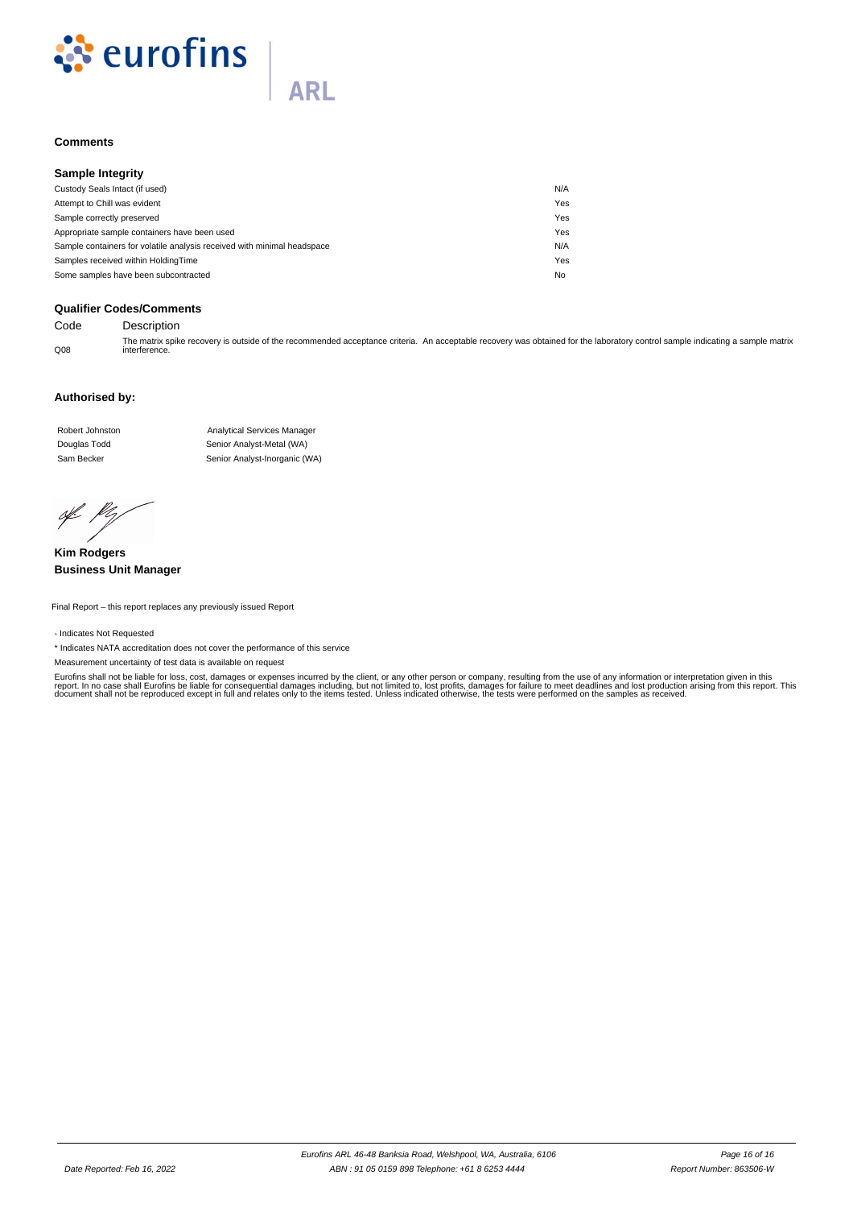### Comments

### Sample Integrity

| | |
|---|---|
| Custody Seals Intact (if used) | N/A |
| Attempt to Chill was evident | Yes |
| Sample correctly preserved | Yes |
| Appropriate sample containers have been used | Yes |
| Sample containers for volatile analysis received with minimal headspace | N/A |
| Samples received within HoldingTime | Yes |
| Some samples have been subcontracted | No |

### Qualifier Codes/Comments

| Code | Description |
|---|---|
| Q08 | The matrix spike recovery is outside of the recommended acceptance criteria. An acceptable recovery was obtained for the laboratory control sample indicating a sample matrix interference. |

### Authorised by:

| | |
|---|---|
| Robert Johnston | Analytical Services Manager |
| Douglas Todd | Senior Analyst-Metal (WA) |
| Sam Becker | Senior Analyst-Inorganic (WA) |

**Kim Rodgers**
**Business Unit Manager**

Final Report – this report replaces any previously issued Report

- Indicates Not Requested

* Indicates NATA accreditation does not cover the performance of this service

Measurement uncertainty of test data is available on request

Eurofins shall not be liable for loss, cost, damages or expenses incurred by the client, or any other person or company, resulting from the use of any information or interpretation given in this report. In no case shall Eurofins be liable for consequential damages including, but not limited to, lost profits, damages for failure to meet deadlines and lost production arising from this report. This document shall not be reproduced except in full and relates only to the items tested. Unless indicated otherwise, the tests were performed on the samples as received.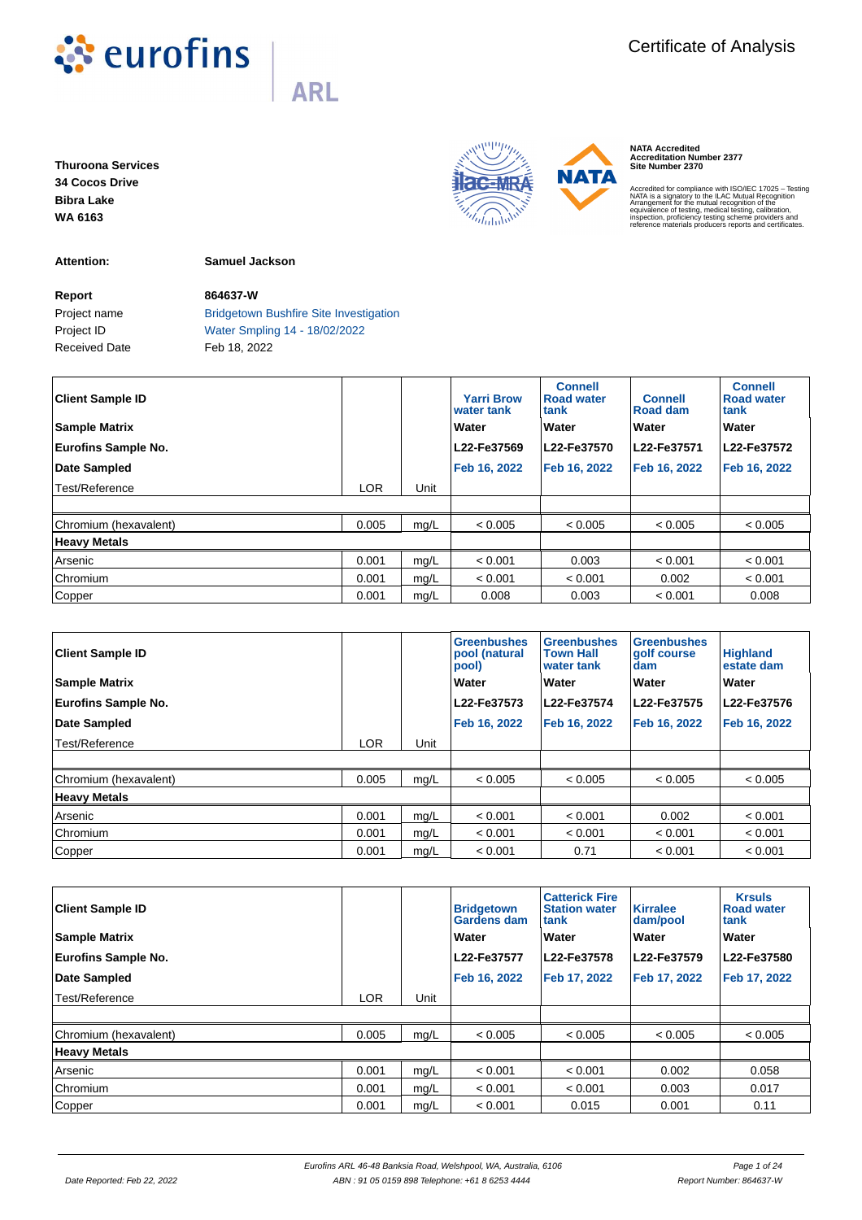eurofins ARL

# Certificate of Analysis

**Thuroona Services**
**34 Cocos Drive**
**Bibra Lake**
**WA 6163**

NATA Accredited
Accreditation Number 2377
Site Number 2370

Accredited for compliance with ISO/IEC 17025 – Testing
NATA is a signatory to the ILAC Mutual Recognition Arrangement for the mutual recognition of the equivalence of testing, medical testing, calibration, inspection, proficiency testing scheme providers and reference materials producers reports and certificates.

**Attention:** **Samuel Jackson**

**Report** **864637-W**
Project name Bridgetown Bushfire Site Investigation
Project ID Water Smpling 14 - 18/02/2022
Received Date Feb 18, 2022

| **Client Sample ID** | | | **Yarri Brow water tank** | **Connell Road water tank** | **Connell Road dam** | **Connell Road water tank** |
|---|---|---|---|---|---|---|
| **Sample Matrix** | | | **Water** | **Water** | **Water** | **Water** |
| **Eurofins Sample No.** | | | **L22-Fe37569** | **L22-Fe37570** | **L22-Fe37571** | **L22-Fe37572** |
| **Date Sampled** | | | **Feb 16, 2022** | **Feb 16, 2022** | **Feb 16, 2022** | **Feb 16, 2022** |
| Test/Reference | LOR | Unit | | | | |
| | | | | | | |
| Chromium (hexavalent) | 0.005 | mg/L | < 0.005 | < 0.005 | < 0.005 | < 0.005 |
| **Heavy Metals** | | | | | | |
| Arsenic | 0.001 | mg/L | < 0.001 | 0.003 | < 0.001 | < 0.001 |
| Chromium | 0.001 | mg/L | < 0.001 | < 0.001 | 0.002 | < 0.001 |
| Copper | 0.001 | mg/L | 0.008 | 0.003 | < 0.001 | 0.008 |

| **Client Sample ID** | | | **Greenbushes pool (natural pool)** | **Greenbushes Town Hall water tank** | **Greenbushes golf course dam** | **Highland estate dam** |
|---|---|---|---|---|---|---|
| **Sample Matrix** | | | **Water** | **Water** | **Water** | **Water** |
| **Eurofins Sample No.** | | | **L22-Fe37573** | **L22-Fe37574** | **L22-Fe37575** | **L22-Fe37576** |
| **Date Sampled** | | | **Feb 16, 2022** | **Feb 16, 2022** | **Feb 16, 2022** | **Feb 16, 2022** |
| Test/Reference | LOR | Unit | | | | |
| | | | | | | |
| Chromium (hexavalent) | 0.005 | mg/L | < 0.005 | < 0.005 | < 0.005 | < 0.005 |
| **Heavy Metals** | | | | | | |
| Arsenic | 0.001 | mg/L | < 0.001 | < 0.001 | 0.002 | < 0.001 |
| Chromium | 0.001 | mg/L | < 0.001 | < 0.001 | < 0.001 | < 0.001 |
| Copper | 0.001 | mg/L | < 0.001 | 0.71 | < 0.001 | < 0.001 |

| **Client Sample ID** | | | **Bridgetown Gardens dam** | **Catterick Fire Station water tank** | **Kirralee dam/pool** | **Krsuls Road water tank** |
|---|---|---|---|---|---|---|
| **Sample Matrix** | | | **Water** | **Water** | **Water** | **Water** |
| **Eurofins Sample No.** | | | **L22-Fe37577** | **L22-Fe37578** | **L22-Fe37579** | **L22-Fe37580** |
| **Date Sampled** | | | **Feb 16, 2022** | **Feb 17, 2022** | **Feb 17, 2022** | **Feb 17, 2022** |
| Test/Reference | LOR | Unit | | | | |
| | | | | | | |
| Chromium (hexavalent) | 0.005 | mg/L | < 0.005 | < 0.005 | < 0.005 | < 0.005 |
| **Heavy Metals** | | | | | | |
| Arsenic | 0.001 | mg/L | < 0.001 | < 0.001 | 0.002 | 0.058 |
| Chromium | 0.001 | mg/L | < 0.001 | < 0.001 | 0.003 | 0.017 |
| Copper | 0.001 | mg/L | < 0.001 | 0.015 | 0.001 | 0.11 |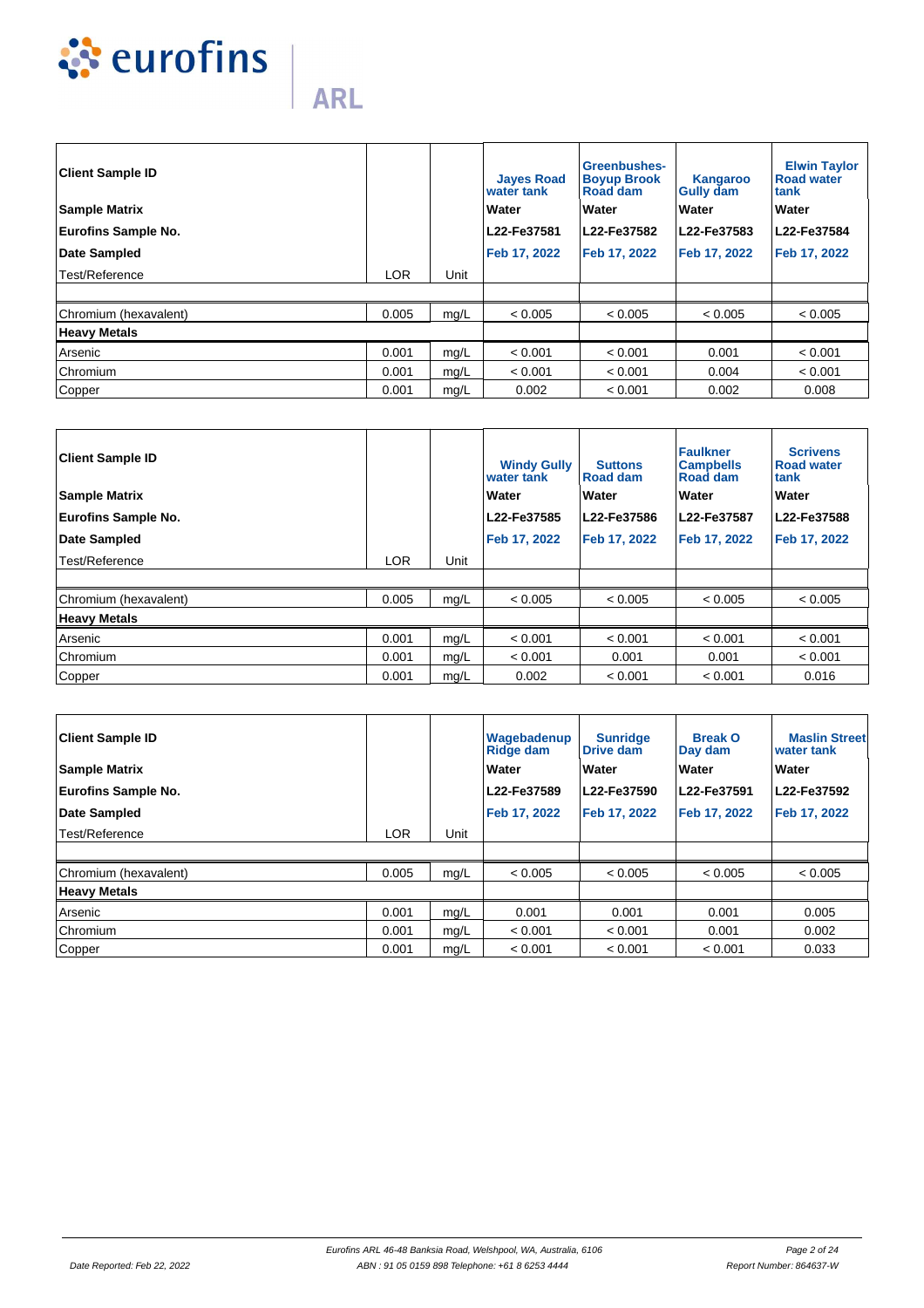| Client Sample ID | | | Jayes Road water tank | Greenbushes-Boyup Brook Road dam | Kangaroo Gully dam | Elwin Taylor Road water tank |
|---|---|---|---|---|---|---|
| **Sample Matrix** | | | Water | Water | Water | Water |
| **Eurofins Sample No.** | | | L22-Fe37581 | L22-Fe37582 | L22-Fe37583 | L22-Fe37584 |
| **Date Sampled** | | | Feb 17, 2022 | Feb 17, 2022 | Feb 17, 2022 | Feb 17, 2022 |
| Test/Reference | LOR | Unit | | | | |
| Chromium (hexavalent) | 0.005 | mg/L | < 0.005 | < 0.005 | < 0.005 | < 0.005 |
| **Heavy Metals** | | | | | | |
| Arsenic | 0.001 | mg/L | < 0.001 | < 0.001 | 0.001 | < 0.001 |
| Chromium | 0.001 | mg/L | < 0.001 | < 0.001 | 0.004 | < 0.001 |
| Copper | 0.001 | mg/L | 0.002 | < 0.001 | 0.002 | 0.008 |

| Client Sample ID | | | Windy Gully water tank | Suttons Road dam | Faulkner Campbells Road dam | Scrivens Road water tank |
|---|---|---|---|---|---|---|
| **Sample Matrix** | | | Water | Water | Water | Water |
| **Eurofins Sample No.** | | | L22-Fe37585 | L22-Fe37586 | L22-Fe37587 | L22-Fe37588 |
| **Date Sampled** | | | Feb 17, 2022 | Feb 17, 2022 | Feb 17, 2022 | Feb 17, 2022 |
| Test/Reference | LOR | Unit | | | | |
| Chromium (hexavalent) | 0.005 | mg/L | < 0.005 | < 0.005 | < 0.005 | < 0.005 |
| **Heavy Metals** | | | | | | |
| Arsenic | 0.001 | mg/L | < 0.001 | < 0.001 | < 0.001 | < 0.001 |
| Chromium | 0.001 | mg/L | < 0.001 | 0.001 | 0.001 | < 0.001 |
| Copper | 0.001 | mg/L | 0.002 | < 0.001 | < 0.001 | 0.016 |

| Client Sample ID | | | Wagebadenup Ridge dam | Sunridge Drive dam | Break O Day dam | Maslin Street water tank |
|---|---|---|---|---|---|---|
| **Sample Matrix** | | | Water | Water | Water | Water |
| **Eurofins Sample No.** | | | L22-Fe37589 | L22-Fe37590 | L22-Fe37591 | L22-Fe37592 |
| **Date Sampled** | | | Feb 17, 2022 | Feb 17, 2022 | Feb 17, 2022 | Feb 17, 2022 |
| Test/Reference | LOR | Unit | | | | |
| Chromium (hexavalent) | 0.005 | mg/L | < 0.005 | < 0.005 | < 0.005 | < 0.005 |
| **Heavy Metals** | | | | | | |
| Arsenic | 0.001 | mg/L | 0.001 | 0.001 | 0.001 | 0.005 |
| Chromium | 0.001 | mg/L | < 0.001 | < 0.001 | 0.001 | 0.002 |
| Copper | 0.001 | mg/L | < 0.001 | < 0.001 | < 0.001 | 0.033 |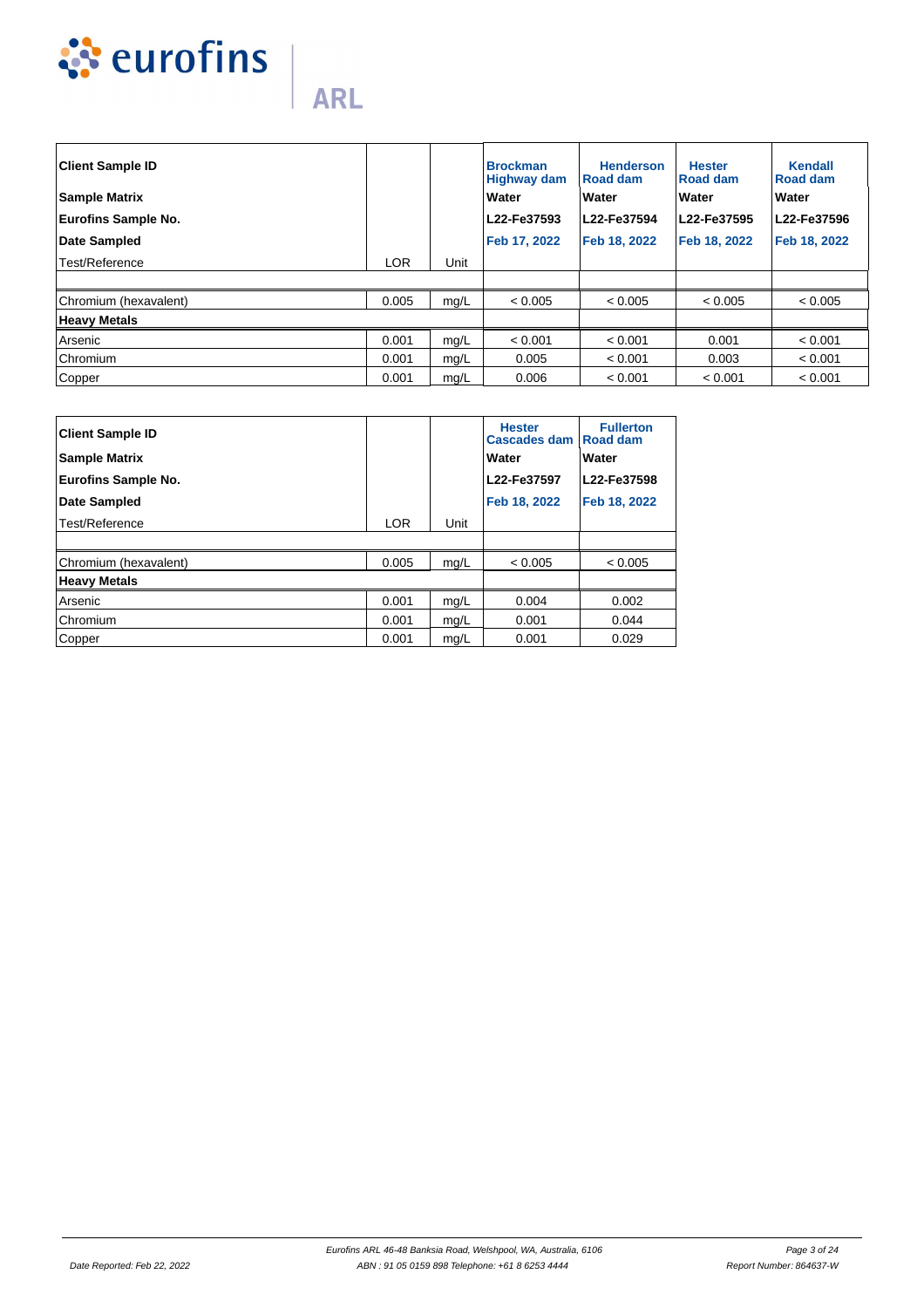| Client Sample ID | | | Brockman Highway dam | Henderson Road dam | Hester Road dam | Kendall Road dam |
|---|---|---|---|---|---|---|
| **Sample Matrix** | | | **Water** | **Water** | **Water** | **Water** |
| **Eurofins Sample No.** | | | **L22-Fe37593** | **L22-Fe37594** | **L22-Fe37595** | **L22-Fe37596** |
| **Date Sampled** | | | **Feb 17, 2022** | **Feb 18, 2022** | **Feb 18, 2022** | **Feb 18, 2022** |
| Test/Reference | LOR | Unit | | | | |
| | | | | | | |
| Chromium (hexavalent) | 0.005 | mg/L | < 0.005 | < 0.005 | < 0.005 | < 0.005 |
| **Heavy Metals** | | | | | | |
| Arsenic | 0.001 | mg/L | < 0.001 | < 0.001 | 0.001 | < 0.001 |
| Chromium | 0.001 | mg/L | 0.005 | < 0.001 | 0.003 | < 0.001 |
| Copper | 0.001 | mg/L | 0.006 | < 0.001 | < 0.001 | < 0.001 |

| Client Sample ID | | | Hester Cascades dam | Fullerton Road dam |
|---|---|---|---|---|
| **Sample Matrix** | | | **Water** | **Water** |
| **Eurofins Sample No.** | | | **L22-Fe37597** | **L22-Fe37598** |
| **Date Sampled** | | | **Feb 18, 2022** | **Feb 18, 2022** |
| Test/Reference | LOR | Unit | | |
| | | | | |
| Chromium (hexavalent) | 0.005 | mg/L | < 0.005 | < 0.005 |
| **Heavy Metals** | | | | |
| Arsenic | 0.001 | mg/L | 0.004 | 0.002 |
| Chromium | 0.001 | mg/L | 0.001 | 0.044 |
| Copper | 0.001 | mg/L | 0.001 | 0.029 |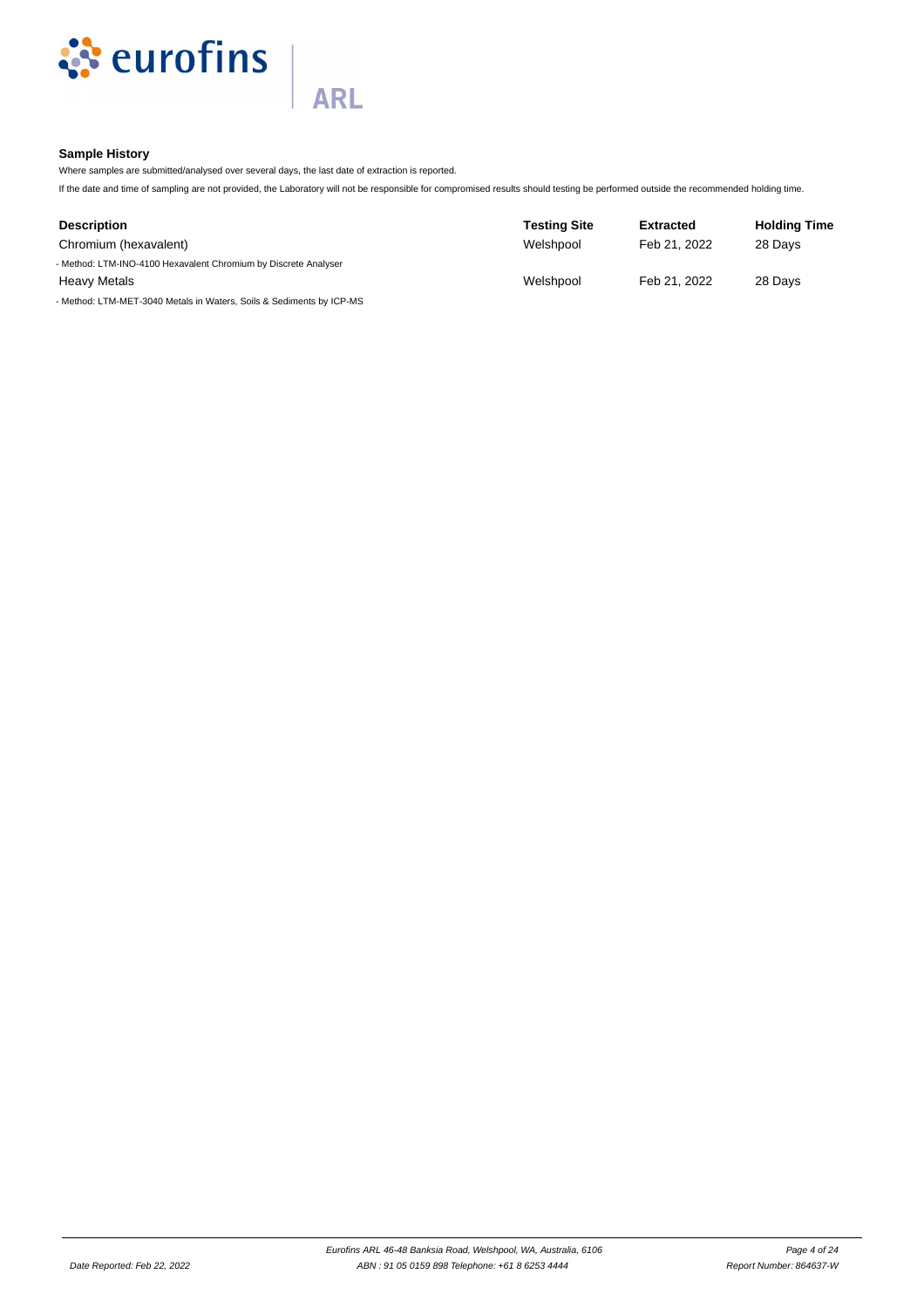### Sample History

Where samples are submitted/analysed over several days, the last date of extraction is reported.

If the date and time of sampling are not provided, the Laboratory will not be responsible for compromised results should testing be performed outside the recommended holding time.

| Description | Testing Site | Extracted | Holding Time |
|---|---|---|---|
| Chromium (hexavalent) | Welshpool | Feb 21, 2022 | 28 Days |
| - Method: LTM-INO-4100 Hexavalent Chromium by Discrete Analyser | | | |
| Heavy Metals | Welshpool | Feb 21, 2022 | 28 Days |
| - Method: LTM-MET-3040 Metals in Waters, Soils & Sediments by ICP-MS | | | |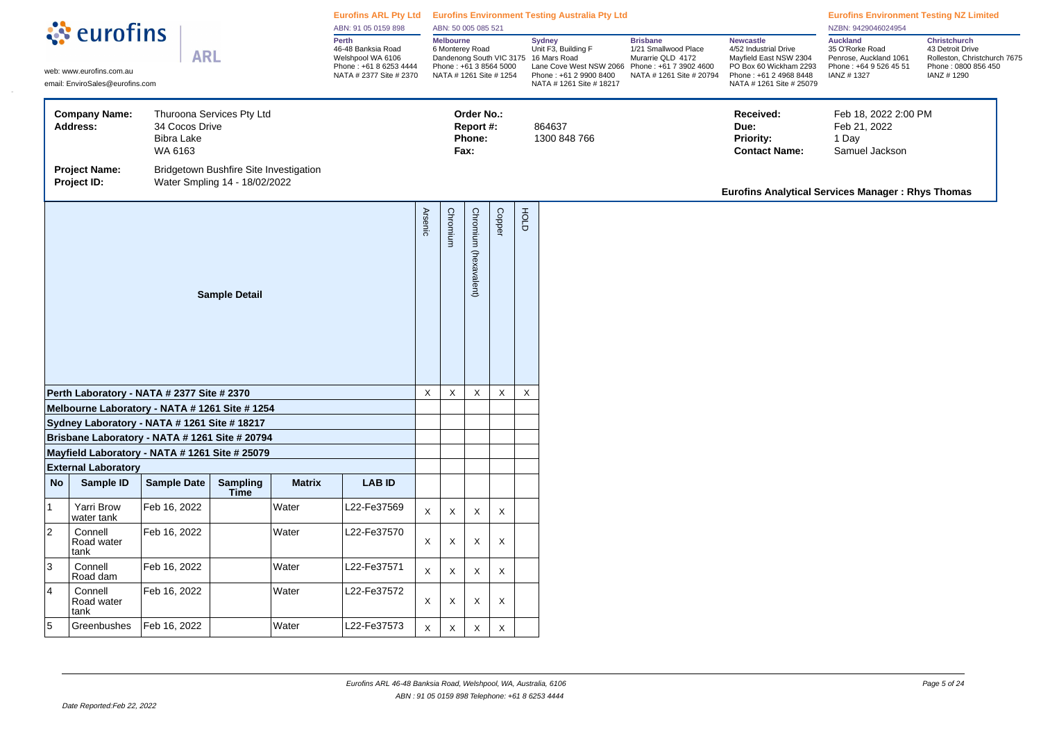**eurofins** | **ARL**

web: www.eurofins.com.au
email: EnviroSales@eurofins.com

**Eurofins ARL Pty Ltd**
ABN: 91 05 0159 898

**Perth**
46-48 Banksia Road
Welshpool WA 6106
Phone : +61 8 6253 4444
NATA # 2377 Site # 2370

**Eurofins Environment Testing Australia Pty Ltd**
ABN: 50 005 085 521

**Melbourne**
6 Monterey Road
Dandenong South VIC 3175
Phone : +61 3 8564 5000
NATA # 1261 Site # 1254

**Sydney**
Unit F3, Building F
16 Mars Road
Lane Cove West NSW 2066
Phone : +61 2 9900 8400
NATA # 1261 Site # 18217

**Brisbane**
1/21 Smallwood Place
Murarrie QLD 4172
Phone : +61 7 3902 4600
NATA # 1261 Site # 20794

**Newcastle**
4/52 Industrial Drive
Mayfield East NSW 2304
PO Box 60 Wickham 2293
Phone : +61 2 4968 8448
NATA # 1261 Site # 25079

**Eurofins Environment Testing NZ Limited**
NZBN: 9429046024954

**Auckland**
35 O'Rorke Road
Penrose, Auckland 1061
Phone : +64 9 526 45 51
IANZ # 1327

**Christchurch**
43 Detroit Drive
Rolleston, Christchurch 7675
Phone : 0800 856 450
IANZ # 1290

| | | | | | |
|---|---|---|---|---|---|
| **Company Name:** | Thuroona Services Pty Ltd | **Order No.:** | | **Received:** | Feb 18, 2022 2:00 PM |
| **Address:** | 34 Cocos Drive, Bibra Lake, WA 6163 | **Report #:** | 864637 | **Due:** | Feb 21, 2022 |
| | | **Phone:** | 1300 848 766 | **Priority:** | 1 Day |
| | | **Fax:** | | **Contact Name:** | Samuel Jackson |
| **Project Name:** | Bridgetown Bushfire Site Investigation | | | | |
| **Project ID:** | Water Smpling 14 - 18/02/2022 | | | | |

**Eurofins Analytical Services Manager : Rhys Thomas**

| Sample Detail | | | | | | Arsenic | Chromium | Chromium (hexavalent) | Copper | HOLD |
|---|---|---|---|---|---|---|---|---|---|---|
| **Perth Laboratory - NATA # 2377 Site # 2370** | | | | | | X | X | X | X | X |
| **Melbourne Laboratory - NATA # 1261 Site # 1254** | | | | | | | | | | |
| **Sydney Laboratory - NATA # 1261 Site # 18217** | | | | | | | | | | |
| **Brisbane Laboratory - NATA # 1261 Site # 20794** | | | | | | | | | | |
| **Mayfield Laboratory - NATA # 1261 Site # 25079** | | | | | | | | | | |
| **External Laboratory** | | | | | | | | | | |
| **No** | **Sample ID** | **Sample Date** | **Sampling Time** | **Matrix** | **LAB ID** | | | | | |
| 1 | Yarri Brow water tank | Feb 16, 2022 | | Water | L22-Fe37569 | X | X | X | X | |
| 2 | Connell Road water tank | Feb 16, 2022 | | Water | L22-Fe37570 | X | X | X | X | |
| 3 | Connell Road dam | Feb 16, 2022 | | Water | L22-Fe37571 | X | X | X | X | |
| 4 | Connell Road water tank | Feb 16, 2022 | | Water | L22-Fe37572 | X | X | X | X | |
| 5 | Greenbushes | Feb 16, 2022 | | Water | L22-Fe37573 | X | X | X | X | |

Eurofins ARL 46-48 Banksia Road, Welshpool, WA, Australia, 6106
ABN : 91 05 0159 898 Telephone: +61 8 6253 4444

Date Reported:Feb 22, 2022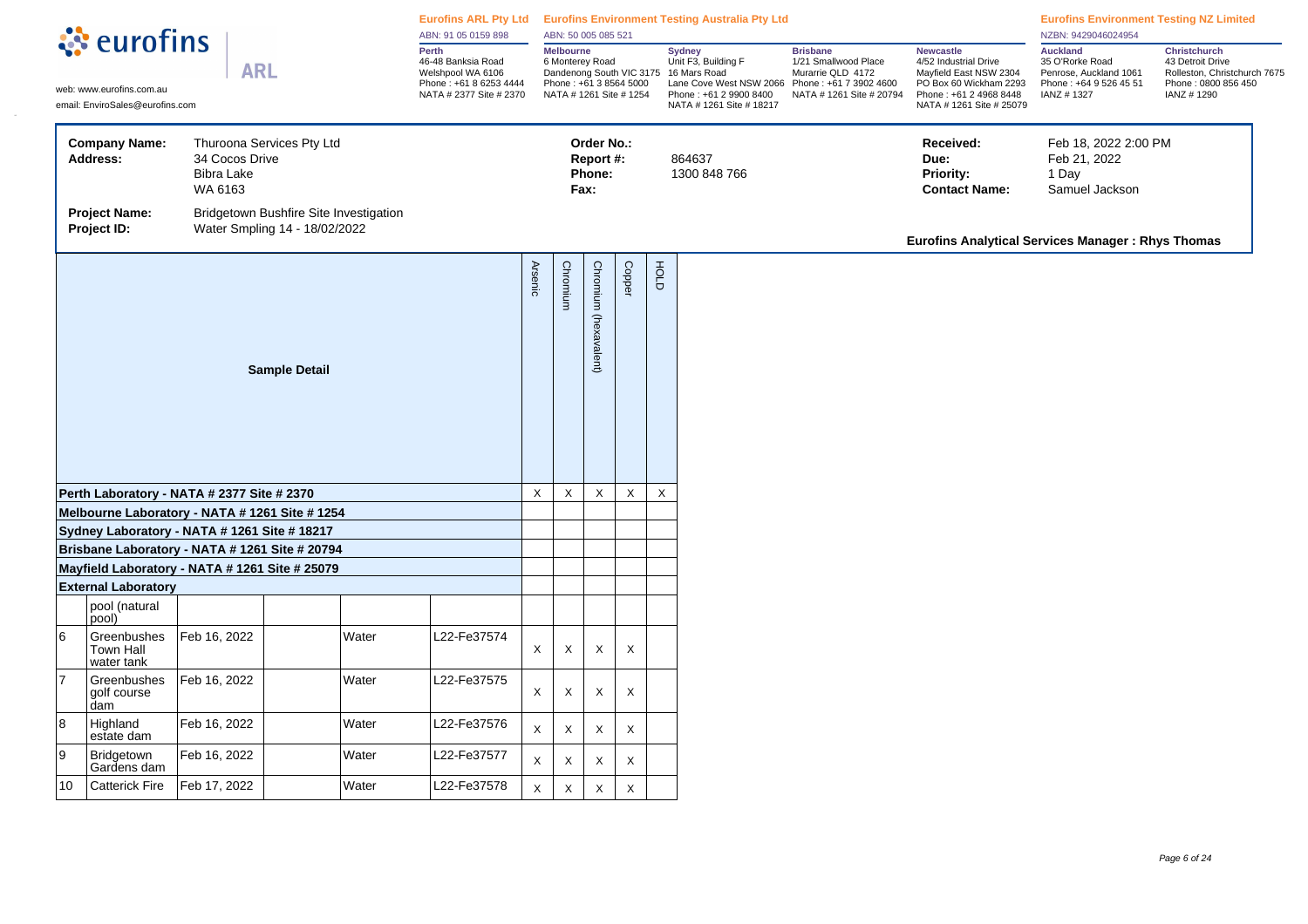**eurofins** | **ARL**

web: www.eurofins.com.au
email: EnviroSales@eurofins.com

**Eurofins ARL Pty Ltd**
ABN: 91 05 0159 898

**Perth**
46-48 Banksia Road
Welshpool WA 6106
Phone : +61 8 6253 4444
NATA # 2377 Site # 2370

**Eurofins Environment Testing Australia Pty Ltd**
ABN: 50 005 085 521

**Melbourne**
6 Monterey Road
Dandenong South VIC 3175
Phone : +61 3 8564 5000
NATA # 1261 Site # 1254

**Sydney**
Unit F3, Building F
16 Mars Road
Lane Cove West NSW 2066
Phone : +61 2 9900 8400
NATA # 1261 Site # 18217

**Brisbane**
1/21 Smallwood Place
Murarrie QLD 4172
Phone : +61 7 3902 4600
NATA # 1261 Site # 20794

**Newcastle**
4/52 Industrial Drive
Mayfield East NSW 2304
PO Box 60 Wickham 2293
Phone : +61 2 4968 8448
NATA # 1261 Site # 25079

**Eurofins Environment Testing NZ Limited**
NZBN: 9429046024954

**Auckland**
35 O'Rorke Road
Penrose, Auckland 1061
Phone : +64 9 526 45 51
IANZ # 1327

**Christchurch**
43 Detroit Drive
Rolleston, Christchurch 7675
Phone : 0800 856 450
IANZ # 1290

| | | | |
|---|---|---|---|
| **Company Name:** | Thuroona Services Pty Ltd | **Order No.:** | |
| **Address:** | 34 Cocos Drive<br>Bibra Lake<br>WA 6163 | **Report #:** | 864637 |
| | | **Phone:** | 1300 848 766 |
| | | **Fax:** | |
| **Project Name:** | Bridgetown Bushfire Site Investigation | | |
| **Project ID:** | Water Smpling 14 - 18/02/2022 | | |

| | |
|---|---|
| **Received:** | Feb 18, 2022 2:00 PM |
| **Due:** | Feb 21, 2022 |
| **Priority:** | 1 Day |
| **Contact Name:** | Samuel Jackson |

**Eurofins Analytical Services Manager : Rhys Thomas**

| **Sample Detail** | | | | | | Arsenic | Chromium | Chromium (hexavalent) | Copper | HOLD |
|---|---|---|---|---|---|---|---|---|---|---|
| **Perth Laboratory - NATA # 2377 Site # 2370** | | | | | | X | X | X | X | X |
| **Melbourne Laboratory - NATA # 1261 Site # 1254** | | | | | | | | | | |
| **Sydney Laboratory - NATA # 1261 Site # 18217** | | | | | | | | | | |
| **Brisbane Laboratory - NATA # 1261 Site # 20794** | | | | | | | | | | |
| **Mayfield Laboratory - NATA # 1261 Site # 25079** | | | | | | | | | | |
| **External Laboratory** | | | | | | | | | | |
| | pool (natural pool) | | | | | | | | | |
| 6 | Greenbushes Town Hall water tank | Feb 16, 2022 | | Water | L22-Fe37574 | X | X | X | X | |
| 7 | Greenbushes golf course dam | Feb 16, 2022 | | Water | L22-Fe37575 | X | X | X | X | |
| 8 | Highland estate dam | Feb 16, 2022 | | Water | L22-Fe37576 | X | X | X | X | |
| 9 | Bridgetown Gardens dam | Feb 16, 2022 | | Water | L22-Fe37577 | X | X | X | X | |
| 10 | Catterick Fire | Feb 17, 2022 | | Water | L22-Fe37578 | X | X | X | X | |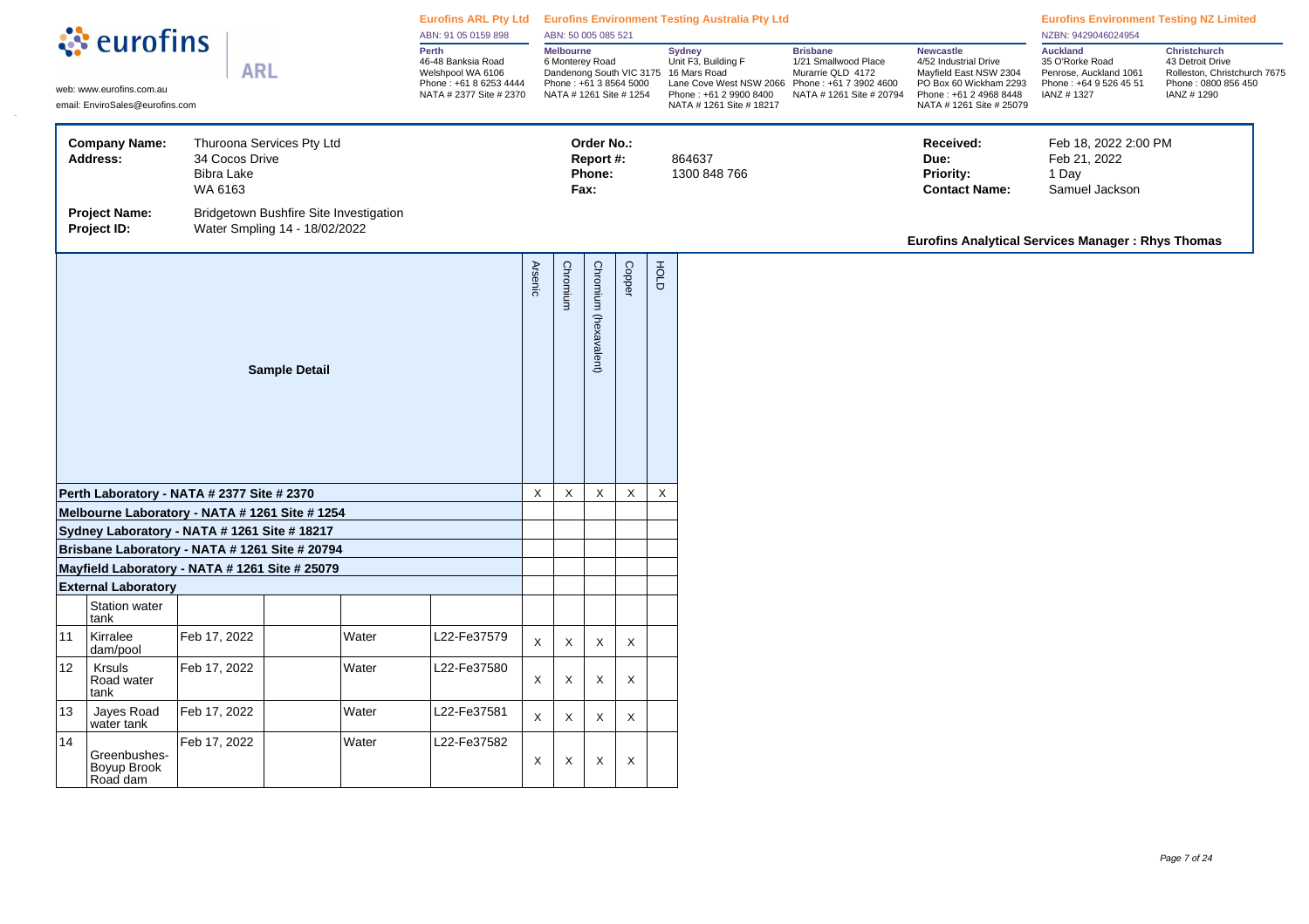**eurofins** | **ARL**

web: www.eurofins.com.au
email: EnviroSales@eurofins.com

**Eurofins ARL Pty Ltd**
ABN: 91 05 0159 898

**Perth**
46-48 Banksia Road
Welshpool WA 6106
Phone : +61 8 6253 4444
NATA # 2377 Site # 2370

**Eurofins Environment Testing Australia Pty Ltd**
ABN: 50 005 085 521

**Melbourne**
6 Monterey Road
Dandenong South VIC 3175
Phone : +61 3 8564 5000
NATA # 1261 Site # 1254

**Sydney**
Unit F3, Building F
16 Mars Road
Lane Cove West NSW 2066
Phone : +61 2 9900 8400
NATA # 1261 Site # 18217

**Brisbane**
1/21 Smallwood Place
Murarrie QLD 4172
Phone : +61 7 3902 4600
NATA # 1261 Site # 20794

**Newcastle**
4/52 Industrial Drive
Mayfield East NSW 2304
PO Box 60 Wickham 2293
Phone : +61 2 4968 8448
NATA # 1261 Site # 25079

**Eurofins Environment Testing NZ Limited**
NZBN: 9429046024954

**Auckland**
35 O'Rorke Road
Penrose, Auckland 1061
Phone : +64 9 526 45 51
IANZ # 1327

**Christchurch**
43 Detroit Drive
Rolleston, Christchurch 7675
Phone : 0800 856 450
IANZ # 1290

**Company Name:** Thuroona Services Pty Ltd
**Address:** 34 Cocos Drive, Bibra Lake, WA 6163

**Order No.:**
**Report #:** 864637
**Phone:** 1300 848 766
**Fax:**

**Received:** Feb 18, 2022 2:00 PM
**Due:** Feb 21, 2022
**Priority:** 1 Day
**Contact Name:** Samuel Jackson

**Project Name:** Bridgetown Bushfire Site Investigation
**Project ID:** Water Smpling 14 - 18/02/2022

**Eurofins Analytical Services Manager : Rhys Thomas**

| Sample Detail | | | | | Arsenic | Chromium | Chromium (hexavalent) | Copper | HOLD |
|---|---|---|---|---|---|---|---|---|---|
| **Perth Laboratory - NATA # 2377 Site # 2370** | | | | | X | X | X | X | X |
| **Melbourne Laboratory - NATA # 1261 Site # 1254** | | | | | | | | | |
| **Sydney Laboratory - NATA # 1261 Site # 18217** | | | | | | | | | |
| **Brisbane Laboratory - NATA # 1261 Site # 20794** | | | | | | | | | |
| **Mayfield Laboratory - NATA # 1261 Site # 25079** | | | | | | | | | |
| **External Laboratory** | | | | | | | | | |
| | Station water tank | | | | | | | | |
| 11 | Kirralee dam/pool | Feb 17, 2022 | Water | L22-Fe37579 | X | X | X | X | |
| 12 | Krsuls Road water tank | Feb 17, 2022 | Water | L22-Fe37580 | X | X | X | X | |
| 13 | Jayes Road water tank | Feb 17, 2022 | Water | L22-Fe37581 | X | X | X | X | |
| 14 | Greenbushes-Boyup Brook Road dam | Feb 17, 2022 | Water | L22-Fe37582 | X | X | X | X | |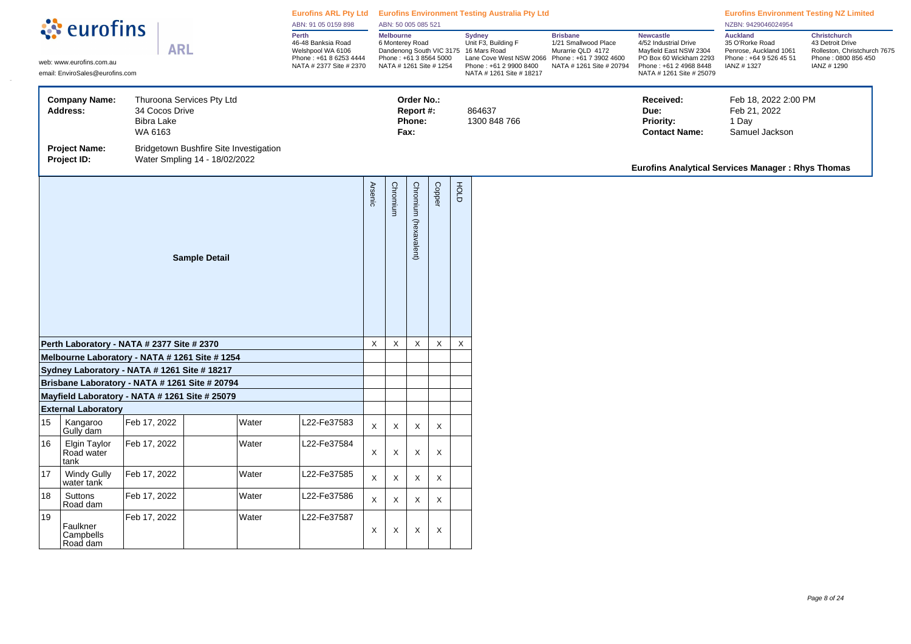**Eurofins ARL Pty Ltd** ABN: 91 05 0159 898
**Eurofins Environment Testing Australia Pty Ltd** ABN: 50 005 085 521
**Eurofins Environment Testing NZ Limited** NZBN: 9429046024954

web: www.eurofins.com.au
email: EnviroSales@eurofins.com

**Perth** 46-48 Banksia Road Welshpool WA 6106 Phone : +61 8 6253 4444 NATA # 2377 Site # 2370

**Melbourne** 6 Monterey Road Dandenong South VIC 3175 Phone : +61 3 8564 5000 NATA # 1261 Site # 1254

**Sydney** Unit F3, Building F 16 Mars Road Lane Cove West NSW 2066 Phone : +61 2 9900 8400 NATA # 1261 Site # 18217

**Brisbane** 1/21 Smallwood Place Murarrie QLD 4172 Phone : +61 7 3902 4600 NATA # 1261 Site # 20794

**Newcastle** 4/52 Industrial Drive Mayfield East NSW 2304 PO Box 60 Wickham 2293 Phone : +61 2 4968 8448 NATA # 1261 Site # 25079

**Auckland** 35 O'Rorke Road Penrose, Auckland 1061 Phone : +64 9 526 45 51 IANZ # 1327

**Christchurch** 43 Detroit Drive Rolleston, Christchurch 7675 Phone : 0800 856 450 IANZ # 1290

**Company Name:** Thuroona Services Pty Ltd
**Address:** 34 Cocos Drive, Bibra Lake, WA 6163

**Order No.:**
**Report #:** 864637
**Phone:** 1300 848 766
**Fax:**

**Received:** Feb 18, 2022 2:00 PM
**Due:** Feb 21, 2022
**Priority:** 1 Day
**Contact Name:** Samuel Jackson

**Project Name:** Bridgetown Bushfire Site Investigation
**Project ID:** Water Smpling 14 - 18/02/2022

**Eurofins Analytical Services Manager : Rhys Thomas**

| | Sample Detail | | | | | Arsenic | Chromium | Chromium (hexavalent) | Copper | HOLD |
|---|---|---|---|---|---|---|---|---|---|---|
| **Perth Laboratory - NATA # 2377 Site # 2370** | | | | | | X | X | X | X | X |
| **Melbourne Laboratory - NATA # 1261 Site # 1254** | | | | | | | | | | |
| **Sydney Laboratory - NATA # 1261 Site # 18217** | | | | | | | | | | |
| **Brisbane Laboratory - NATA # 1261 Site # 20794** | | | | | | | | | | |
| **Mayfield Laboratory - NATA # 1261 Site # 25079** | | | | | | | | | | |
| **External Laboratory** | | | | | | | | | | |
| 15 | Kangaroo Gully dam | Feb 17, 2022 | | Water | L22-Fe37583 | X | X | X | X | |
| 16 | Elgin Taylor Road water tank | Feb 17, 2022 | | Water | L22-Fe37584 | X | X | X | X | |
| 17 | Windy Gully water tank | Feb 17, 2022 | | Water | L22-Fe37585 | X | X | X | X | |
| 18 | Suttons Road dam | Feb 17, 2022 | | Water | L22-Fe37586 | X | X | X | X | |
| 19 | Faulkner Campbells Road dam | Feb 17, 2022 | | Water | L22-Fe37587 | X | X | X | X | |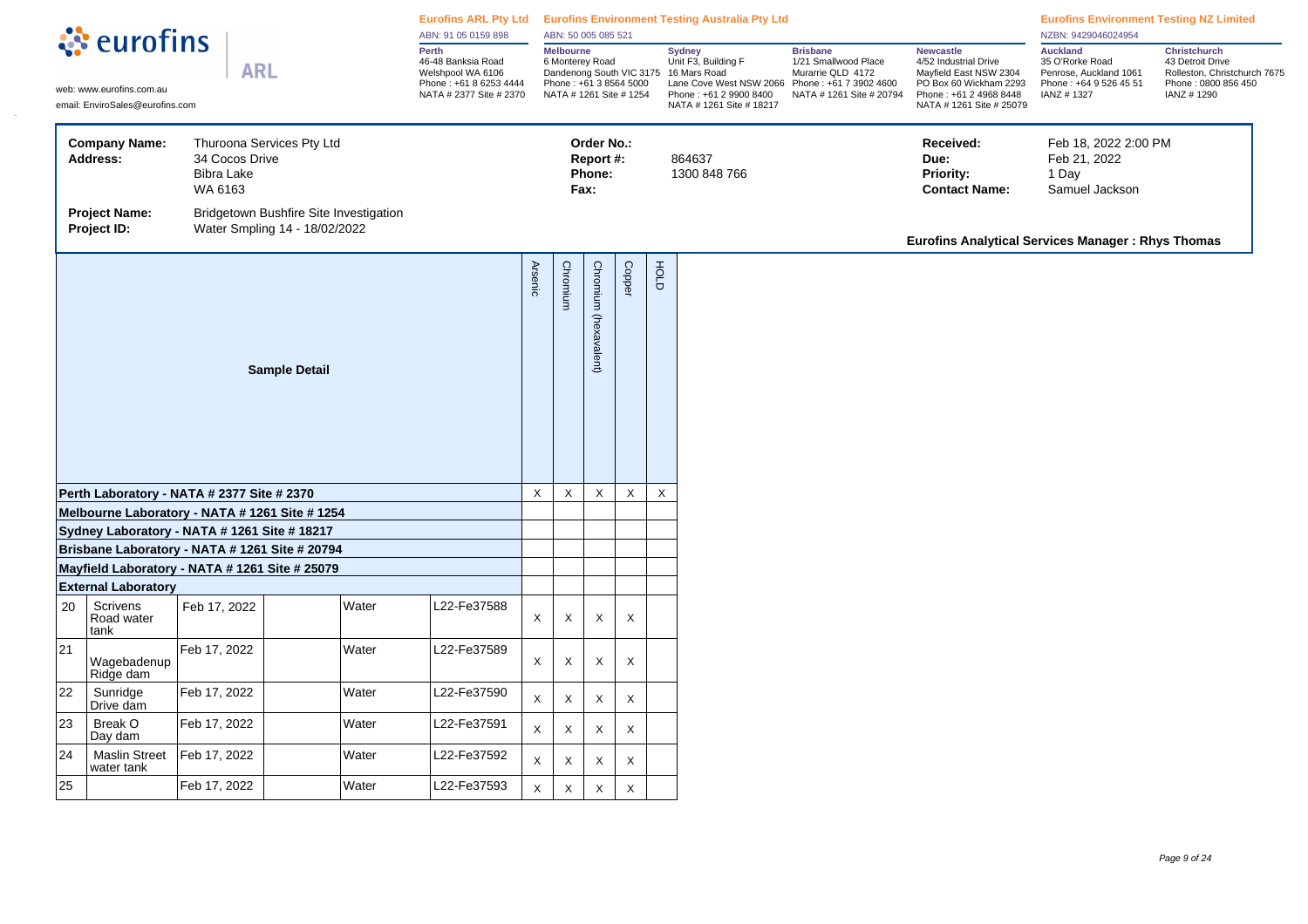# eurofins | ARL

web: www.eurofins.com.au
email: EnviroSales@eurofins.com

| Eurofins ARL Pty Ltd | Eurofins Environment Testing Australia Pty Ltd | | | | Eurofins Environment Testing NZ Limited | |
|---|---|---|---|---|---|---|
| ABN: 91 05 0159 898 | ABN: 50 005 085 521 | | | | NZBN: 9429046024954 | |
| **Perth** 46-48 Banksia Road Welshpool WA 6106 Phone : +61 8 6253 4444 NATA # 2377 Site # 2370 | **Melbourne** 6 Monterey Road Dandenong South VIC 3175 Phone : +61 3 8564 5000 NATA # 1261 Site # 1254 | **Sydney** Unit F3, Building F 16 Mars Road Lane Cove West NSW 2066 Phone : +61 2 9900 8400 NATA # 1261 Site # 18217 | **Brisbane** 1/21 Smallwood Place Murarrie QLD 4172 Phone : +61 7 3902 4600 NATA # 1261 Site # 20794 | **Newcastle** 4/52 Industrial Drive Mayfield East NSW 2304 PO Box 60 Wickham 2293 Phone : +61 2 4968 8448 NATA # 1261 Site # 25079 | **Auckland** 35 O'Rorke Road Penrose, Auckland 1061 Phone : +64 9 526 45 51 IANZ # 1327 | **Christchurch** 43 Detroit Drive Rolleston, Christchurch 7675 Phone : 0800 856 450 IANZ # 1290 |

**Company Name:** Thuroona Services Pty Ltd
**Address:** 34 Cocos Drive
Bibra Lake
WA 6163

**Project Name:** Bridgetown Bushfire Site Investigation
**Project ID:** Water Smpling 14 - 18/02/2022

**Order No.:**
**Report #:** 864637
**Phone:** 1300 848 766
**Fax:**

**Received:** Feb 18, 2022 2:00 PM
**Due:** Feb 21, 2022
**Priority:** 1 Day
**Contact Name:** Samuel Jackson

**Eurofins Analytical Services Manager : Rhys Thomas**

| Sample Detail | | | | | | Arsenic | Chromium | Chromium (hexavalent) | Copper | HOLD |
|---|---|---|---|---|---|---|---|---|---|---|
| **Perth Laboratory - NATA # 2377 Site # 2370** | | | | | | X | X | X | X | X |
| **Melbourne Laboratory - NATA # 1261 Site # 1254** | | | | | | | | | | |
| **Sydney Laboratory - NATA # 1261 Site # 18217** | | | | | | | | | | |
| **Brisbane Laboratory - NATA # 1261 Site # 20794** | | | | | | | | | | |
| **Mayfield Laboratory - NATA # 1261 Site # 25079** | | | | | | | | | | |
| **External Laboratory** | | | | | | | | | | |
| 20 | Scrivens Road water tank | Feb 17, 2022 | | Water | L22-Fe37588 | X | X | X | X | |
| 21 | Wagebadenup Ridge dam | Feb 17, 2022 | | Water | L22-Fe37589 | X | X | X | X | |
| 22 | Sunridge Drive dam | Feb 17, 2022 | | Water | L22-Fe37590 | X | X | X | X | |
| 23 | Break O Day dam | Feb 17, 2022 | | Water | L22-Fe37591 | X | X | X | X | |
| 24 | Maslin Street water tank | Feb 17, 2022 | | Water | L22-Fe37592 | X | X | X | X | |
| 25 | | Feb 17, 2022 | | Water | L22-Fe37593 | X | X | X | X | |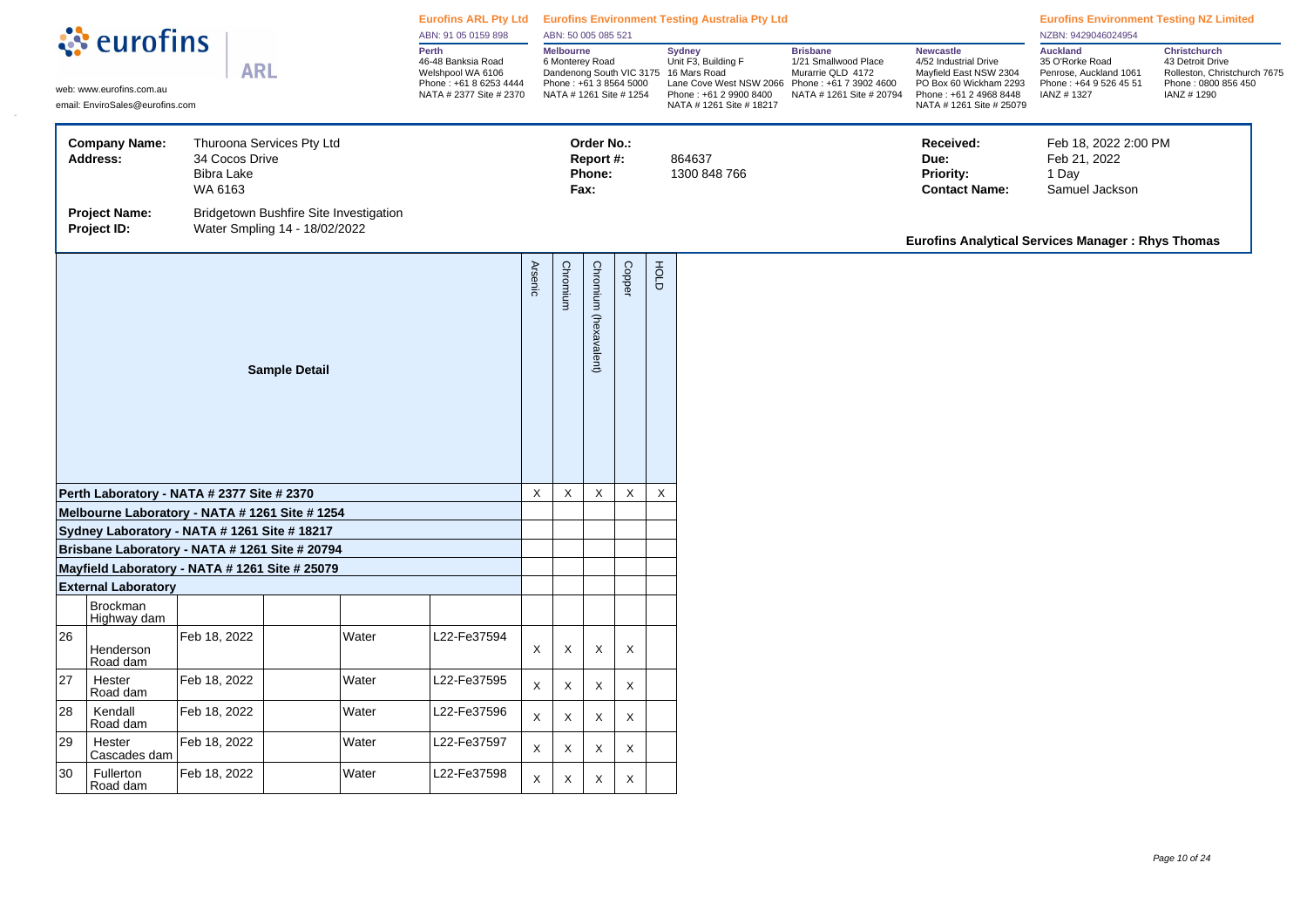**eurofins** | **ARL**

web: www.eurofins.com.au
email: EnviroSales@eurofins.com

**Eurofins ARL Pty Ltd**
ABN: 91 05 0159 898

**Perth**
46-48 Banksia Road
Welshpool WA 6106
Phone : +61 8 6253 4444
NATA # 2377 Site # 2370

**Eurofins Environment Testing Australia Pty Ltd**
ABN: 50 005 085 521

**Melbourne**
6 Monterey Road
Dandenong South VIC 3175
Phone : +61 3 8564 5000
NATA # 1261 Site # 1254

**Sydney**
Unit F3, Building F
16 Mars Road
Lane Cove West NSW 2066
Phone : +61 2 9900 8400
NATA # 1261 Site # 18217

**Brisbane**
1/21 Smallwood Place
Murarrie QLD 4172
Phone : +61 7 3902 4600
NATA # 1261 Site # 20794

**Newcastle**
4/52 Industrial Drive
Mayfield East NSW 2304
PO Box 60 Wickham 2293
Phone : +61 2 4968 8448
NATA # 1261 Site # 25079

**Eurofins Environment Testing NZ Limited**
NZBN: 9429046024954

**Auckland**
35 O'Rorke Road
Penrose, Auckland 1061
Phone : +64 9 526 45 51
IANZ # 1327

**Christchurch**
43 Detroit Drive
Rolleston, Christchurch 7675
Phone : 0800 856 450
IANZ # 1290

| | | | | | |
|---|---|---|---|---|---|
| **Company Name:** | Thuroona Services Pty Ltd | **Order No.:** | | **Received:** | Feb 18, 2022 2:00 PM |
| **Address:** | 34 Cocos Drive, Bibra Lake, WA 6163 | **Report #:** | 864637 | **Due:** | Feb 21, 2022 |
| | | **Phone:** | 1300 848 766 | **Priority:** | 1 Day |
| | | **Fax:** | | **Contact Name:** | Samuel Jackson |
| **Project Name:** | Bridgetown Bushfire Site Investigation | | | | |
| **Project ID:** | Water Smpling 14 - 18/02/2022 | | | | |

**Eurofins Analytical Services Manager : Rhys Thomas**

| Sample Detail | | | | | | Arsenic | Chromium | Chromium (hexavalent) | Copper | HOLD |
|---|---|---|---|---|---|---|---|---|---|---|
| **Perth Laboratory - NATA # 2377 Site # 2370** | | | | | | X | X | X | X | X |
| **Melbourne Laboratory - NATA # 1261 Site # 1254** | | | | | | | | | | |
| **Sydney Laboratory - NATA # 1261 Site # 18217** | | | | | | | | | | |
| **Brisbane Laboratory - NATA # 1261 Site # 20794** | | | | | | | | | | |
| **Mayfield Laboratory - NATA # 1261 Site # 25079** | | | | | | | | | | |
| **External Laboratory** | | | | | | | | | | |
| | Brockman Highway dam | | | | | | | | | |
| 26 | Henderson Road dam | Feb 18, 2022 | | Water | L22-Fe37594 | X | X | X | X | |
| 27 | Hester Road dam | Feb 18, 2022 | | Water | L22-Fe37595 | X | X | X | X | |
| 28 | Kendall Road dam | Feb 18, 2022 | | Water | L22-Fe37596 | X | X | X | X | |
| 29 | Hester Cascades dam | Feb 18, 2022 | | Water | L22-Fe37597 | X | X | X | X | |
| 30 | Fullerton Road dam | Feb 18, 2022 | | Water | L22-Fe37598 | X | X | X | X | |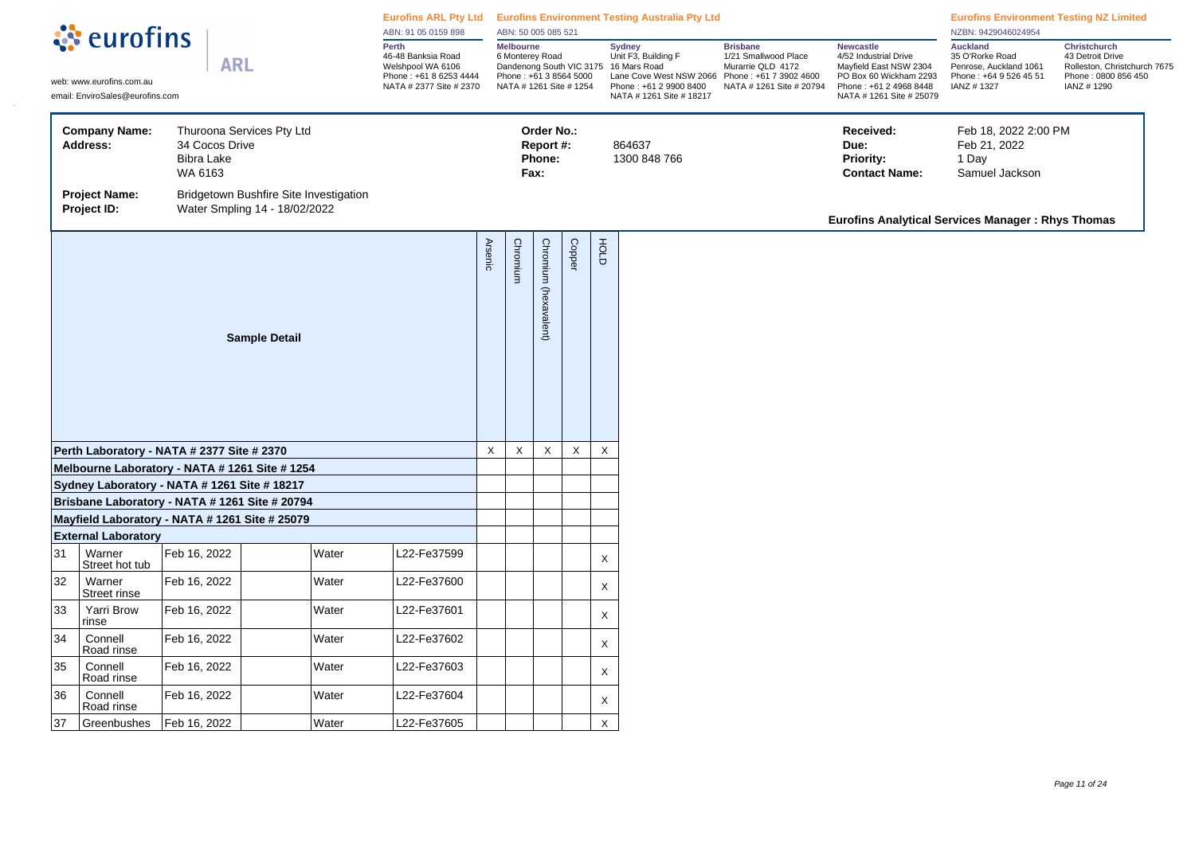**eurofins** | **ARL**

web: www.eurofins.com.au
email: EnviroSales@eurofins.com

**Eurofins ARL Pty Ltd** ABN: 91 05 0159 898
**Perth** 46-48 Banksia Road Welshpool WA 6106 Phone : +61 8 6253 4444 NATA # 2377 Site # 2370

**Eurofins Environment Testing Australia Pty Ltd** ABN: 50 005 085 521
**Melbourne** 6 Monterey Road Dandenong South VIC 3175 Phone : +61 3 8564 5000 NATA # 1261 Site # 1254
**Sydney** Unit F3, Building F 16 Mars Road Lane Cove West NSW 2066 Phone : +61 2 9900 8400 NATA # 1261 Site # 18217
**Brisbane** 1/21 Smallwood Place Murarrie QLD 4172 Phone : +61 7 3902 4600 NATA # 1261 Site # 20794
**Newcastle** 4/52 Industrial Drive Mayfield East NSW 2304 PO Box 60 Wickham 2293 Phone : +61 2 4968 8448 NATA # 1261 Site # 25079

**Eurofins Environment Testing NZ Limited** NZBN: 9429046024954
**Auckland** 35 O'Rorke Road Penrose, Auckland 1061 Phone : +64 9 526 45 51 IANZ # 1327
**Christchurch** 43 Detroit Drive Rolleston, Christchurch 7675 Phone : 0800 856 450 IANZ # 1290

| | | | | | |
|---|---|---|---|---|---|
| **Company Name:** | Thuroona Services Pty Ltd | **Order No.:** | | **Received:** | Feb 18, 2022 2:00 PM |
| **Address:** | 34 Cocos Drive Bibra Lake WA 6163 | **Report #:** | 864637 | **Due:** | Feb 21, 2022 |
| | | **Phone:** | 1300 848 766 | **Priority:** | 1 Day |
| | | **Fax:** | | **Contact Name:** | Samuel Jackson |
| **Project Name:** | Bridgetown Bushfire Site Investigation | | | | |
| **Project ID:** | Water Smpling 14 - 18/02/2022 | | | | |

**Eurofins Analytical Services Manager : Rhys Thomas**

| Sample Detail | | | | | | Arsenic | Chromium | Chromium (hexavalent) | Copper | HOLD |
|---|---|---|---|---|---|---|---|---|---|---|
| **Perth Laboratory - NATA # 2377 Site # 2370** | | | | | | X | X | X | X | X |
| **Melbourne Laboratory - NATA # 1261 Site # 1254** | | | | | | | | | | |
| **Sydney Laboratory - NATA # 1261 Site # 18217** | | | | | | | | | | |
| **Brisbane Laboratory - NATA # 1261 Site # 20794** | | | | | | | | | | |
| **Mayfield Laboratory - NATA # 1261 Site # 25079** | | | | | | | | | | |
| **External Laboratory** | | | | | | | | | | |
| 31 | Warner Street hot tub | Feb 16, 2022 | | Water | L22-Fe37599 | | | | | X |
| 32 | Warner Street rinse | Feb 16, 2022 | | Water | L22-Fe37600 | | | | | X |
| 33 | Yarri Brow rinse | Feb 16, 2022 | | Water | L22-Fe37601 | | | | | X |
| 34 | Connell Road rinse | Feb 16, 2022 | | Water | L22-Fe37602 | | | | | X |
| 35 | Connell Road rinse | Feb 16, 2022 | | Water | L22-Fe37603 | | | | | X |
| 36 | Connell Road rinse | Feb 16, 2022 | | Water | L22-Fe37604 | | | | | X |
| 37 | Greenbushes | Feb 16, 2022 | | Water | L22-Fe37605 | | | | | X |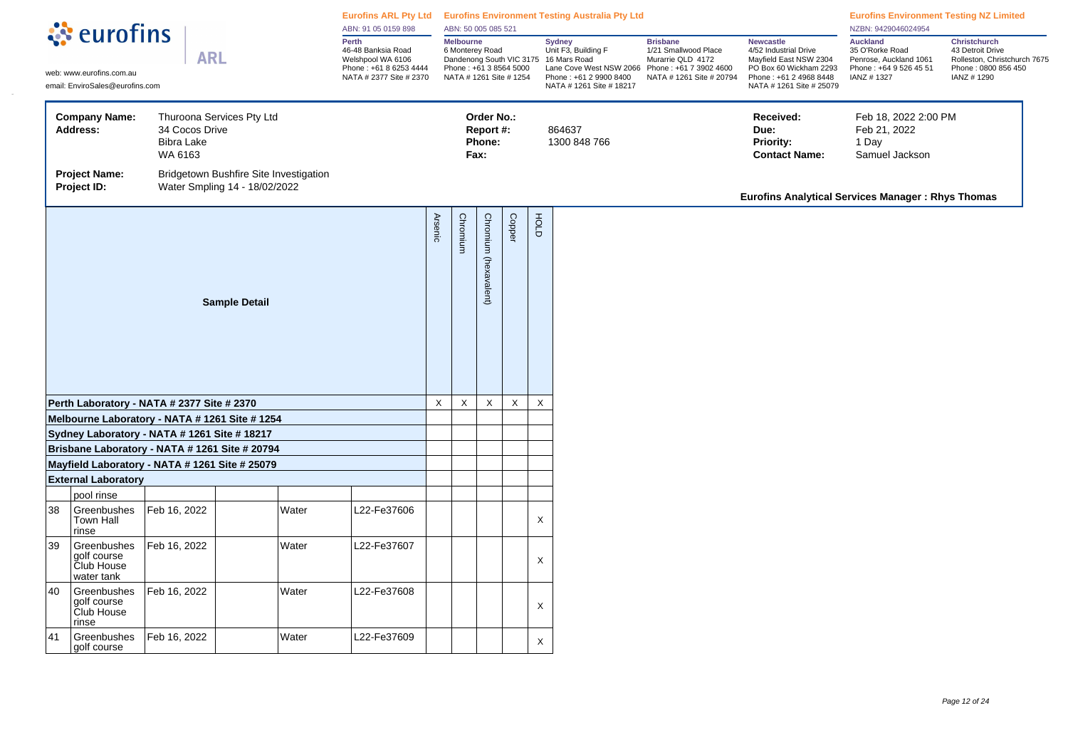**eurofins** | **ARL**

web: www.eurofins.com.au
email: EnviroSales@eurofins.com

**Eurofins ARL Pty Ltd**
ABN: 91 05 0159 898

**Perth**
46-48 Banksia Road
Welshpool WA 6106
Phone : +61 8 6253 4444
NATA # 2377 Site # 2370

**Eurofins Environment Testing Australia Pty Ltd**
ABN: 50 005 085 521

**Melbourne**
6 Monterey Road
Dandenong South VIC 3175
Phone : +61 3 8564 5000
NATA # 1261 Site # 1254

**Sydney**
Unit F3, Building F
16 Mars Road
Lane Cove West NSW 2066
Phone : +61 2 9900 8400
NATA # 1261 Site # 18217

**Brisbane**
1/21 Smallwood Place
Murarrie QLD 4172
Phone : +61 7 3902 4600
NATA # 1261 Site # 20794

**Newcastle**
4/52 Industrial Drive
Mayfield East NSW 2304
PO Box 60 Wickham 2293
Phone : +61 2 4968 8448
NATA # 1261 Site # 25079

**Eurofins Environment Testing NZ Limited**
NZBN: 9429046024954

**Auckland**
35 O'Rorke Road
Penrose, Auckland 1061
Phone : +64 9 526 45 51
IANZ # 1327

**Christchurch**
43 Detroit Drive
Rolleston, Christchurch 7675
Phone : 0800 856 450
IANZ # 1290

| | | | | | |
|---|---|---|---|---|---|
| **Company Name:** | Thuroona Services Pty Ltd | **Order No.:** | | **Received:** | Feb 18, 2022 2:00 PM |
| **Address:** | 34 Cocos Drive, Bibra Lake, WA 6163 | **Report #:** | 864637 | **Due:** | Feb 21, 2022 |
| | | **Phone:** | 1300 848 766 | **Priority:** | 1 Day |
| | | **Fax:** | | **Contact Name:** | Samuel Jackson |
| **Project Name:** | Bridgetown Bushfire Site Investigation | | | | |
| **Project ID:** | Water Smpling 14 - 18/02/2022 | | | | |

**Eurofins Analytical Services Manager : Rhys Thomas**

| Sample Detail | | | | | | Arsenic | Chromium | Chromium (hexavalent) | Copper | HOLD |
|---|---|---|---|---|---|---|---|---|---|---|
| **Perth Laboratory - NATA # 2377 Site # 2370** | | | | | | X | X | X | X | X |
| **Melbourne Laboratory - NATA # 1261 Site # 1254** | | | | | | | | | | |
| **Sydney Laboratory - NATA # 1261 Site # 18217** | | | | | | | | | | |
| **Brisbane Laboratory - NATA # 1261 Site # 20794** | | | | | | | | | | |
| **Mayfield Laboratory - NATA # 1261 Site # 25079** | | | | | | | | | | |
| **External Laboratory** | | | | | | | | | | |
| | pool rinse | | | | | | | | | |
| 38 | Greenbushes Town Hall rinse | Feb 16, 2022 | | Water | L22-Fe37606 | | | | | X |
| 39 | Greenbushes golf course Club House water tank | Feb 16, 2022 | | Water | L22-Fe37607 | | | | | X |
| 40 | Greenbushes golf course Club House rinse | Feb 16, 2022 | | Water | L22-Fe37608 | | | | | X |
| 41 | Greenbushes golf course | Feb 16, 2022 | | Water | L22-Fe37609 | | | | | X |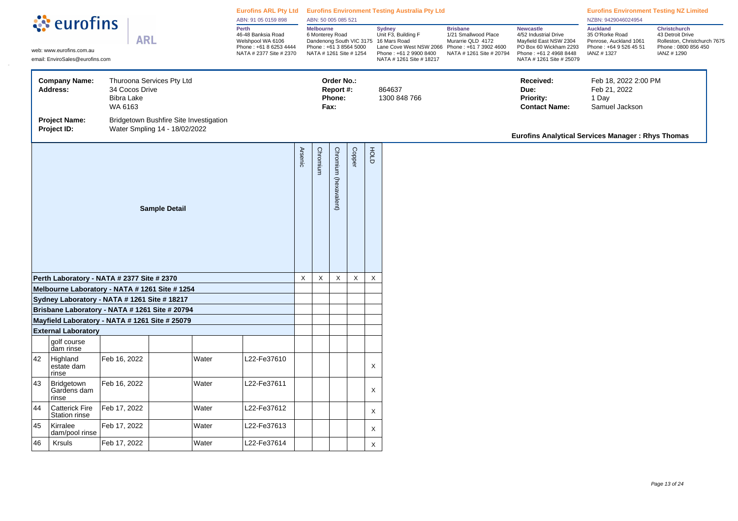**eurofins** | ARL

web: www.eurofins.com.au
email: EnviroSales@eurofins.com

| Eurofins ARL Pty Ltd | Eurofins Environment Testing Australia Pty Ltd | | | | Eurofins Environment Testing NZ Limited | |
|---|---|---|---|---|---|---|
| ABN: 91 05 0159 898 | ABN: 50 005 085 521 | | | | NZBN: 9429046024954 | |
| **Perth** 46-48 Banksia Road Welshpool WA 6106 Phone : +61 8 6253 4444 NATA # 2377 Site # 2370 | **Melbourne** 6 Monterey Road Dandenong South VIC 3175 Phone : +61 3 8564 5000 NATA # 1261 Site # 1254 | **Sydney** Unit F3, Building F 16 Mars Road Lane Cove West NSW 2066 Phone : +61 2 9900 8400 NATA # 1261 Site # 18217 | **Brisbane** 1/21 Smallwood Place Murarrie QLD 4172 Phone : +61 7 3902 4600 NATA # 1261 Site # 20794 | **Newcastle** 4/52 Industrial Drive Mayfield East NSW 2304 PO Box 60 Wickham 2293 Phone : +61 2 4968 8448 NATA # 1261 Site # 25079 | **Auckland** 35 O'Rorke Road Penrose, Auckland 1061 Phone : +64 9 526 45 51 IANZ # 1327 | **Christchurch** 43 Detroit Drive Rolleston, Christchurch 7675 Phone : 0800 856 450 IANZ # 1290 |

**Company Name:** Thuroona Services Pty Ltd
**Address:** 34 Cocos Drive, Bibra Lake, WA 6163

**Order No.:**
**Report #:** 864637
**Phone:** 1300 848 766
**Fax:**

**Received:** Feb 18, 2022 2:00 PM
**Due:** Feb 21, 2022
**Priority:** 1 Day
**Contact Name:** Samuel Jackson

**Project Name:** Bridgetown Bushfire Site Investigation
**Project ID:** Water Smpling 14 - 18/02/2022

**Eurofins Analytical Services Manager : Rhys Thomas**

| Sample Detail | | | | | | Arsenic | Chromium | Chromium (hexavalent) | Copper | HOLD |
|---|---|---|---|---|---|---|---|---|---|---|
| **Perth Laboratory - NATA # 2377 Site # 2370** | | | | | | X | X | X | X | X |
| **Melbourne Laboratory - NATA # 1261 Site # 1254** | | | | | | | | | | |
| **Sydney Laboratory - NATA # 1261 Site # 18217** | | | | | | | | | | |
| **Brisbane Laboratory - NATA # 1261 Site # 20794** | | | | | | | | | | |
| **Mayfield Laboratory - NATA # 1261 Site # 25079** | | | | | | | | | | |
| **External Laboratory** | | | | | | | | | | |
| | golf course dam rinse | | | | | | | | | |
| 42 | Highland estate dam rinse | Feb 16, 2022 | | Water | L22-Fe37610 | | | | | X |
| 43 | Bridgetown Gardens dam rinse | Feb 16, 2022 | | Water | L22-Fe37611 | | | | | X |
| 44 | Catterick Fire Station rinse | Feb 17, 2022 | | Water | L22-Fe37612 | | | | | X |
| 45 | Kirralee dam/pool rinse | Feb 17, 2022 | | Water | L22-Fe37613 | | | | | X |
| 46 | Krsuls | Feb 17, 2022 | | Water | L22-Fe37614 | | | | | X |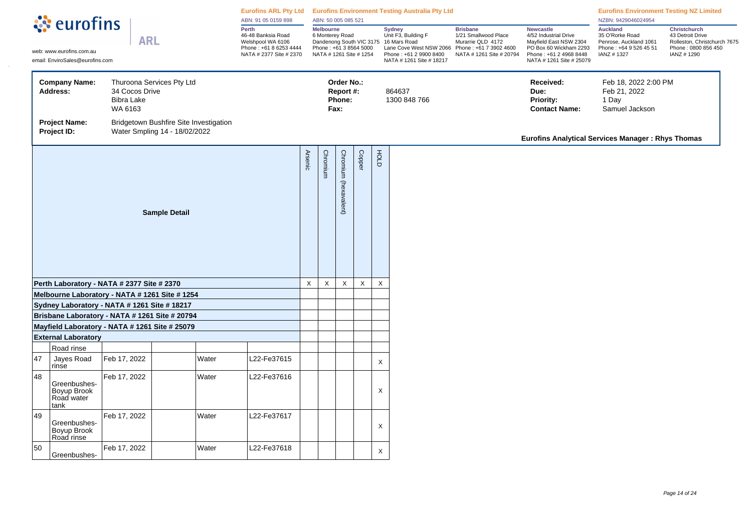**eurofins** | ARL

web: www.eurofins.com.au
email: EnviroSales@eurofins.com

**Eurofins ARL Pty Ltd** ABN: 91 05 0159 898
**Perth** 46-48 Banksia Road Welshpool WA 6106 Phone : +61 8 6253 4444 NATA # 2377 Site # 2370

**Eurofins Environment Testing Australia Pty Ltd** ABN: 50 005 085 521
**Melbourne** 6 Monterey Road Dandenong South VIC 3175 Phone : +61 3 8564 5000 NATA # 1261 Site # 1254
**Sydney** Unit F3, Building F 16 Mars Road Lane Cove West NSW 2066 Phone : +61 2 9900 8400 NATA # 1261 Site # 18217
**Brisbane** 1/21 Smallwood Place Murarrie QLD 4172 Phone : +61 7 3902 4600 NATA # 1261 Site # 20794
**Newcastle** 4/52 Industrial Drive Mayfield East NSW 2304 PO Box 60 Wickham 2293 Phone : +61 2 4968 8448 NATA # 1261 Site # 25079

**Eurofins Environment Testing NZ Limited** NZBN: 9429046024954
**Auckland** 35 O'Rorke Road Penrose, Auckland 1061 Phone : +64 9 526 45 51 IANZ # 1327
**Christchurch** 43 Detroit Drive Rolleston, Christchurch 7675 Phone : 0800 856 450 IANZ # 1290

| | | | | | |
|---|---|---|---|---|---|
| **Company Name:** | Thuroona Services Pty Ltd | **Order No.:** | | **Received:** | Feb 18, 2022 2:00 PM |
| **Address:** | 34 Cocos Drive, Bibra Lake, WA 6163 | **Report #:** | 864637 | **Due:** | Feb 21, 2022 |
| | | **Phone:** | 1300 848 766 | **Priority:** | 1 Day |
| | | **Fax:** | | **Contact Name:** | Samuel Jackson |
| **Project Name:** | Bridgetown Bushfire Site Investigation | | | | |
| **Project ID:** | Water Smpling 14 - 18/02/2022 | | | | |

**Eurofins Analytical Services Manager : Rhys Thomas**

| Sample Detail | | | | | | Arsenic | Chromium | Chromium (hexavalent) | Copper | HOLD |
|---|---|---|---|---|---|---|---|---|---|---|
| **Perth Laboratory - NATA # 2377 Site # 2370** | | | | | | X | X | X | X | X |
| **Melbourne Laboratory - NATA # 1261 Site # 1254** | | | | | | | | | | |
| **Sydney Laboratory - NATA # 1261 Site # 18217** | | | | | | | | | | |
| **Brisbane Laboratory - NATA # 1261 Site # 20794** | | | | | | | | | | |
| **Mayfield Laboratory - NATA # 1261 Site # 25079** | | | | | | | | | | |
| **External Laboratory** | | | | | | | | | | |
| | Road rinse | | | | | | | | | |
| 47 | Jayes Road rinse | Feb 17, 2022 | | Water | L22-Fe37615 | | | | | X |
| 48 | Greenbushes-Boyup Brook Road water tank | Feb 17, 2022 | | Water | L22-Fe37616 | | | | | X |
| 49 | Greenbushes-Boyup Brook Road rinse | Feb 17, 2022 | | Water | L22-Fe37617 | | | | | X |
| 50 | Greenbushes- | Feb 17, 2022 | | Water | L22-Fe37618 | | | | | X |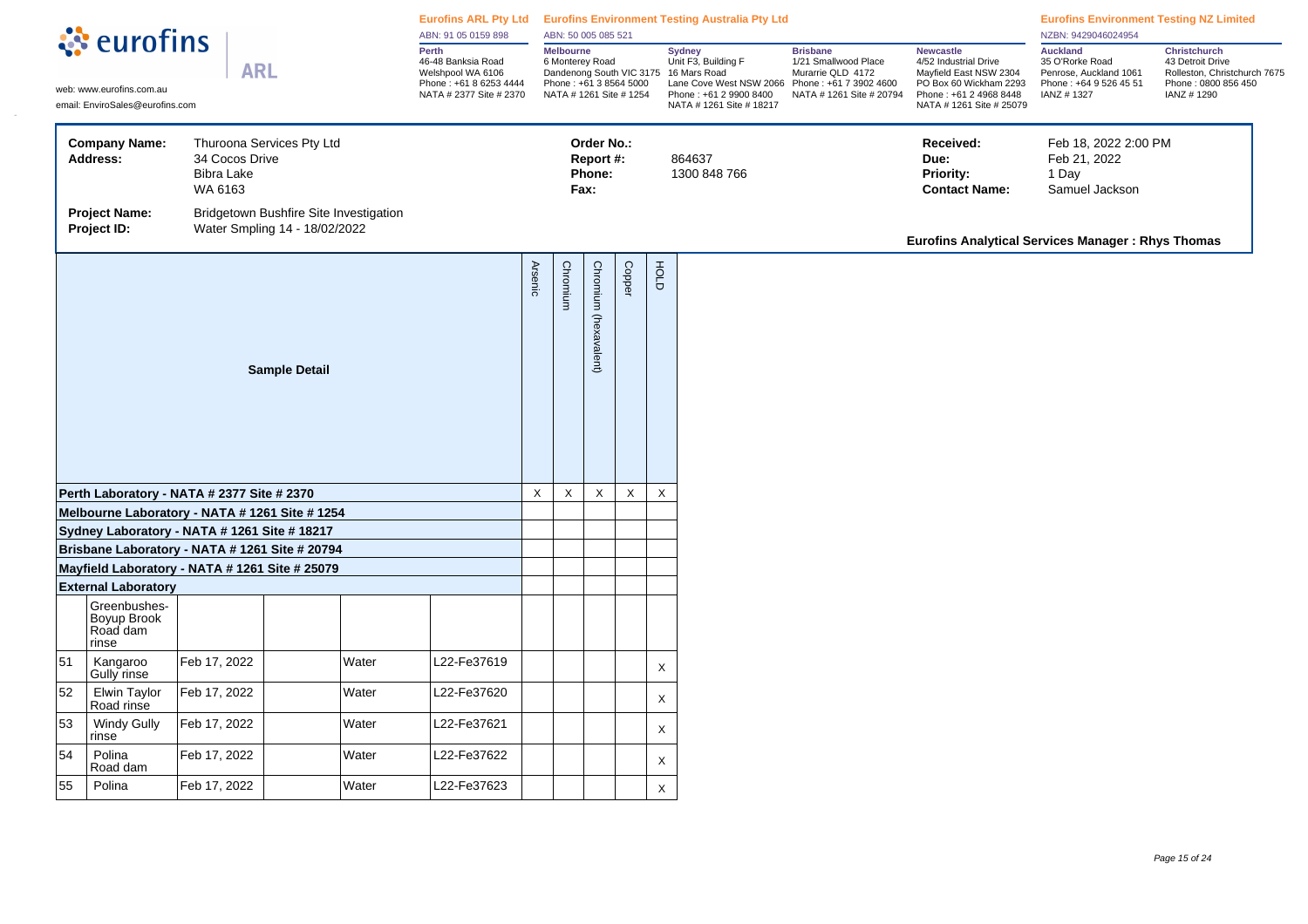**eurofins** | **ARL**

web: www.eurofins.com.au
email: EnviroSales@eurofins.com

**Eurofins ARL Pty Ltd**
ABN: 91 05 0159 898

**Perth**
46-48 Banksia Road
Welshpool WA 6106
Phone : +61 8 6253 4444
NATA # 2377 Site # 2370

**Eurofins Environment Testing Australia Pty Ltd**
ABN: 50 005 085 521

**Melbourne**
6 Monterey Road
Dandenong South VIC 3175
Phone : +61 3 8564 5000
NATA # 1261 Site # 1254

**Sydney**
Unit F3, Building F
16 Mars Road
Lane Cove West NSW 2066
Phone : +61 2 9900 8400
NATA # 1261 Site # 18217

**Brisbane**
1/21 Smallwood Place
Murarrie QLD 4172
Phone : +61 7 3902 4600
NATA # 1261 Site # 20794

**Newcastle**
4/52 Industrial Drive
Mayfield East NSW 2304
PO Box 60 Wickham 2293
Phone : +61 2 4968 8448
NATA # 1261 Site # 25079

**Eurofins Environment Testing NZ Limited**
NZBN: 9429046024954

**Auckland**
35 O'Rorke Road
Penrose, Auckland 1061
Phone : +64 9 526 45 51
IANZ # 1327

**Christchurch**
43 Detroit Drive
Rolleston, Christchurch 7675
Phone : 0800 856 450
IANZ # 1290

| | | | | | |
|---|---|---|---|---|---|
| **Company Name:** | Thuroona Services Pty Ltd | **Order No.:** | | **Received:** | Feb 18, 2022 2:00 PM |
| **Address:** | 34 Cocos Drive<br>Bibra Lake<br>WA 6163 | **Report #:** | 864637 | **Due:** | Feb 21, 2022 |
| | | **Phone:** | 1300 848 766 | **Priority:** | 1 Day |
| | | **Fax:** | | **Contact Name:** | Samuel Jackson |
| **Project Name:** | Bridgetown Bushfire Site Investigation | | | | |
| **Project ID:** | Water Smpling 14 - 18/02/2022 | | | | |

**Eurofins Analytical Services Manager : Rhys Thomas**

| **Sample Detail** | | | | | | Arsenic | Chromium | Chromium (hexavalent) | Copper | HOLD |
|---|---|---|---|---|---|---|---|---|---|---|
| **Perth Laboratory - NATA # 2377 Site # 2370** | | | | | | X | X | X | X | X |
| **Melbourne Laboratory - NATA # 1261 Site # 1254** | | | | | | | | | | |
| **Sydney Laboratory - NATA # 1261 Site # 18217** | | | | | | | | | | |
| **Brisbane Laboratory - NATA # 1261 Site # 20794** | | | | | | | | | | |
| **Mayfield Laboratory - NATA # 1261 Site # 25079** | | | | | | | | | | |
| **External Laboratory** | | | | | | | | | | |
| | Greenbushes-Boyup Brook Road dam rinse | | | | | | | | | |
| 51 | Kangaroo Gully rinse | Feb 17, 2022 | | Water | L22-Fe37619 | | | | | X |
| 52 | Elwin Taylor Road rinse | Feb 17, 2022 | | Water | L22-Fe37620 | | | | | X |
| 53 | Windy Gully rinse | Feb 17, 2022 | | Water | L22-Fe37621 | | | | | X |
| 54 | Polina Road dam | Feb 17, 2022 | | Water | L22-Fe37622 | | | | | X |
| 55 | Polina | Feb 17, 2022 | | Water | L22-Fe37623 | | | | | X |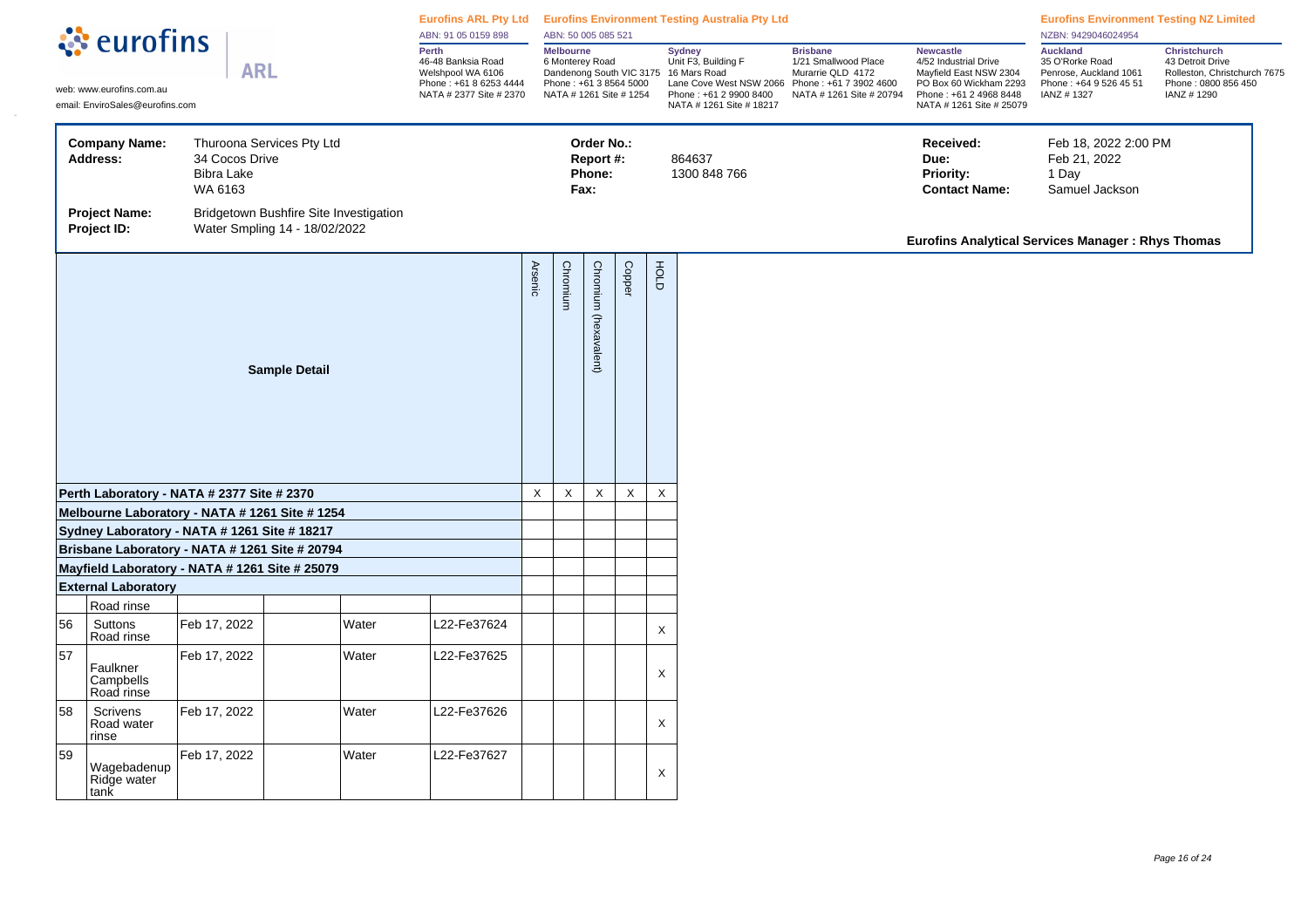**Eurofins ARL Pty Ltd** ABN: 91 05 0159 898

**Perth** 46-48 Banksia Road Welshpool WA 6106 Phone : +61 8 6253 4444 NATA # 2377 Site # 2370

**Eurofins Environment Testing Australia Pty Ltd** ABN: 50 005 085 521

**Melbourne** 6 Monterey Road Dandenong South VIC 3175 Phone : +61 3 8564 5000 NATA # 1261 Site # 1254

**Sydney** Unit F3, Building F 16 Mars Road Lane Cove West NSW 2066 Phone : +61 2 9900 8400 NATA # 1261 Site # 18217

**Brisbane** 1/21 Smallwood Place Murarrie QLD 4172 Phone : +61 7 3902 4600 NATA # 1261 Site # 20794

**Newcastle** 4/52 Industrial Drive Mayfield East NSW 2304 PO Box 60 Wickham 2293 Phone : +61 2 4968 8448 NATA # 1261 Site # 25079

**Eurofins Environment Testing NZ Limited** NZBN: 9429046024954

**Auckland** 35 O'Rorke Road Penrose, Auckland 1061 Phone : +64 9 526 45 51 IANZ # 1327

**Christchurch** 43 Detroit Drive Rolleston, Christchurch 7675 Phone : 0800 856 450 IANZ # 1290

web: www.eurofins.com.au
email: EnviroSales@eurofins.com

| | | | | | |
|---|---|---|---|---|---|
| **Company Name:** | Thuroona Services Pty Ltd | **Order No.:** | | **Received:** | Feb 18, 2022 2:00 PM |
| **Address:** | 34 Cocos Drive Bibra Lake WA 6163 | **Report #:** | 864637 | **Due:** | Feb 21, 2022 |
| | | **Phone:** | 1300 848 766 | **Priority:** | 1 Day |
| | | **Fax:** | | **Contact Name:** | Samuel Jackson |
| **Project Name:** | Bridgetown Bushfire Site Investigation | | | | |
| **Project ID:** | Water Smpling 14 - 18/02/2022 | | | | |

**Eurofins Analytical Services Manager : Rhys Thomas**

| Sample Detail | | | | | | Arsenic | Chromium | Chromium (hexavalent) | Copper | HOLD |
|---|---|---|---|---|---|---|---|---|---|---|
| **Perth Laboratory - NATA # 2377 Site # 2370** | | | | | | X | X | X | X | X |
| **Melbourne Laboratory - NATA # 1261 Site # 1254** | | | | | | | | | | |
| **Sydney Laboratory - NATA # 1261 Site # 18217** | | | | | | | | | | |
| **Brisbane Laboratory - NATA # 1261 Site # 20794** | | | | | | | | | | |
| **Mayfield Laboratory - NATA # 1261 Site # 25079** | | | | | | | | | | |
| **External Laboratory** | | | | | | | | | | |
| | Road rinse | | | | | | | | | |
| 56 | Suttons Road rinse | Feb 17, 2022 | | Water | L22-Fe37624 | | | | | X |
| 57 | Faulkner Campbells Road rinse | Feb 17, 2022 | | Water | L22-Fe37625 | | | | | X |
| 58 | Scrivens Road water rinse | Feb 17, 2022 | | Water | L22-Fe37626 | | | | | X |
| 59 | Wagebadenup Ridge water tank | Feb 17, 2022 | | Water | L22-Fe37627 | | | | | X |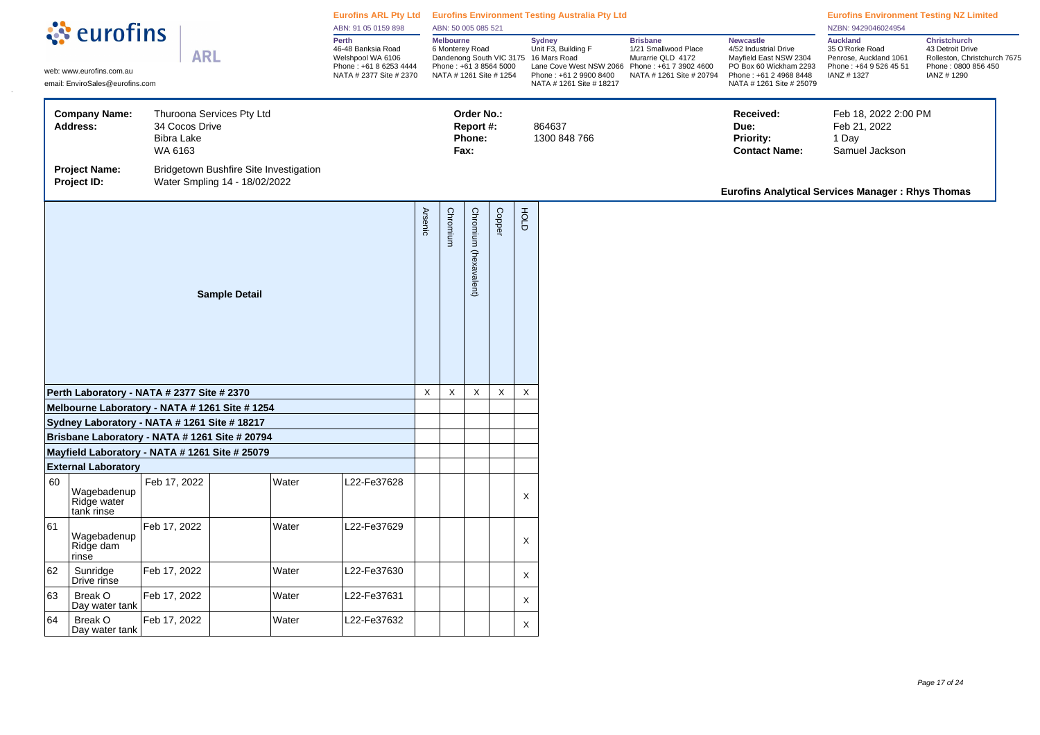**eurofins** | **ARL**

web: www.eurofins.com.au
email: EnviroSales@eurofins.com

**Eurofins ARL Pty Ltd**
ABN: 91 05 0159 898

**Perth**
46-48 Banksia Road
Welshpool WA 6106
Phone : +61 8 6253 4444
NATA # 2377 Site # 2370

**Eurofins Environment Testing Australia Pty Ltd**
ABN: 50 005 085 521

**Melbourne**
6 Monterey Road
Dandenong South VIC 3175
Phone : +61 3 8564 5000
NATA # 1261 Site # 1254

**Sydney**
Unit F3, Building F
16 Mars Road
Lane Cove West NSW 2066
Phone : +61 2 9900 8400
NATA # 1261 Site # 18217

**Brisbane**
1/21 Smallwood Place
Murarrie QLD 4172
Phone : +61 7 3902 4600
NATA # 1261 Site # 20794

**Newcastle**
4/52 Industrial Drive
Mayfield East NSW 2304
PO Box 60 Wickham 2293
Phone : +61 2 4968 8448
NATA # 1261 Site # 25079

**Eurofins Environment Testing NZ Limited**
NZBN: 9429046024954

**Auckland**
35 O'Rorke Road
Penrose, Auckland 1061
Phone : +64 9 526 45 51
IANZ # 1327

**Christchurch**
43 Detroit Drive
Rolleston, Christchurch 7675
Phone : 0800 856 450
IANZ # 1290

| | | | | | |
|---|---|---|---|---|---|
| **Company Name:** | Thuroona Services Pty Ltd | **Order No.:** | | **Received:** | Feb 18, 2022 2:00 PM |
| **Address:** | 34 Cocos Drive, Bibra Lake, WA 6163 | **Report #:** | 864637 | **Due:** | Feb 21, 2022 |
| | | **Phone:** | 1300 848 766 | **Priority:** | 1 Day |
| | | **Fax:** | | **Contact Name:** | Samuel Jackson |
| **Project Name:** | Bridgetown Bushfire Site Investigation | | | | |
| **Project ID:** | Water Smpling 14 - 18/02/2022 | | | | |

**Eurofins Analytical Services Manager : Rhys Thomas**

| Sample Detail | | | | | | Arsenic | Chromium | Chromium (hexavalent) | Copper | HOLD |
|---|---|---|---|---|---|---|---|---|---|---|
| **Perth Laboratory - NATA # 2377 Site # 2370** | | | | | | X | X | X | X | X |
| **Melbourne Laboratory - NATA # 1261 Site # 1254** | | | | | | | | | | |
| **Sydney Laboratory - NATA # 1261 Site # 18217** | | | | | | | | | | |
| **Brisbane Laboratory - NATA # 1261 Site # 20794** | | | | | | | | | | |
| **Mayfield Laboratory - NATA # 1261 Site # 25079** | | | | | | | | | | |
| **External Laboratory** | | | | | | | | | | |
| 60 | Wagebadenup Ridge water tank rinse | Feb 17, 2022 | | Water | L22-Fe37628 | | | | | X |
| 61 | Wagebadenup Ridge dam rinse | Feb 17, 2022 | | Water | L22-Fe37629 | | | | | X |
| 62 | Sunridge Drive rinse | Feb 17, 2022 | | Water | L22-Fe37630 | | | | | X |
| 63 | Break O Day water tank | Feb 17, 2022 | | Water | L22-Fe37631 | | | | | X |
| 64 | Break O Day water tank | Feb 17, 2022 | | Water | L22-Fe37632 | | | | | X |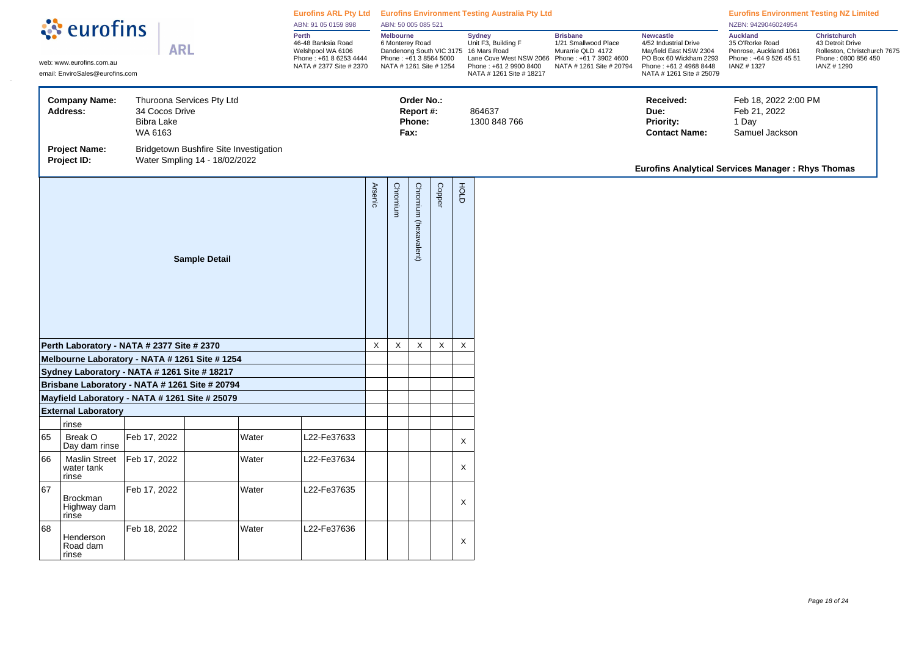**eurofins** | **ARL**

web: www.eurofins.com.au
email: EnviroSales@eurofins.com

**Eurofins ARL Pty Ltd** ABN: 91 05 0159 898
**Perth** 46-48 Banksia Road Welshpool WA 6106 Phone : +61 8 6253 4444 NATA # 2377 Site # 2370

**Eurofins Environment Testing Australia Pty Ltd** ABN: 50 005 085 521
**Melbourne** 6 Monterey Road Dandenong South VIC 3175 Phone : +61 3 8564 5000 NATA # 1261 Site # 1254
**Sydney** Unit F3, Building F 16 Mars Road Lane Cove West NSW 2066 Phone : +61 2 9900 8400 NATA # 1261 Site # 18217
**Brisbane** 1/21 Smallwood Place Murarrie QLD 4172 Phone : +61 7 3902 4600 NATA # 1261 Site # 20794
**Newcastle** 4/52 Industrial Drive Mayfield East NSW 2304 PO Box 60 Wickham 2293 Phone : +61 2 4968 8448 NATA # 1261 Site # 25079

**Eurofins Environment Testing NZ Limited** NZBN: 9429046024954
**Auckland** 35 O'Rorke Road Penrose, Auckland 1061 Phone : +64 9 526 45 51 IANZ # 1327
**Christchurch** 43 Detroit Drive Rolleston, Christchurch 7675 Phone : 0800 856 450 IANZ # 1290

| | | | | | |
|---|---|---|---|---|---|
| **Company Name:** | Thuroona Services Pty Ltd | **Order No.:** | | **Received:** | Feb 18, 2022 2:00 PM |
| **Address:** | 34 Cocos Drive Bibra Lake WA 6163 | **Report #:** | 864637 | **Due:** | Feb 21, 2022 |
| | | **Phone:** | 1300 848 766 | **Priority:** | 1 Day |
| | | **Fax:** | | **Contact Name:** | Samuel Jackson |
| **Project Name:** | Bridgetown Bushfire Site Investigation | | | | |
| **Project ID:** | Water Smpling 14 - 18/02/2022 | | | | |

**Eurofins Analytical Services Manager : Rhys Thomas**

| Sample Detail | | | | | | Arsenic | Chromium | Chromium (hexavalent) | Copper | HOLD |
|---|---|---|---|---|---|---|---|---|---|---|
| **Perth Laboratory - NATA # 2377 Site # 2370** | | | | | | X | X | X | X | X |
| **Melbourne Laboratory - NATA # 1261 Site # 1254** | | | | | | | | | | |
| **Sydney Laboratory - NATA # 1261 Site # 18217** | | | | | | | | | | |
| **Brisbane Laboratory - NATA # 1261 Site # 20794** | | | | | | | | | | |
| **Mayfield Laboratory - NATA # 1261 Site # 25079** | | | | | | | | | | |
| **External Laboratory** | | | | | | | | | | |
| | rinse | | | | | | | | | |
| 65 | Break O Day dam rinse | Feb 17, 2022 | | Water | L22-Fe37633 | | | | | X |
| 66 | Maslin Street water tank rinse | Feb 17, 2022 | | Water | L22-Fe37634 | | | | | X |
| 67 | Brockman Highway dam rinse | Feb 17, 2022 | | Water | L22-Fe37635 | | | | | X |
| 68 | Henderson Road dam rinse | Feb 18, 2022 | | Water | L22-Fe37636 | | | | | X |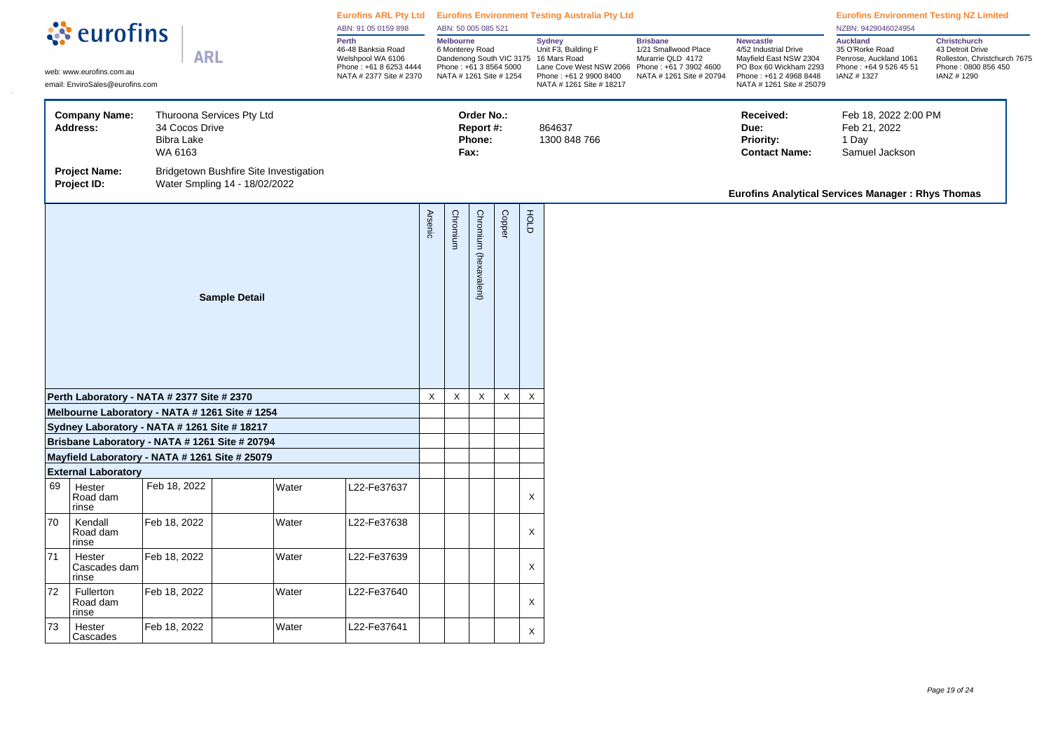**Eurofins ARL Pty Ltd** ABN: 91 05 0159 898 | **Eurofins Environment Testing Australia Pty Ltd** ABN: 50 005 085 521 | **Eurofins Environment Testing NZ Limited** NZBN: 9429046024954

web: www.eurofins.com.au
email: EnviroSales@eurofins.com

**Perth** 46-48 Banksia Road Welshpool WA 6106 Phone : +61 8 6253 4444 NATA # 2377 Site # 2370

**Melbourne** 6 Monterey Road Dandenong South VIC 3175 Phone : +61 3 8564 5000 NATA # 1261 Site # 1254

**Sydney** Unit F3, Building F 16 Mars Road Lane Cove West NSW 2066 Phone : +61 2 9900 8400 NATA # 1261 Site # 18217

**Brisbane** 1/21 Smallwood Place Murarrie QLD 4172 Phone : +61 7 3902 4600 NATA # 1261 Site # 20794

**Newcastle** 4/52 Industrial Drive Mayfield East NSW 2304 PO Box 60 Wickham 2293 Phone : +61 2 4968 8448 NATA # 1261 Site # 25079

**Auckland** 35 O'Rorke Road Penrose, Auckland 1061 Phone : +64 9 526 45 51 IANZ # 1327

**Christchurch** 43 Detroit Drive Rolleston, Christchurch 7675 Phone : 0800 856 450 IANZ # 1290

| | |
|---|---|
| **Company Name:** | Thuroona Services Pty Ltd |
| **Address:** | 34 Cocos Drive<br>Bibra Lake<br>WA 6163 |
| **Project Name:** | Bridgetown Bushfire Site Investigation |
| **Project ID:** | Water Smpling 14 - 18/02/2022 |
| **Order No.:** | |
| **Report #:** | 864637 |
| **Phone:** | 1300 848 766 |
| **Fax:** | |
| **Received:** | Feb 18, 2022 2:00 PM |
| **Due:** | Feb 21, 2022 |
| **Priority:** | 1 Day |
| **Contact Name:** | Samuel Jackson |

**Eurofins Analytical Services Manager : Rhys Thomas**

| Sample Detail | | | | | | Arsenic | Chromium | Chromium (hexavalent) | Copper | HOLD |
|---|---|---|---|---|---|---|---|---|---|---|
| **Perth Laboratory - NATA # 2377 Site # 2370** | | | | | | X | X | X | X | X |
| **Melbourne Laboratory - NATA # 1261 Site # 1254** | | | | | | | | | | |
| **Sydney Laboratory - NATA # 1261 Site # 18217** | | | | | | | | | | |
| **Brisbane Laboratory - NATA # 1261 Site # 20794** | | | | | | | | | | |
| **Mayfield Laboratory - NATA # 1261 Site # 25079** | | | | | | | | | | |
| **External Laboratory** | | | | | | | | | | |
| 69 | Hester Road dam rinse | Feb 18, 2022 | | Water | L22-Fe37637 | | | | | X |
| 70 | Kendall Road dam rinse | Feb 18, 2022 | | Water | L22-Fe37638 | | | | | X |
| 71 | Hester Cascades dam rinse | Feb 18, 2022 | | Water | L22-Fe37639 | | | | | X |
| 72 | Fullerton Road dam rinse | Feb 18, 2022 | | Water | L22-Fe37640 | | | | | X |
| 73 | Hester Cascades | Feb 18, 2022 | | Water | L22-Fe37641 | | | | | X |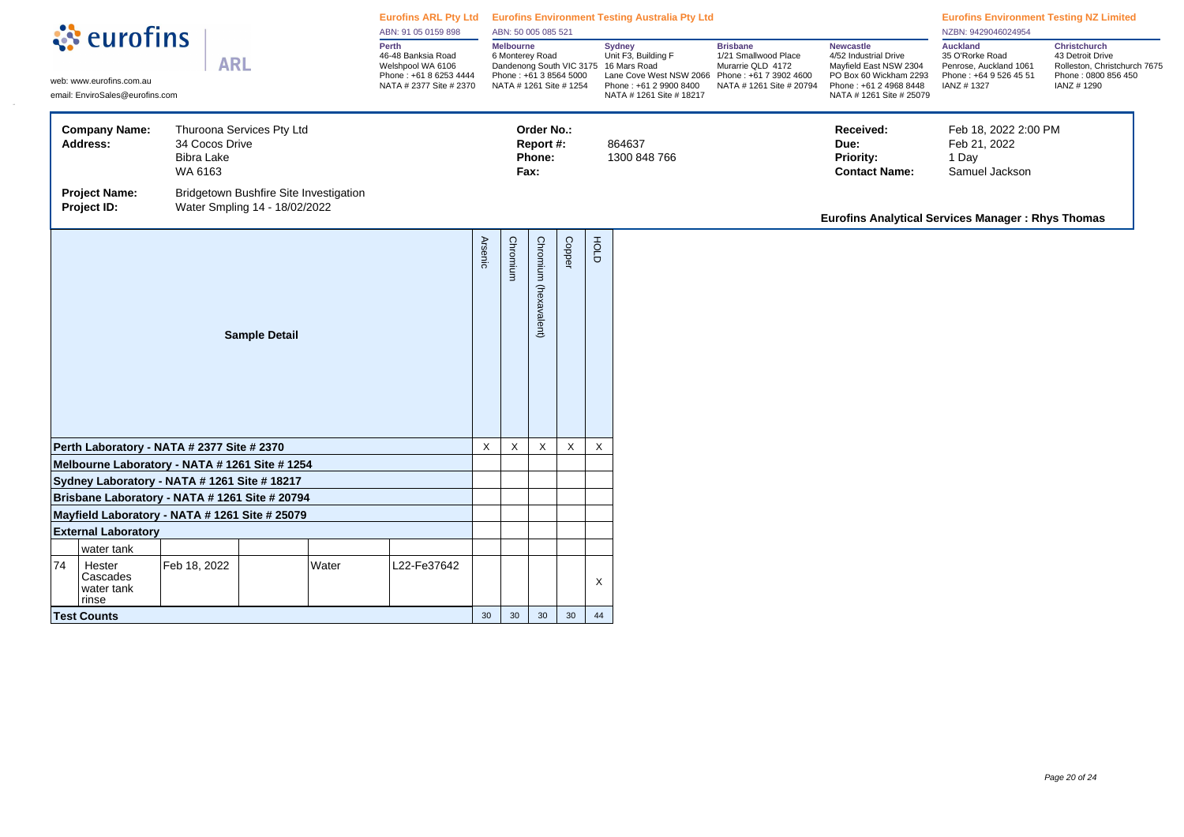**eurofins** | ARL

web: www.eurofins.com.au
email: EnviroSales@eurofins.com

**Eurofins ARL Pty Ltd**
ABN: 91 05 0159 898

**Perth**
46-48 Banksia Road
Welshpool WA 6106
Phone : +61 8 6253 4444
NATA # 2377 Site # 2370

**Eurofins Environment Testing Australia Pty Ltd**
ABN: 50 005 085 521

**Melbourne**
6 Monterey Road
Dandenong South VIC 3175
Phone : +61 3 8564 5000
NATA # 1261 Site # 1254

**Sydney**
Unit F3, Building F
16 Mars Road
Lane Cove West NSW 2066
Phone : +61 2 9900 8400
NATA # 1261 Site # 18217

**Brisbane**
1/21 Smallwood Place
Murarrie QLD 4172
Phone : +61 7 3902 4600
NATA # 1261 Site # 20794

**Newcastle**
4/52 Industrial Drive
Mayfield East NSW 2304
PO Box 60 Wickham 2293
Phone : +61 2 4968 8448
NATA # 1261 Site # 25079

**Eurofins Environment Testing NZ Limited**
NZBN: 9429046024954

**Auckland**
35 O'Rorke Road
Penrose, Auckland 1061
Phone : +64 9 526 45 51
IANZ # 1327

**Christchurch**
43 Detroit Drive
Rolleston, Christchurch 7675
Phone : 0800 856 450
IANZ # 1290

| | | | | | |
|---|---|---|---|---|---|
| **Company Name:** | Thuroona Services Pty Ltd | **Order No.:** | | **Received:** | Feb 18, 2022 2:00 PM |
| **Address:** | 34 Cocos Drive, Bibra Lake, WA 6163 | **Report #:** | 864637 | **Due:** | Feb 21, 2022 |
| | | **Phone:** | 1300 848 766 | **Priority:** | 1 Day |
| | | **Fax:** | | **Contact Name:** | Samuel Jackson |
| **Project Name:** | Bridgetown Bushfire Site Investigation | | | | |
| **Project ID:** | Water Smpling 14 - 18/02/2022 | | | | |

**Eurofins Analytical Services Manager : Rhys Thomas**

| Sample Detail | | | | | Arsenic | Chromium | Chromium (hexavalent) | Copper | HOLD |
|---|---|---|---|---|---|---|---|---|---|
| **Perth Laboratory - NATA # 2377 Site # 2370** | | | | | X | X | X | X | X |
| **Melbourne Laboratory - NATA # 1261 Site # 1254** | | | | | | | | | |
| **Sydney Laboratory - NATA # 1261 Site # 18217** | | | | | | | | | |
| **Brisbane Laboratory - NATA # 1261 Site # 20794** | | | | | | | | | |
| **Mayfield Laboratory - NATA # 1261 Site # 25079** | | | | | | | | | |
| **External Laboratory** | | | | | | | | | |
| | water tank | | | | | | | | |
| 74 | Hester Cascades water tank rinse | Feb 18, 2022 | Water | L22-Fe37642 | | | | | X |
| **Test Counts** | | | | | 30 | 30 | 30 | 30 | 44 |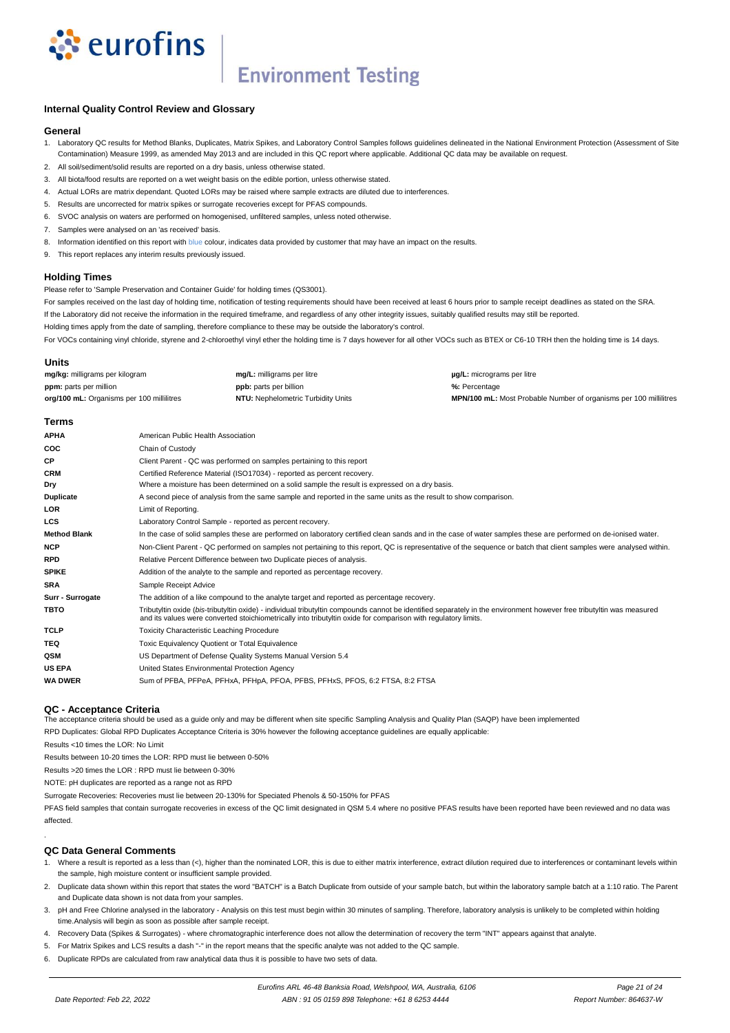## Internal Quality Control Review and Glossary

### General

1. Laboratory QC results for Method Blanks, Duplicates, Matrix Spikes, and Laboratory Control Samples follows guidelines delineated in the National Environment Protection (Assessment of Site Contamination) Measure 1999, as amended May 2013 and are included in this QC report where applicable. Additional QC data may be available on request.
2. All soil/sediment/solid results are reported on a dry basis, unless otherwise stated.
3. All biota/food results are reported on a wet weight basis on the edible portion, unless otherwise stated.
4. Actual LORs are matrix dependant. Quoted LORs may be raised where sample extracts are diluted due to interferences.
5. Results are uncorrected for matrix spikes or surrogate recoveries except for PFAS compounds.
6. SVOC analysis on waters are performed on homogenised, unfiltered samples, unless noted otherwise.
7. Samples were analysed on an 'as received' basis.
8. Information identified on this report with blue colour, indicates data provided by customer that may have an impact on the results.
9. This report replaces any interim results previously issued.

### Holding Times

Please refer to 'Sample Preservation and Container Guide' for holding times (QS3001).

For samples received on the last day of holding time, notification of testing requirements should have been received at least 6 hours prior to sample receipt deadlines as stated on the SRA.

If the Laboratory did not receive the information in the required timeframe, and regardless of any other integrity issues, suitably qualified results may still be reported.

Holding times apply from the date of sampling, therefore compliance to these may be outside the laboratory's control.

For VOCs containing vinyl chloride, styrene and 2-chloroethyl vinyl ether the holding time is 7 days however for all other VOCs such as BTEX or C6-10 TRH then the holding time is 14 days.

### Units

| | | |
|---|---|---|
| **mg/kg:** milligrams per kilogram | **mg/L:** milligrams per litre | **µg/L:** micrograms per litre |
| **ppm:** parts per million | **ppb:** parts per billion | **%:** Percentage |
| **org/100 mL:** Organisms per 100 millilitres | **NTU:** Nephelometric Turbidity Units | **MPN/100 mL:** Most Probable Number of organisms per 100 millilitres |

### Terms

| | |
|---|---|
| **APHA** | American Public Health Association |
| **COC** | Chain of Custody |
| **CP** | Client Parent - QC was performed on samples pertaining to this report |
| **CRM** | Certified Reference Material (ISO17034) - reported as percent recovery. |
| **Dry** | Where a moisture has been determined on a solid sample the result is expressed on a dry basis. |
| **Duplicate** | A second piece of analysis from the same sample and reported in the same units as the result to show comparison. |
| **LOR** | Limit of Reporting. |
| **LCS** | Laboratory Control Sample - reported as percent recovery. |
| **Method Blank** | In the case of solid samples these are performed on laboratory certified clean sands and in the case of water samples these are performed on de-ionised water. |
| **NCP** | Non-Client Parent - QC performed on samples not pertaining to this report, QC is representative of the sequence or batch that client samples were analysed within. |
| **RPD** | Relative Percent Difference between two Duplicate pieces of analysis. |
| **SPIKE** | Addition of the analyte to the sample and reported as percentage recovery. |
| **SRA** | Sample Receipt Advice |
| **Surr - Surrogate** | The addition of a like compound to the analyte target and reported as percentage recovery. |
| **TBTO** | Tributyltin oxide (*bis*-tributyltin oxide) - individual tributyltin compounds cannot be identified separately in the environment however free tributyltin was measured and its values were converted stoichiometrically into tributyltin oxide for comparison with regulatory limits. |
| **TCLP** | Toxicity Characteristic Leaching Procedure |
| **TEQ** | Toxic Equivalency Quotient or Total Equivalence |
| **QSM** | US Department of Defense Quality Systems Manual Version 5.4 |
| **US EPA** | United States Environmental Protection Agency |
| **WA DWER** | Sum of PFBA, PFPeA, PFHxA, PFHpA, PFOA, PFBS, PFHxS, PFOS, 6:2 FTSA, 8:2 FTSA |

### QC - Acceptance Criteria

The acceptance criteria should be used as a guide only and may be different when site specific Sampling Analysis and Quality Plan (SAQP) have been implemented

RPD Duplicates: Global RPD Duplicates Acceptance Criteria is 30% however the following acceptance guidelines are equally applicable:

Results <10 times the LOR: No Limit

Results between 10-20 times the LOR: RPD must lie between 0-50%

Results >20 times the LOR : RPD must lie between 0-30%

NOTE: pH duplicates are reported as a range not as RPD

Surrogate Recoveries: Recoveries must lie between 20-130% for Speciated Phenols & 50-150% for PFAS

PFAS field samples that contain surrogate recoveries in excess of the QC limit designated in QSM 5.4 where no positive PFAS results have been reported have been reviewed and no data was affected.

### QC Data General Comments

1. Where a result is reported as a less than (<), higher than the nominated LOR, this is due to either matrix interference, extract dilution required due to interferences or contaminant levels within the sample, high moisture content or insufficient sample provided.
2. Duplicate data shown within this report that states the word "BATCH" is a Batch Duplicate from outside of your sample batch, but within the laboratory sample batch at a 1:10 ratio. The Parent and Duplicate data shown is not data from your samples.
3. pH and Free Chlorine analysed in the laboratory - Analysis on this test must begin within 30 minutes of sampling. Therefore, laboratory analysis is unlikely to be completed within holding time.Analysis will begin as soon as possible after sample receipt.
4. Recovery Data (Spikes & Surrogates) - where chromatographic interference does not allow the determination of recovery the term "INT" appears against that analyte.
5. For Matrix Spikes and LCS results a dash "-" in the report means that the specific analyte was not added to the QC sample.
6. Duplicate RPDs are calculated from raw analytical data thus it is possible to have two sets of data.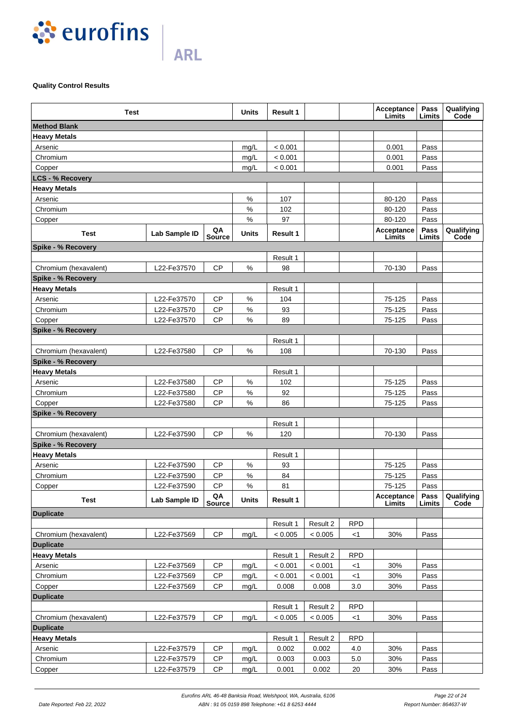**Quality Control Results**

| Test | Lab Sample ID | QA Source | Units | Result 1 | | | Acceptance Limits | Pass Limits | Qualifying Code |
|---|---|---|---|---|---|---|---|---|---|
| **Method Blank** | | | | | | | | | |
| **Heavy Metals** | | | | | | | | | |
| Arsenic | | | mg/L | < 0.001 | | | 0.001 | Pass | |
| Chromium | | | mg/L | < 0.001 | | | 0.001 | Pass | |
| Copper | | | mg/L | < 0.001 | | | 0.001 | Pass | |
| **LCS - % Recovery** | | | | | | | | | |
| **Heavy Metals** | | | | | | | | | |
| Arsenic | | | % | 107 | | | 80-120 | Pass | |
| Chromium | | | % | 102 | | | 80-120 | Pass | |
| Copper | | | % | 97 | | | 80-120 | Pass | |
| **Test** | **Lab Sample ID** | **QA Source** | **Units** | **Result 1** | | | **Acceptance Limits** | **Pass Limits** | **Qualifying Code** |
| **Spike - % Recovery** | | | | | | | | | |
| | | | | Result 1 | | | | | |
| Chromium (hexavalent) | L22-Fe37570 | CP | % | 98 | | | 70-130 | Pass | |
| **Spike - % Recovery** | | | | | | | | | |
| **Heavy Metals** | | | | Result 1 | | | | | |
| Arsenic | L22-Fe37570 | CP | % | 104 | | | 75-125 | Pass | |
| Chromium | L22-Fe37570 | CP | % | 93 | | | 75-125 | Pass | |
| Copper | L22-Fe37570 | CP | % | 89 | | | 75-125 | Pass | |
| **Spike - % Recovery** | | | | | | | | | |
| | | | | Result 1 | | | | | |
| Chromium (hexavalent) | L22-Fe37580 | CP | % | 108 | | | 70-130 | Pass | |
| **Spike - % Recovery** | | | | | | | | | |
| **Heavy Metals** | | | | Result 1 | | | | | |
| Arsenic | L22-Fe37580 | CP | % | 102 | | | 75-125 | Pass | |
| Chromium | L22-Fe37580 | CP | % | 92 | | | 75-125 | Pass | |
| Copper | L22-Fe37580 | CP | % | 86 | | | 75-125 | Pass | |
| **Spike - % Recovery** | | | | | | | | | |
| | | | | Result 1 | | | | | |
| Chromium (hexavalent) | L22-Fe37590 | CP | % | 120 | | | 70-130 | Pass | |
| **Spike - % Recovery** | | | | | | | | | |
| **Heavy Metals** | | | | Result 1 | | | | | |
| Arsenic | L22-Fe37590 | CP | % | 93 | | | 75-125 | Pass | |
| Chromium | L22-Fe37590 | CP | % | 84 | | | 75-125 | Pass | |
| Copper | L22-Fe37590 | CP | % | 81 | | | 75-125 | Pass | |
| **Test** | **Lab Sample ID** | **QA Source** | **Units** | **Result 1** | | | **Acceptance Limits** | **Pass Limits** | **Qualifying Code** |
| **Duplicate** | | | | | | | | | |
| | | | | Result 1 | Result 2 | RPD | | | |
| Chromium (hexavalent) | L22-Fe37569 | CP | mg/L | < 0.005 | < 0.005 | <1 | 30% | Pass | |
| **Duplicate** | | | | | | | | | |
| **Heavy Metals** | | | | Result 1 | Result 2 | RPD | | | |
| Arsenic | L22-Fe37569 | CP | mg/L | < 0.001 | < 0.001 | <1 | 30% | Pass | |
| Chromium | L22-Fe37569 | CP | mg/L | < 0.001 | < 0.001 | <1 | 30% | Pass | |
| Copper | L22-Fe37569 | CP | mg/L | 0.008 | 0.008 | 3.0 | 30% | Pass | |
| **Duplicate** | | | | | | | | | |
| | | | | Result 1 | Result 2 | RPD | | | |
| Chromium (hexavalent) | L22-Fe37579 | CP | mg/L | < 0.005 | < 0.005 | <1 | 30% | Pass | |
| **Duplicate** | | | | | | | | | |
| **Heavy Metals** | | | | Result 1 | Result 2 | RPD | | | |
| Arsenic | L22-Fe37579 | CP | mg/L | 0.002 | 0.002 | 4.0 | 30% | Pass | |
| Chromium | L22-Fe37579 | CP | mg/L | 0.003 | 0.003 | 5.0 | 30% | Pass | |
| Copper | L22-Fe37579 | CP | mg/L | 0.001 | 0.002 | 20 | 30% | Pass | |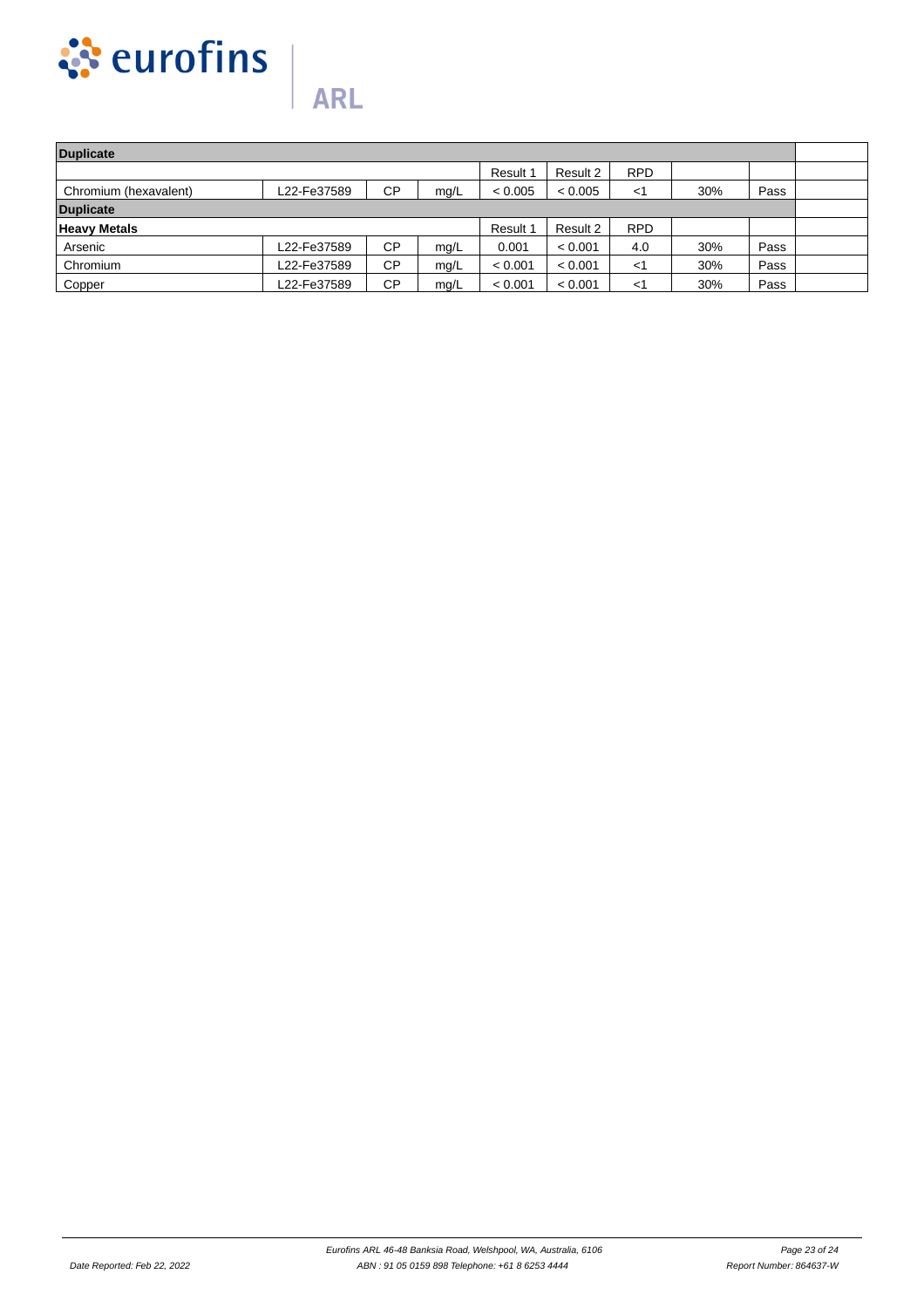| Duplicate | | | | | | | | | |
|---|---|---|---|---|---|---|---|---|---|
| | | | | Result 1 | Result 2 | RPD | | | |
| Chromium (hexavalent) | L22-Fe37589 | CP | mg/L | < 0.005 | < 0.005 | <1 | 30% | Pass | |
| **Duplicate** | | | | | | | | | |
| **Heavy Metals** | | | | Result 1 | Result 2 | RPD | | | |
| Arsenic | L22-Fe37589 | CP | mg/L | 0.001 | < 0.001 | 4.0 | 30% | Pass | |
| Chromium | L22-Fe37589 | CP | mg/L | < 0.001 | < 0.001 | <1 | 30% | Pass | |
| Copper | L22-Fe37589 | CP | mg/L | < 0.001 | < 0.001 | <1 | 30% | Pass | |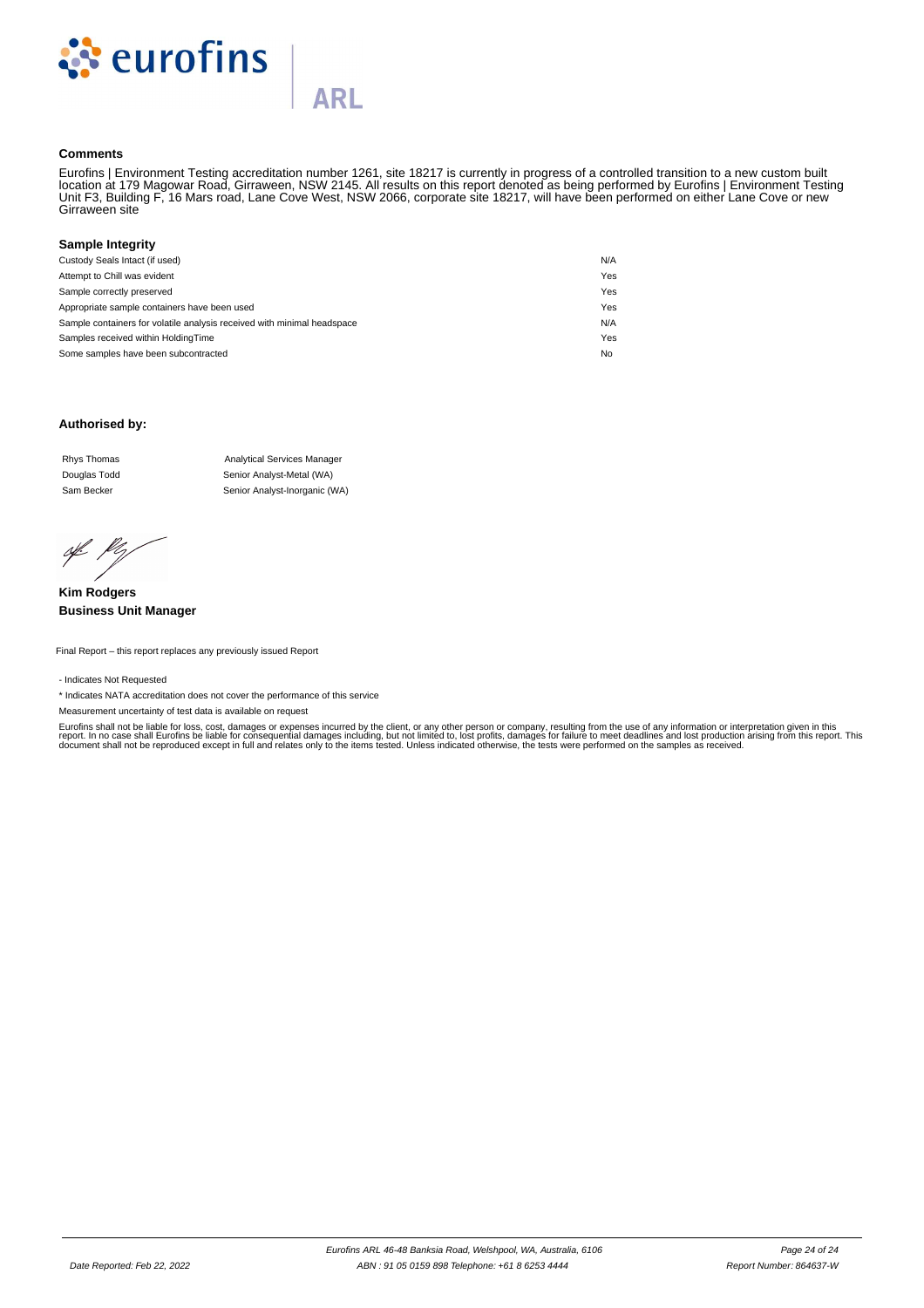### Comments

Eurofins | Environment Testing accreditation number 1261, site 18217 is currently in progress of a controlled transition to a new custom built location at 179 Magowar Road, Girraween, NSW 2145. All results on this report denoted as being performed by Eurofins | Environment Testing Unit F3, Building F, 16 Mars road, Lane Cove West, NSW 2066, corporate site 18217, will have been performed on either Lane Cove or new Girraween site

### Sample Integrity

| | |
|---|---|
| Custody Seals Intact (if used) | N/A |
| Attempt to Chill was evident | Yes |
| Sample correctly preserved | Yes |
| Appropriate sample containers have been used | Yes |
| Sample containers for volatile analysis received with minimal headspace | N/A |
| Samples received within HoldingTime | Yes |
| Some samples have been subcontracted | No |

### Authorised by:

| | |
|---|---|
| Rhys Thomas | Analytical Services Manager |
| Douglas Todd | Senior Analyst-Metal (WA) |
| Sam Becker | Senior Analyst-Inorganic (WA) |

**Kim Rodgers**
**Business Unit Manager**

Final Report – this report replaces any previously issued Report

- Indicates Not Requested

* Indicates NATA accreditation does not cover the performance of this service

Measurement uncertainty of test data is available on request

Eurofins shall not be liable for loss, cost, damages or expenses incurred by the client, or any other person or company, resulting from the use of any information or interpretation given in this report. In no case shall Eurofins be liable for consequential damages including, but not limited to, lost profits, damages for failure to meet deadlines and lost production arising from this report. This document shall not be reproduced except in full and relates only to the items tested. Unless indicated otherwise, the tests were performed on the samples as received.